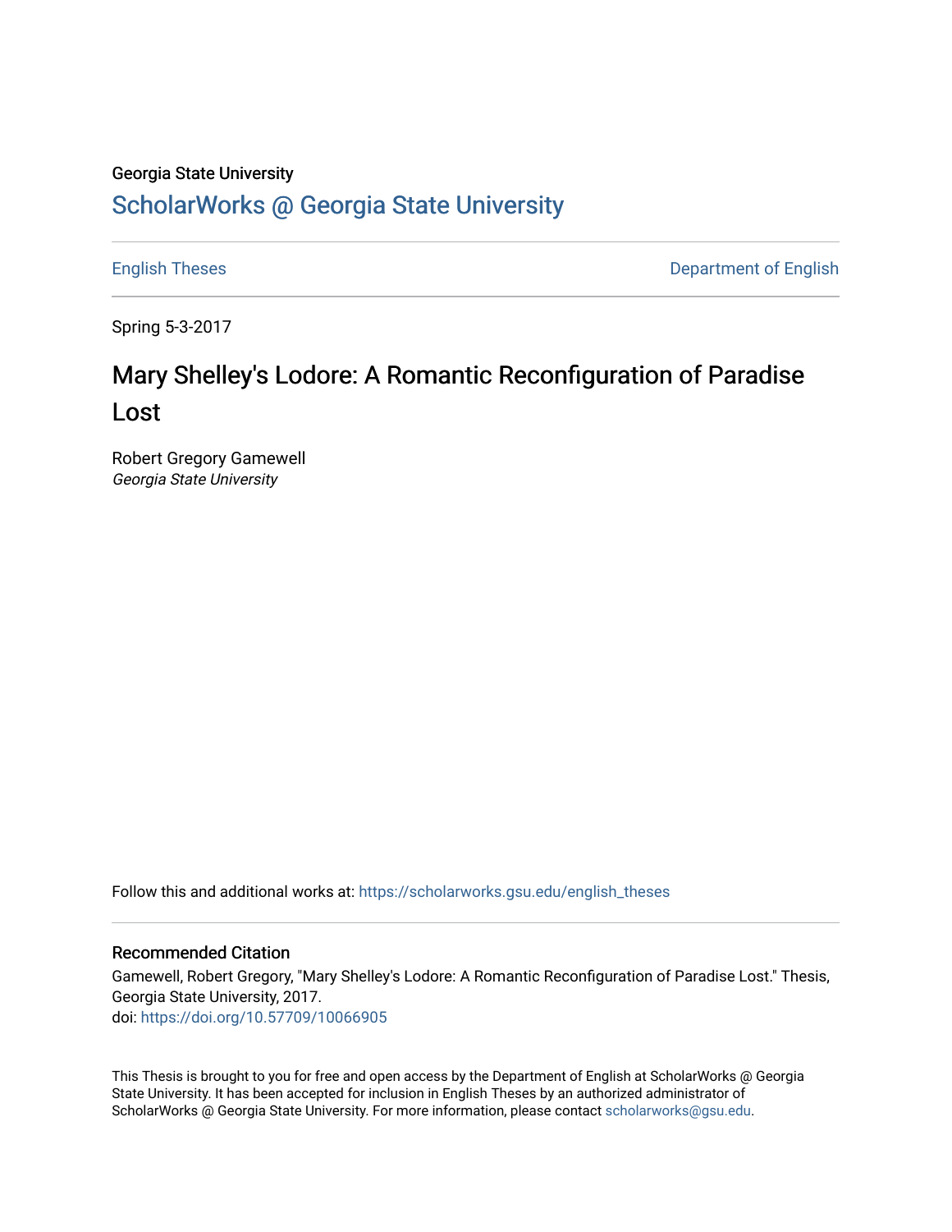Georgia State University

# ScholarWorks @ Georgia State University

English Theses | Department of English

Spring 5-3-2017

## Mary Shelley's Lodore: A Romantic Reconfiguration of Paradise Lost

Robert Gregory Gamewell
*Georgia State University*

Follow this and additional works at: https://scholarworks.gsu.edu/english_theses

### Recommended Citation

Gamewell, Robert Gregory, "Mary Shelley's Lodore: A Romantic Reconfiguration of Paradise Lost." Thesis, Georgia State University, 2017.
doi: https://doi.org/10.57709/10066905

This Thesis is brought to you for free and open access by the Department of English at ScholarWorks @ Georgia State University. It has been accepted for inclusion in English Theses by an authorized administrator of ScholarWorks @ Georgia State University. For more information, please contact scholarworks@gsu.edu.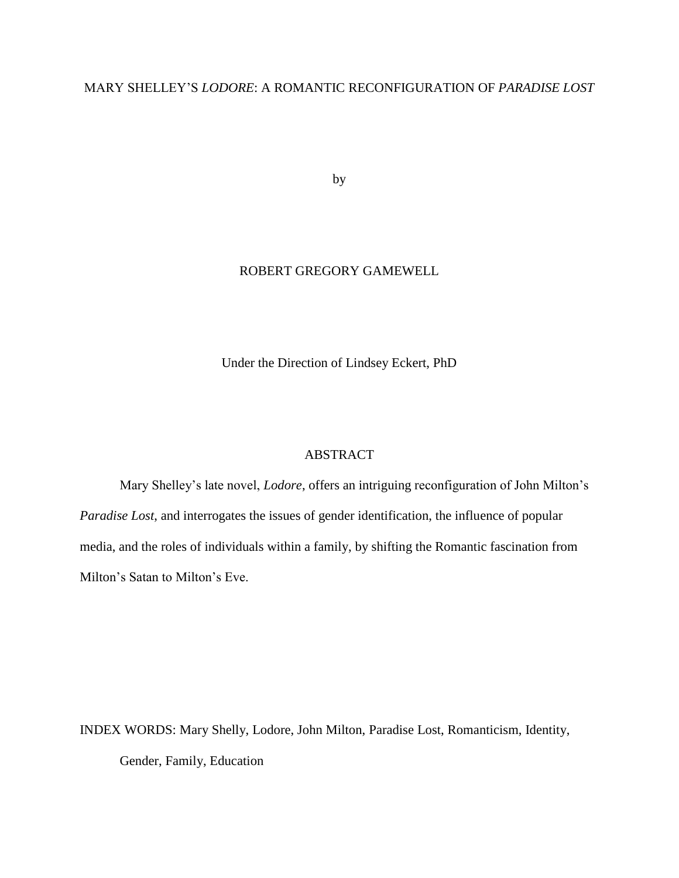MARY SHELLEY'S *LODORE*: A ROMANTIC RECONFIGURATION OF *PARADISE LOST*

by

ROBERT GREGORY GAMEWELL

Under the Direction of Lindsey Eckert, PhD

## ABSTRACT

Mary Shelley's late novel, *Lodore*, offers an intriguing reconfiguration of John Milton's *Paradise Lost,* and interrogates the issues of gender identification, the influence of popular media, and the roles of individuals within a family, by shifting the Romantic fascination from Milton's Satan to Milton's Eve.

INDEX WORDS: Mary Shelly, Lodore, John Milton, Paradise Lost, Romanticism, Identity, Gender, Family, Education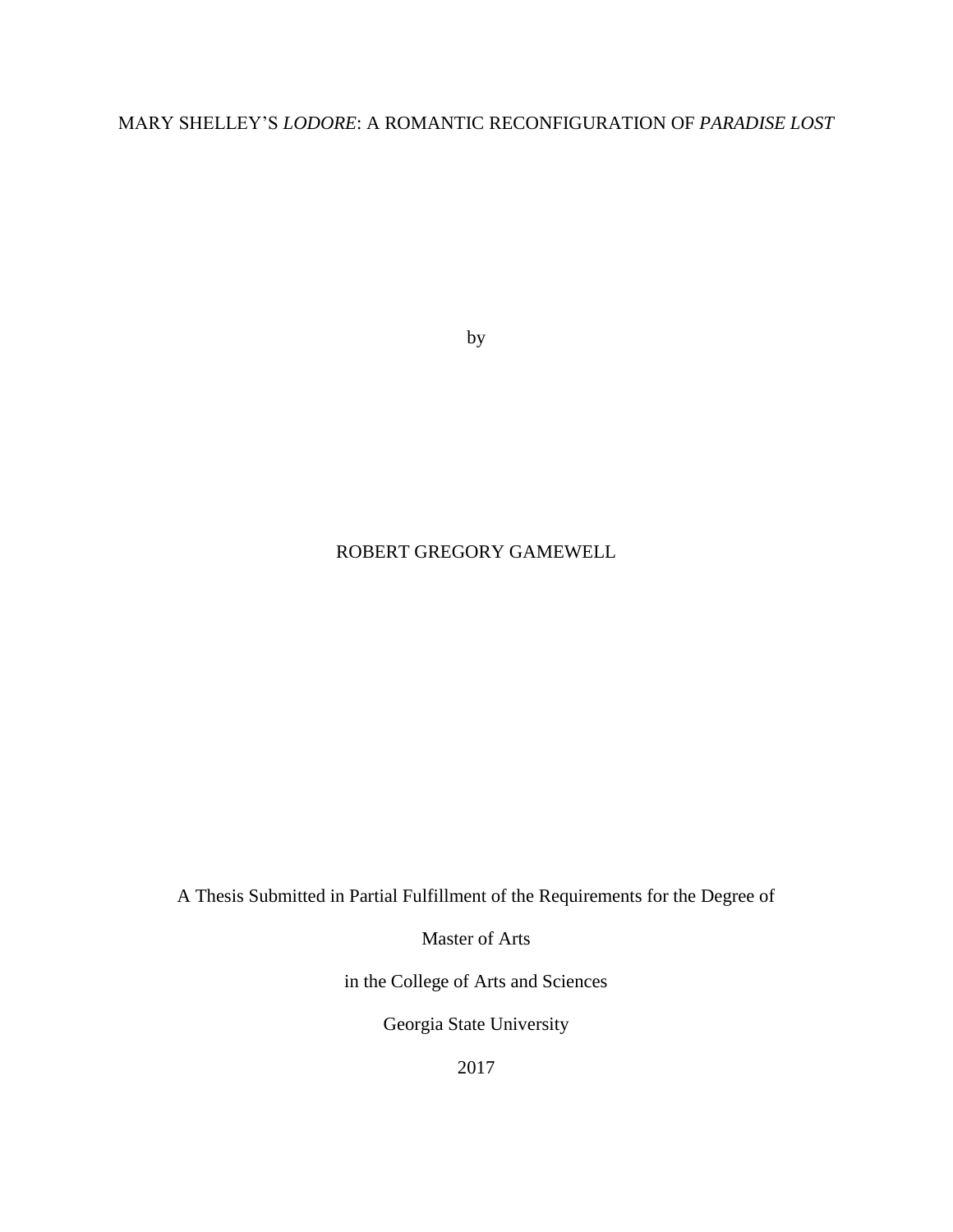MARY SHELLEY'S *LODORE*: A ROMANTIC RECONFIGURATION OF *PARADISE LOST*

by

ROBERT GREGORY GAMEWELL

A Thesis Submitted in Partial Fulfillment of the Requirements for the Degree of

Master of Arts

in the College of Arts and Sciences

Georgia State University

2017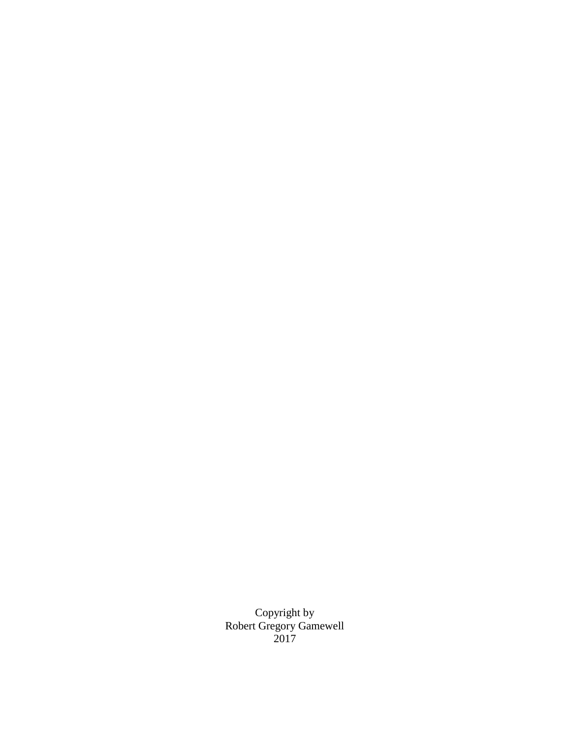Copyright by
Robert Gregory Gamewell
2017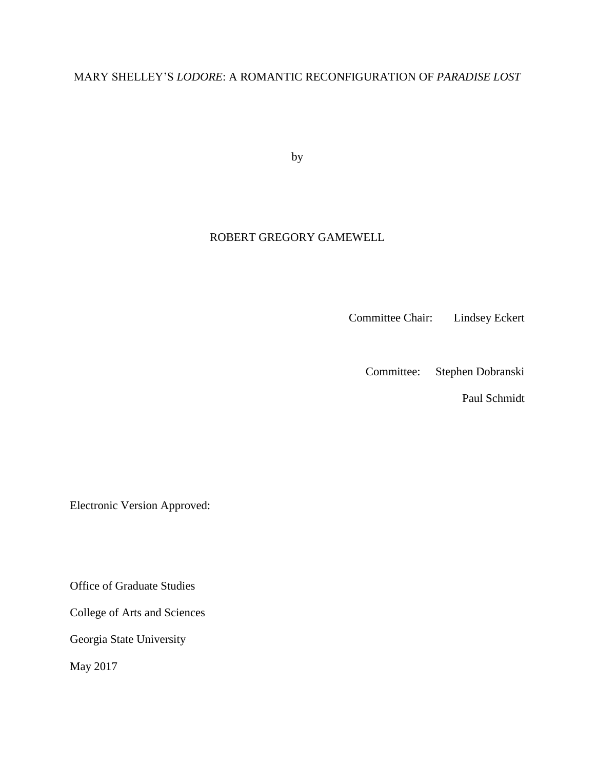MARY SHELLEY'S *LODORE*: A ROMANTIC RECONFIGURATION OF *PARADISE LOST*

by

ROBERT GREGORY GAMEWELL

Committee Chair: Lindsey Eckert

Committee: Stephen Dobranski

Paul Schmidt

Electronic Version Approved:

Office of Graduate Studies

College of Arts and Sciences

Georgia State University

May 2017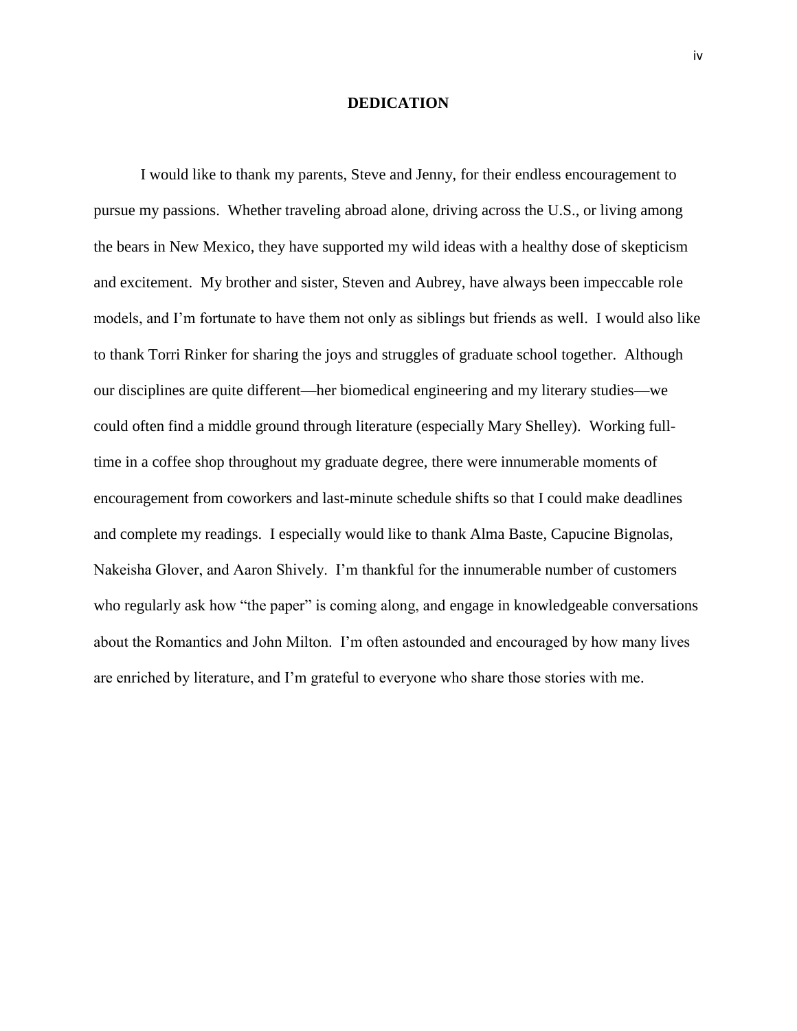# DEDICATION

I would like to thank my parents, Steve and Jenny, for their endless encouragement to pursue my passions. Whether traveling abroad alone, driving across the U.S., or living among the bears in New Mexico, they have supported my wild ideas with a healthy dose of skepticism and excitement. My brother and sister, Steven and Aubrey, have always been impeccable role models, and I'm fortunate to have them not only as siblings but friends as well. I would also like to thank Torri Rinker for sharing the joys and struggles of graduate school together. Although our disciplines are quite different—her biomedical engineering and my literary studies—we could often find a middle ground through literature (especially Mary Shelley). Working full-time in a coffee shop throughout my graduate degree, there were innumerable moments of encouragement from coworkers and last-minute schedule shifts so that I could make deadlines and complete my readings. I especially would like to thank Alma Baste, Capucine Bignolas, Nakeisha Glover, and Aaron Shively. I'm thankful for the innumerable number of customers who regularly ask how "the paper" is coming along, and engage in knowledgeable conversations about the Romantics and John Milton. I'm often astounded and encouraged by how many lives are enriched by literature, and I'm grateful to everyone who share those stories with me.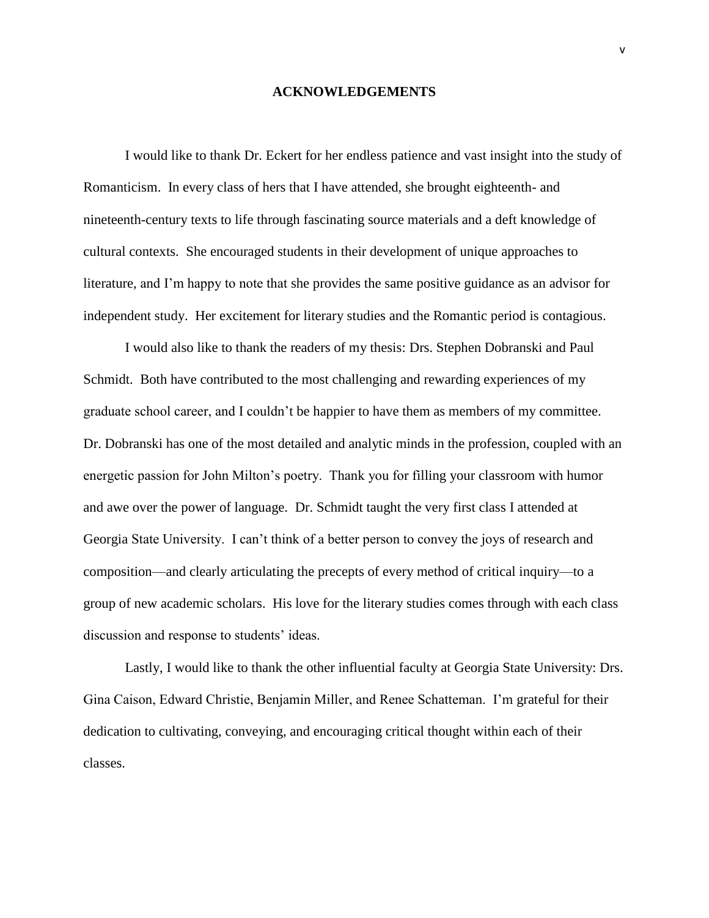# ACKNOWLEDGEMENTS

I would like to thank Dr. Eckert for her endless patience and vast insight into the study of Romanticism. In every class of hers that I have attended, she brought eighteenth- and nineteenth-century texts to life through fascinating source materials and a deft knowledge of cultural contexts. She encouraged students in their development of unique approaches to literature, and I'm happy to note that she provides the same positive guidance as an advisor for independent study. Her excitement for literary studies and the Romantic period is contagious.

I would also like to thank the readers of my thesis: Drs. Stephen Dobranski and Paul Schmidt. Both have contributed to the most challenging and rewarding experiences of my graduate school career, and I couldn't be happier to have them as members of my committee. Dr. Dobranski has one of the most detailed and analytic minds in the profession, coupled with an energetic passion for John Milton's poetry. Thank you for filling your classroom with humor and awe over the power of language. Dr. Schmidt taught the very first class I attended at Georgia State University. I can't think of a better person to convey the joys of research and composition—and clearly articulating the precepts of every method of critical inquiry—to a group of new academic scholars. His love for the literary studies comes through with each class discussion and response to students' ideas.

Lastly, I would like to thank the other influential faculty at Georgia State University: Drs. Gina Caison, Edward Christie, Benjamin Miller, and Renee Schatteman. I'm grateful for their dedication to cultivating, conveying, and encouraging critical thought within each of their classes.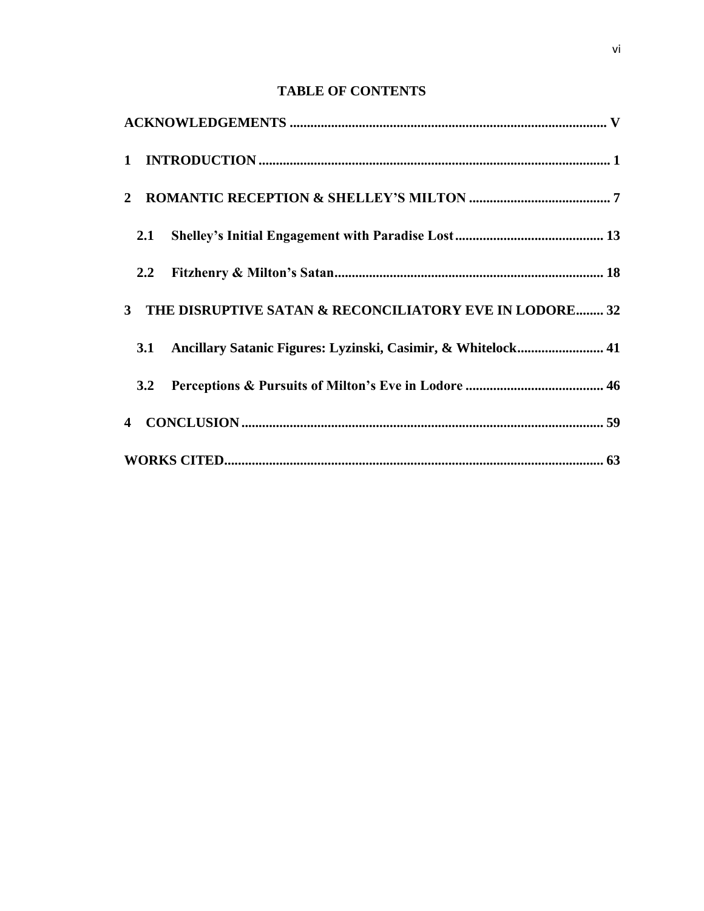# TABLE OF CONTENTS

**ACKNOWLEDGEMENTS** .......................................................... V

**1 INTRODUCTION** .......................................................... 1

**2 ROMANTIC RECEPTION & SHELLEY'S MILTON** .......................................................... 7

**2.1 Shelley's Initial Engagement with Paradise Lost** .......................................................... 13

**2.2 Fitzhenry & Milton's Satan** .......................................................... 18

**3 THE DISRUPTIVE SATAN & RECONCILIATORY EVE IN LODORE** .......................................................... 32

**3.1 Ancillary Satanic Figures: Lyzinski, Casimir, & Whitelock** .......................................................... 41

**3.2 Perceptions & Pursuits of Milton's Eve in Lodore** .......................................................... 46

**4 CONCLUSION** .......................................................... 59

**WORKS CITED** .......................................................... 63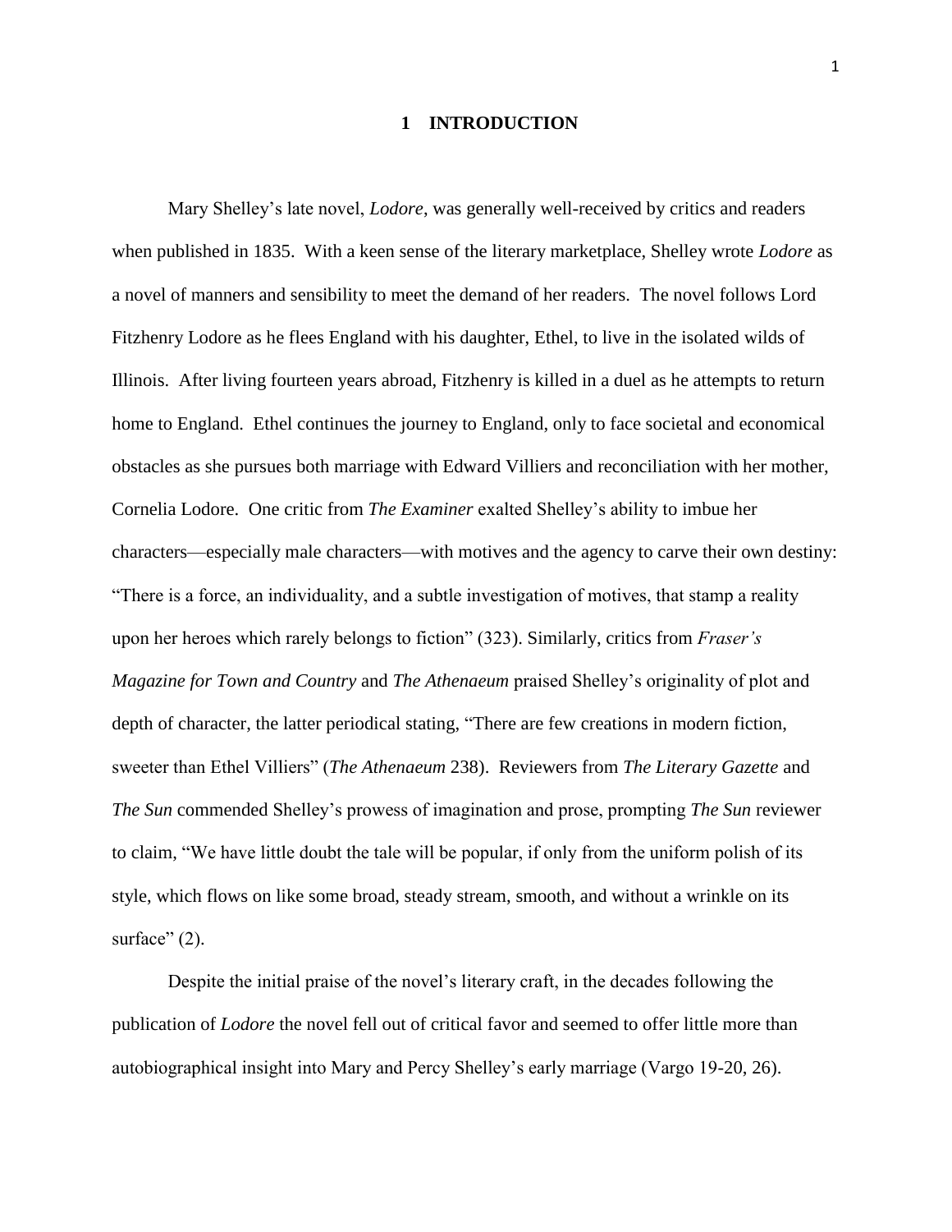# 1 INTRODUCTION

Mary Shelley's late novel, *Lodore*, was generally well-received by critics and readers when published in 1835. With a keen sense of the literary marketplace, Shelley wrote *Lodore* as a novel of manners and sensibility to meet the demand of her readers. The novel follows Lord Fitzhenry Lodore as he flees England with his daughter, Ethel, to live in the isolated wilds of Illinois. After living fourteen years abroad, Fitzhenry is killed in a duel as he attempts to return home to England. Ethel continues the journey to England, only to face societal and economical obstacles as she pursues both marriage with Edward Villiers and reconciliation with her mother, Cornelia Lodore. One critic from *The Examiner* exalted Shelley's ability to imbue her characters—especially male characters—with motives and the agency to carve their own destiny: "There is a force, an individuality, and a subtle investigation of motives, that stamp a reality upon her heroes which rarely belongs to fiction" (323). Similarly, critics from *Fraser's Magazine for Town and Country* and *The Athenaeum* praised Shelley's originality of plot and depth of character, the latter periodical stating, "There are few creations in modern fiction, sweeter than Ethel Villiers" (*The Athenaeum* 238). Reviewers from *The Literary Gazette* and *The Sun* commended Shelley's prowess of imagination and prose, prompting *The Sun* reviewer to claim, "We have little doubt the tale will be popular, if only from the uniform polish of its style, which flows on like some broad, steady stream, smooth, and without a wrinkle on its surface" (2).

Despite the initial praise of the novel's literary craft, in the decades following the publication of *Lodore* the novel fell out of critical favor and seemed to offer little more than autobiographical insight into Mary and Percy Shelley's early marriage (Vargo 19-20, 26).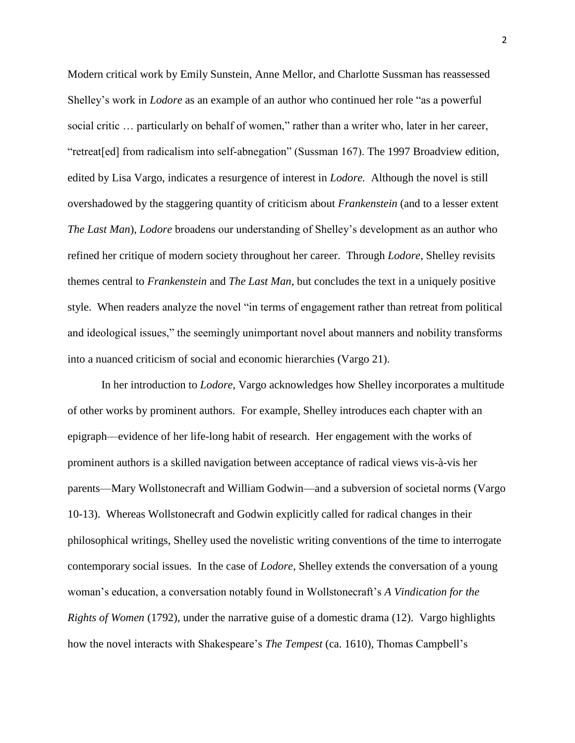Modern critical work by Emily Sunstein, Anne Mellor, and Charlotte Sussman has reassessed Shelley's work in *Lodore* as an example of an author who continued her role "as a powerful social critic … particularly on behalf of women," rather than a writer who, later in her career, "retreat[ed] from radicalism into self-abnegation" (Sussman 167). The 1997 Broadview edition, edited by Lisa Vargo, indicates a resurgence of interest in *Lodore.* Although the novel is still overshadowed by the staggering quantity of criticism about *Frankenstein* (and to a lesser extent *The Last Man*), *Lodore* broadens our understanding of Shelley's development as an author who refined her critique of modern society throughout her career. Through *Lodore*, Shelley revisits themes central to *Frankenstein* and *The Last Man*, but concludes the text in a uniquely positive style. When readers analyze the novel "in terms of engagement rather than retreat from political and ideological issues," the seemingly unimportant novel about manners and nobility transforms into a nuanced criticism of social and economic hierarchies (Vargo 21).

In her introduction to *Lodore*, Vargo acknowledges how Shelley incorporates a multitude of other works by prominent authors. For example, Shelley introduces each chapter with an epigraph—evidence of her life-long habit of research. Her engagement with the works of prominent authors is a skilled navigation between acceptance of radical views vis-à-vis her parents—Mary Wollstonecraft and William Godwin—and a subversion of societal norms (Vargo 10-13). Whereas Wollstonecraft and Godwin explicitly called for radical changes in their philosophical writings, Shelley used the novelistic writing conventions of the time to interrogate contemporary social issues. In the case of *Lodore*, Shelley extends the conversation of a young woman's education, a conversation notably found in Wollstonecraft's *A Vindication for the Rights of Women* (1792), under the narrative guise of a domestic drama (12). Vargo highlights how the novel interacts with Shakespeare's *The Tempest* (ca. 1610), Thomas Campbell's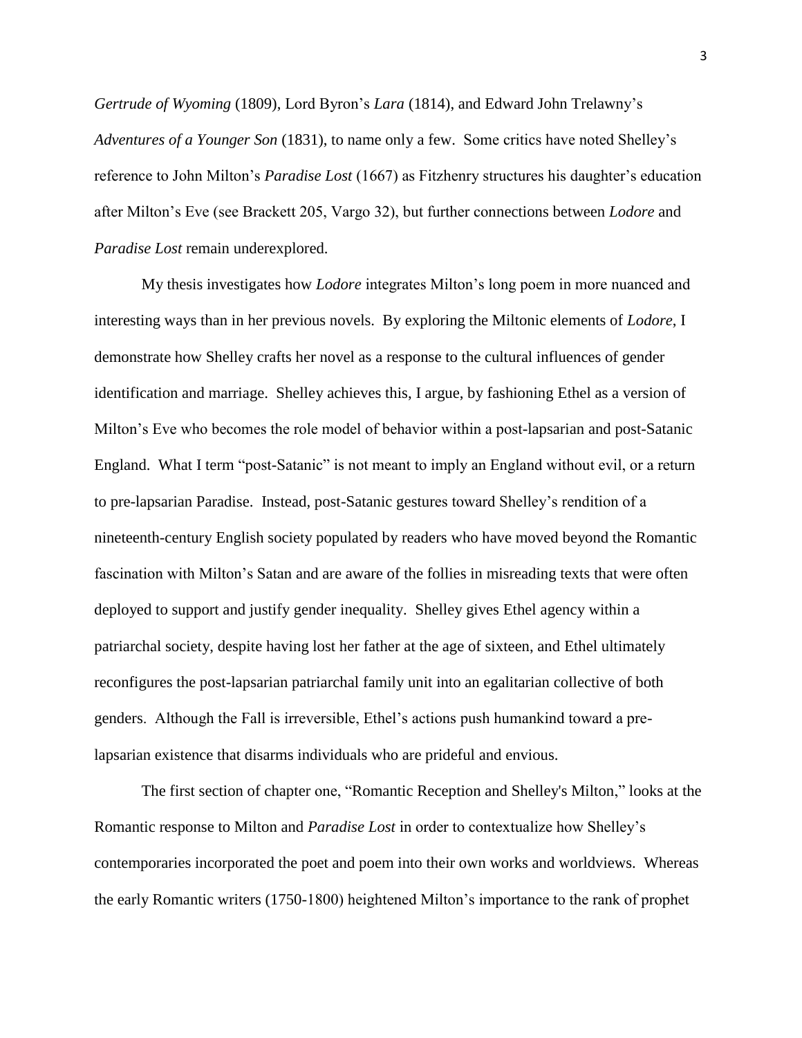*Gertrude of Wyoming* (1809), Lord Byron's *Lara* (1814), and Edward John Trelawny's *Adventures of a Younger Son* (1831), to name only a few. Some critics have noted Shelley's reference to John Milton's *Paradise Lost* (1667) as Fitzhenry structures his daughter's education after Milton's Eve (see Brackett 205, Vargo 32), but further connections between *Lodore* and *Paradise Lost* remain underexplored.

My thesis investigates how *Lodore* integrates Milton's long poem in more nuanced and interesting ways than in her previous novels. By exploring the Miltonic elements of *Lodore*, I demonstrate how Shelley crafts her novel as a response to the cultural influences of gender identification and marriage. Shelley achieves this, I argue, by fashioning Ethel as a version of Milton's Eve who becomes the role model of behavior within a post-lapsarian and post-Satanic England. What I term "post-Satanic" is not meant to imply an England without evil, or a return to pre-lapsarian Paradise. Instead, post-Satanic gestures toward Shelley's rendition of a nineteenth-century English society populated by readers who have moved beyond the Romantic fascination with Milton's Satan and are aware of the follies in misreading texts that were often deployed to support and justify gender inequality. Shelley gives Ethel agency within a patriarchal society, despite having lost her father at the age of sixteen, and Ethel ultimately reconfigures the post-lapsarian patriarchal family unit into an egalitarian collective of both genders. Although the Fall is irreversible, Ethel's actions push humankind toward a pre-lapsarian existence that disarms individuals who are prideful and envious.

The first section of chapter one, "Romantic Reception and Shelley's Milton," looks at the Romantic response to Milton and *Paradise Lost* in order to contextualize how Shelley's contemporaries incorporated the poet and poem into their own works and worldviews. Whereas the early Romantic writers (1750-1800) heightened Milton's importance to the rank of prophet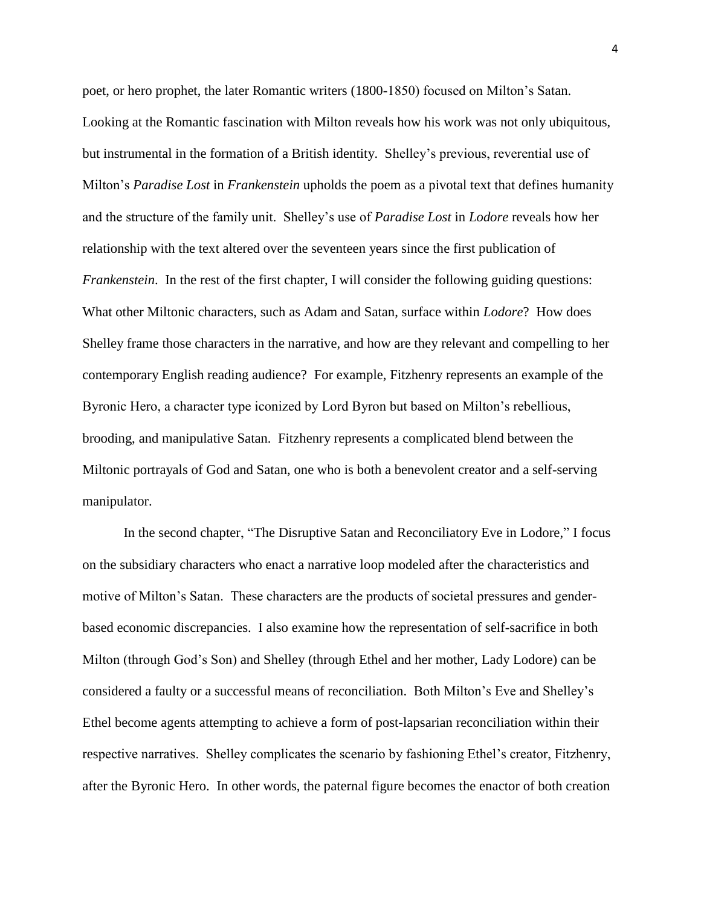poet, or hero prophet, the later Romantic writers (1800-1850) focused on Milton's Satan. Looking at the Romantic fascination with Milton reveals how his work was not only ubiquitous, but instrumental in the formation of a British identity. Shelley's previous, reverential use of Milton's *Paradise Lost* in *Frankenstein* upholds the poem as a pivotal text that defines humanity and the structure of the family unit. Shelley's use of *Paradise Lost* in *Lodore* reveals how her relationship with the text altered over the seventeen years since the first publication of *Frankenstein*. In the rest of the first chapter, I will consider the following guiding questions: What other Miltonic characters, such as Adam and Satan, surface within *Lodore*? How does Shelley frame those characters in the narrative, and how are they relevant and compelling to her contemporary English reading audience? For example, Fitzhenry represents an example of the Byronic Hero, a character type iconized by Lord Byron but based on Milton's rebellious, brooding, and manipulative Satan. Fitzhenry represents a complicated blend between the Miltonic portrayals of God and Satan, one who is both a benevolent creator and a self-serving manipulator.

In the second chapter, "The Disruptive Satan and Reconciliatory Eve in Lodore," I focus on the subsidiary characters who enact a narrative loop modeled after the characteristics and motive of Milton's Satan. These characters are the products of societal pressures and gender-based economic discrepancies. I also examine how the representation of self-sacrifice in both Milton (through God's Son) and Shelley (through Ethel and her mother, Lady Lodore) can be considered a faulty or a successful means of reconciliation. Both Milton's Eve and Shelley's Ethel become agents attempting to achieve a form of post-lapsarian reconciliation within their respective narratives. Shelley complicates the scenario by fashioning Ethel's creator, Fitzhenry, after the Byronic Hero. In other words, the paternal figure becomes the enactor of both creation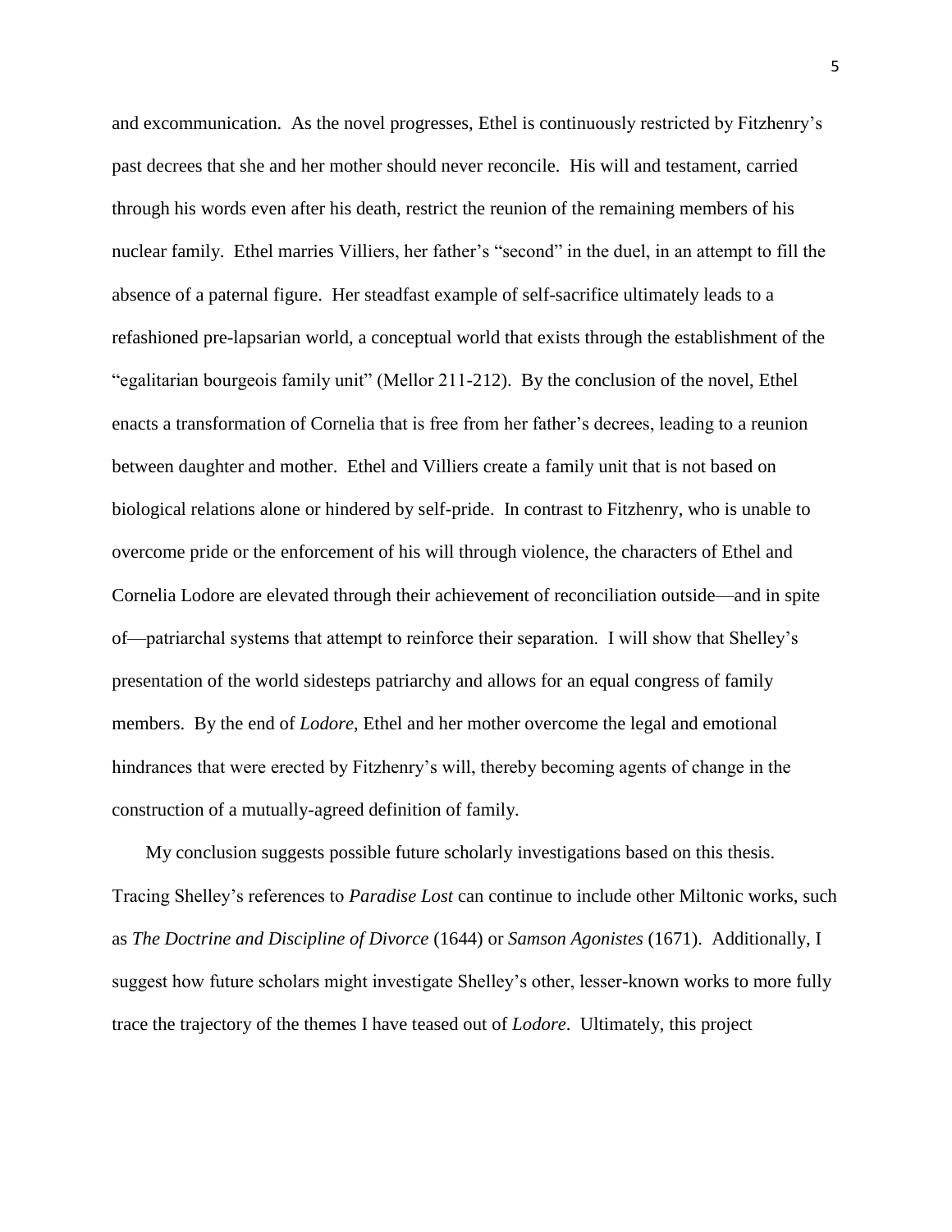and excommunication. As the novel progresses, Ethel is continuously restricted by Fitzhenry's past decrees that she and her mother should never reconcile. His will and testament, carried through his words even after his death, restrict the reunion of the remaining members of his nuclear family. Ethel marries Villiers, her father's "second" in the duel, in an attempt to fill the absence of a paternal figure. Her steadfast example of self-sacrifice ultimately leads to a refashioned pre-lapsarian world, a conceptual world that exists through the establishment of the "egalitarian bourgeois family unit" (Mellor 211-212). By the conclusion of the novel, Ethel enacts a transformation of Cornelia that is free from her father's decrees, leading to a reunion between daughter and mother. Ethel and Villiers create a family unit that is not based on biological relations alone or hindered by self-pride. In contrast to Fitzhenry, who is unable to overcome pride or the enforcement of his will through violence, the characters of Ethel and Cornelia Lodore are elevated through their achievement of reconciliation outside—and in spite of—patriarchal systems that attempt to reinforce their separation. I will show that Shelley's presentation of the world sidesteps patriarchy and allows for an equal congress of family members. By the end of *Lodore*, Ethel and her mother overcome the legal and emotional hindrances that were erected by Fitzhenry's will, thereby becoming agents of change in the construction of a mutually-agreed definition of family.

My conclusion suggests possible future scholarly investigations based on this thesis. Tracing Shelley's references to *Paradise Lost* can continue to include other Miltonic works, such as *The Doctrine and Discipline of Divorce* (1644) or *Samson Agonistes* (1671). Additionally, I suggest how future scholars might investigate Shelley's other, lesser-known works to more fully trace the trajectory of the themes I have teased out of *Lodore*. Ultimately, this project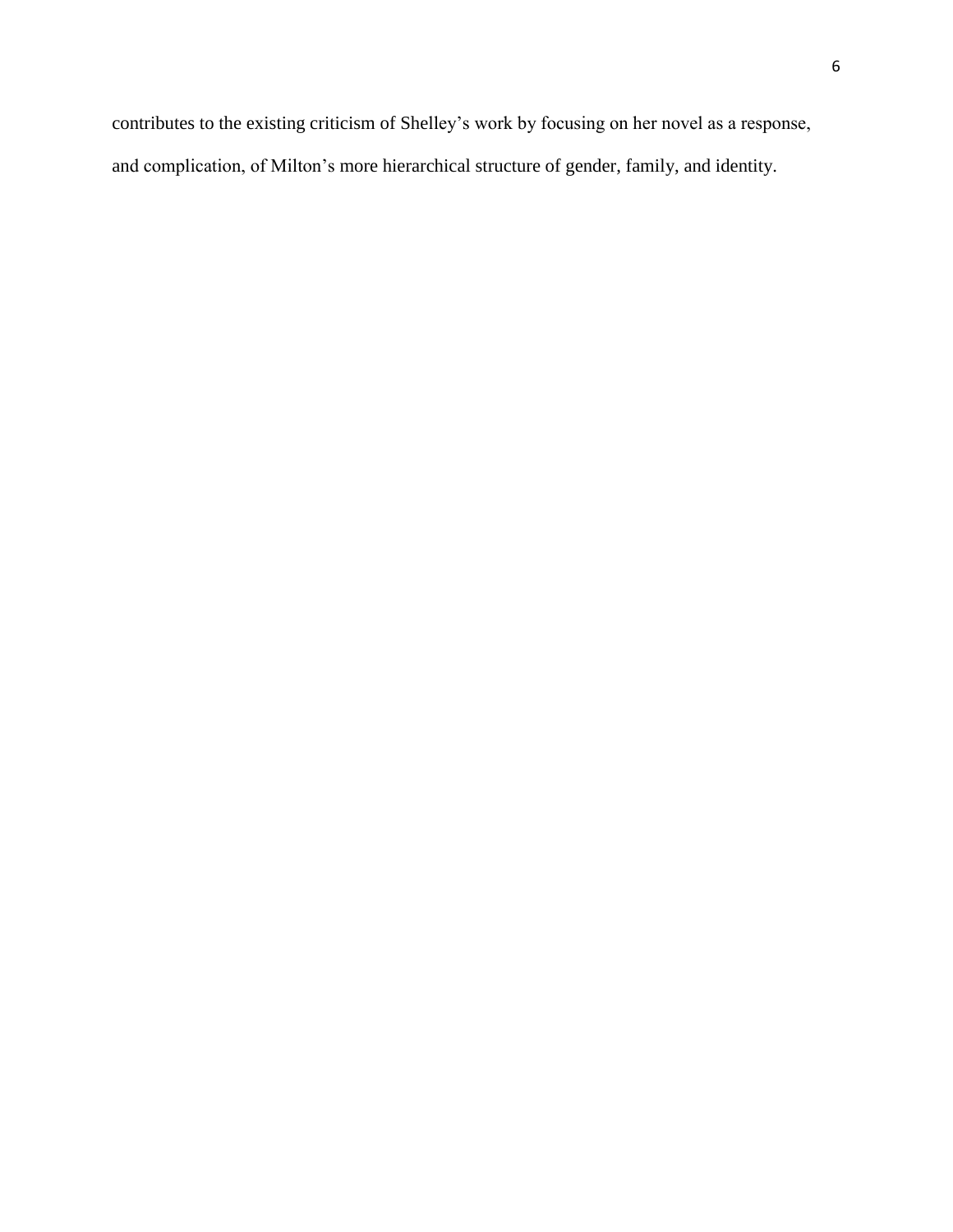contributes to the existing criticism of Shelley's work by focusing on her novel as a response, and complication, of Milton's more hierarchical structure of gender, family, and identity.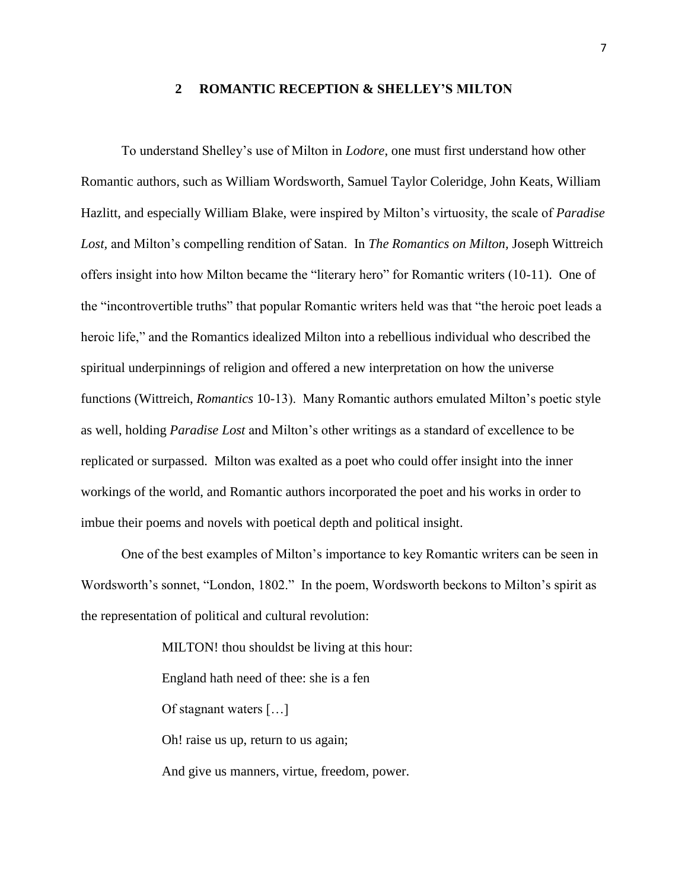## 2 ROMANTIC RECEPTION & SHELLEY'S MILTON

To understand Shelley's use of Milton in *Lodore*, one must first understand how other Romantic authors, such as William Wordsworth, Samuel Taylor Coleridge, John Keats, William Hazlitt, and especially William Blake, were inspired by Milton's virtuosity, the scale of *Paradise Lost*, and Milton's compelling rendition of Satan. In *The Romantics on Milton,* Joseph Wittreich offers insight into how Milton became the "literary hero" for Romantic writers (10-11). One of the "incontrovertible truths" that popular Romantic writers held was that "the heroic poet leads a heroic life," and the Romantics idealized Milton into a rebellious individual who described the spiritual underpinnings of religion and offered a new interpretation on how the universe functions (Wittreich, *Romantics* 10-13). Many Romantic authors emulated Milton's poetic style as well, holding *Paradise Lost* and Milton's other writings as a standard of excellence to be replicated or surpassed. Milton was exalted as a poet who could offer insight into the inner workings of the world, and Romantic authors incorporated the poet and his works in order to imbue their poems and novels with poetical depth and political insight.

One of the best examples of Milton's importance to key Romantic writers can be seen in Wordsworth's sonnet, "London, 1802." In the poem, Wordsworth beckons to Milton's spirit as the representation of political and cultural revolution:

> MILTON! thou shouldst be living at this hour:
>
> England hath need of thee: she is a fen
>
> Of stagnant waters […]
>
> Oh! raise us up, return to us again;
>
> And give us manners, virtue, freedom, power.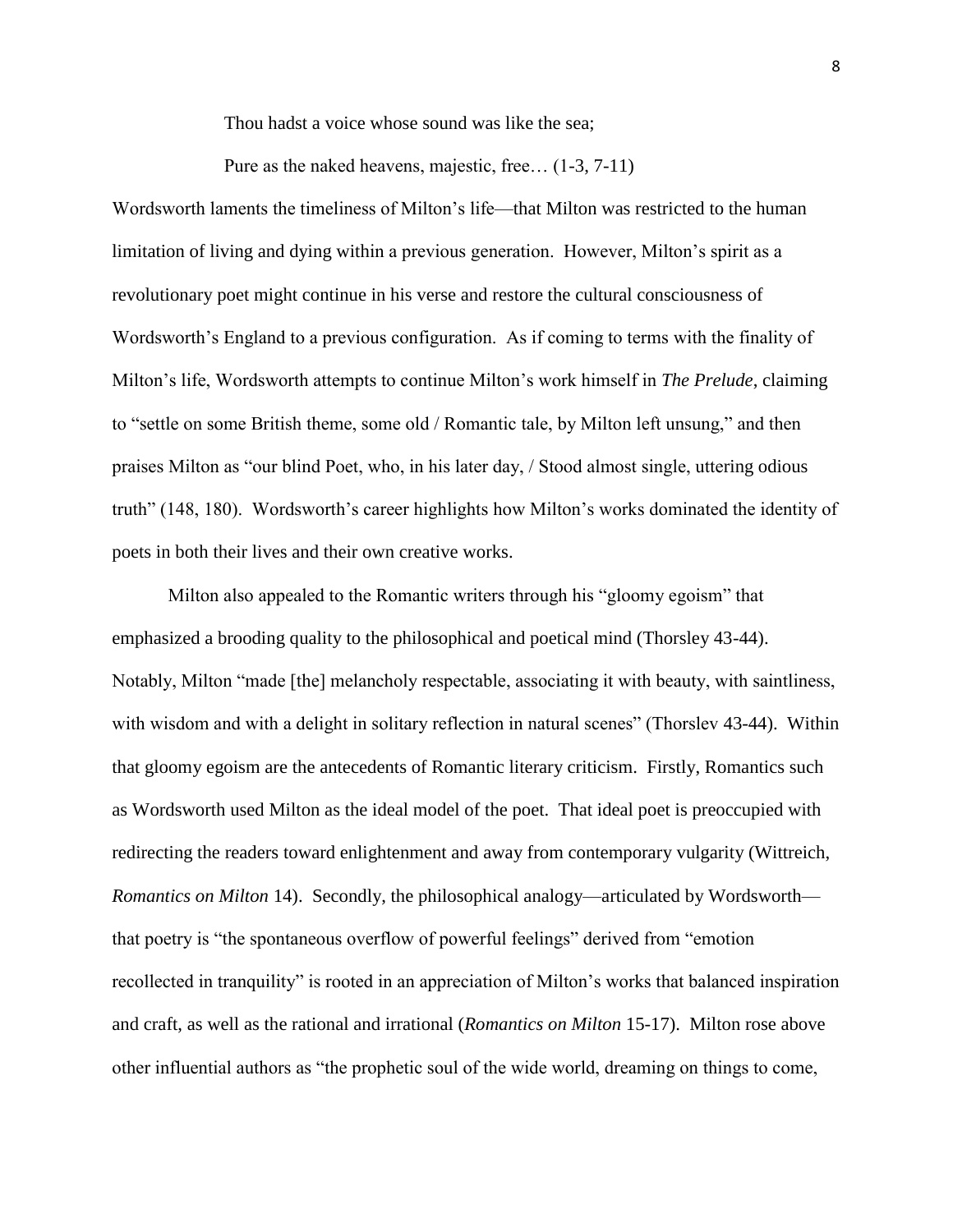Thou hadst a voice whose sound was like the sea;

Pure as the naked heavens, majestic, free… (1-3, 7-11)

Wordsworth laments the timeliness of Milton's life—that Milton was restricted to the human limitation of living and dying within a previous generation. However, Milton's spirit as a revolutionary poet might continue in his verse and restore the cultural consciousness of Wordsworth's England to a previous configuration. As if coming to terms with the finality of Milton's life, Wordsworth attempts to continue Milton's work himself in *The Prelude*, claiming to "settle on some British theme, some old / Romantic tale, by Milton left unsung," and then praises Milton as "our blind Poet, who, in his later day, / Stood almost single, uttering odious truth" (148, 180). Wordsworth's career highlights how Milton's works dominated the identity of poets in both their lives and their own creative works.

Milton also appealed to the Romantic writers through his "gloomy egoism" that emphasized a brooding quality to the philosophical and poetical mind (Thorsley 43-44). Notably, Milton "made [the] melancholy respectable, associating it with beauty, with saintliness, with wisdom and with a delight in solitary reflection in natural scenes" (Thorslev 43-44). Within that gloomy egoism are the antecedents of Romantic literary criticism. Firstly, Romantics such as Wordsworth used Milton as the ideal model of the poet. That ideal poet is preoccupied with redirecting the readers toward enlightenment and away from contemporary vulgarity (Wittreich, *Romantics on Milton* 14). Secondly, the philosophical analogy—articulated by Wordsworth—that poetry is "the spontaneous overflow of powerful feelings" derived from "emotion recollected in tranquility" is rooted in an appreciation of Milton's works that balanced inspiration and craft, as well as the rational and irrational (*Romantics on Milton* 15-17). Milton rose above other influential authors as "the prophetic soul of the wide world, dreaming on things to come,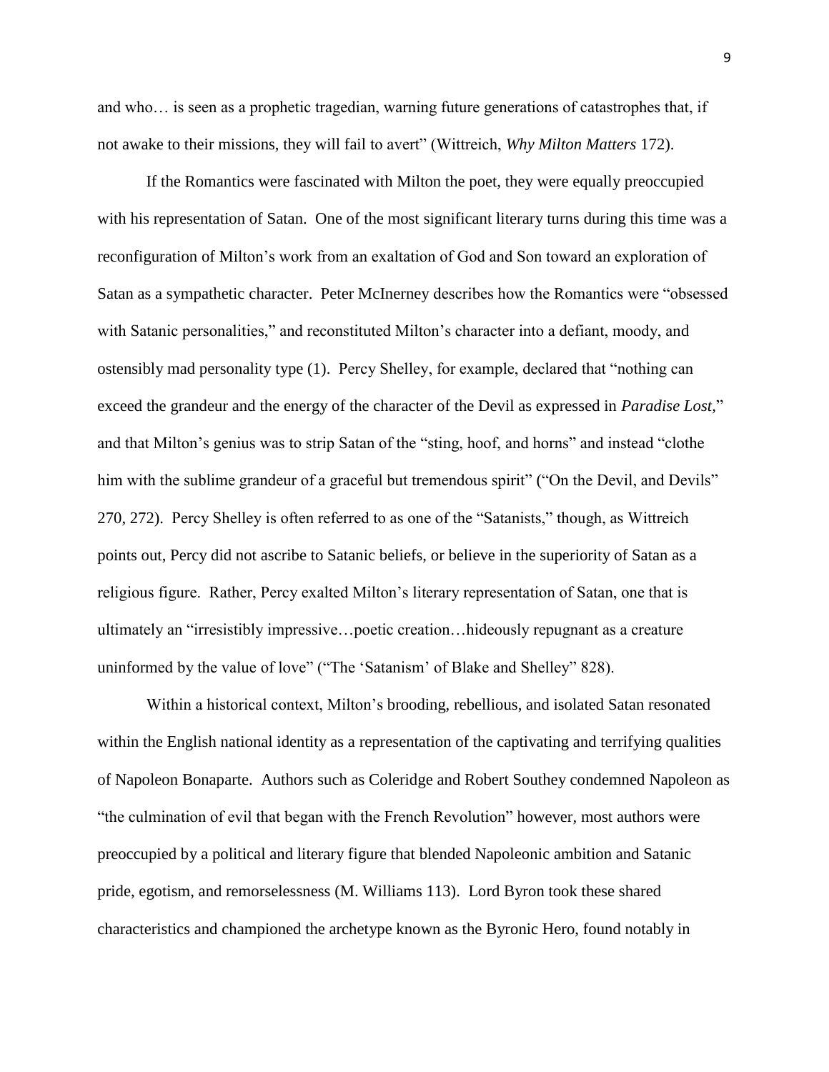and who… is seen as a prophetic tragedian, warning future generations of catastrophes that, if not awake to their missions, they will fail to avert" (Wittreich, *Why Milton Matters* 172).

If the Romantics were fascinated with Milton the poet, they were equally preoccupied with his representation of Satan. One of the most significant literary turns during this time was a reconfiguration of Milton's work from an exaltation of God and Son toward an exploration of Satan as a sympathetic character. Peter McInerney describes how the Romantics were "obsessed with Satanic personalities," and reconstituted Milton's character into a defiant, moody, and ostensibly mad personality type (1). Percy Shelley, for example, declared that "nothing can exceed the grandeur and the energy of the character of the Devil as expressed in *Paradise Lost,*" and that Milton's genius was to strip Satan of the "sting, hoof, and horns" and instead "clothe him with the sublime grandeur of a graceful but tremendous spirit" ("On the Devil, and Devils" 270, 272). Percy Shelley is often referred to as one of the "Satanists," though, as Wittreich points out, Percy did not ascribe to Satanic beliefs, or believe in the superiority of Satan as a religious figure. Rather, Percy exalted Milton's literary representation of Satan, one that is ultimately an "irresistibly impressive…poetic creation…hideously repugnant as a creature uninformed by the value of love" ("The 'Satanism' of Blake and Shelley" 828).

Within a historical context, Milton's brooding, rebellious, and isolated Satan resonated within the English national identity as a representation of the captivating and terrifying qualities of Napoleon Bonaparte. Authors such as Coleridge and Robert Southey condemned Napoleon as "the culmination of evil that began with the French Revolution" however, most authors were preoccupied by a political and literary figure that blended Napoleonic ambition and Satanic pride, egotism, and remorselessness (M. Williams 113). Lord Byron took these shared characteristics and championed the archetype known as the Byronic Hero, found notably in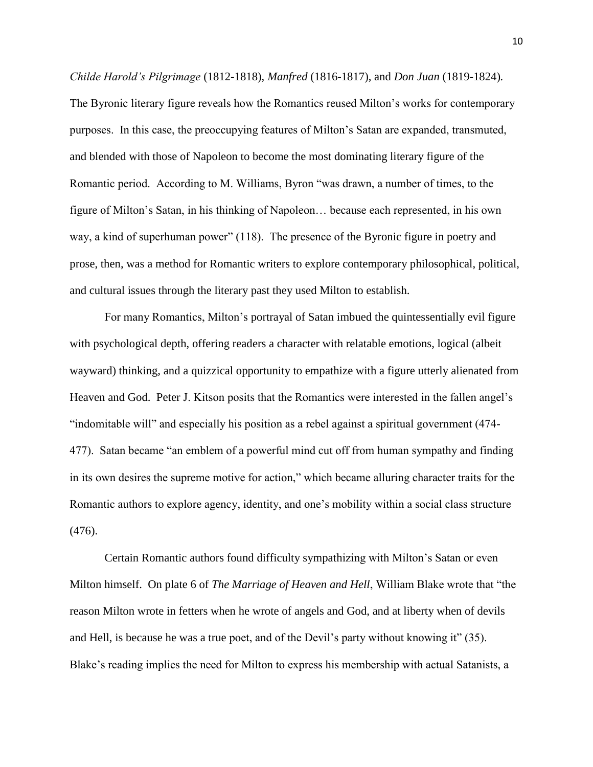*Childe Harold's Pilgrimage* (1812-1818), *Manfred* (1816-1817), and *Don Juan* (1819-1824). The Byronic literary figure reveals how the Romantics reused Milton's works for contemporary purposes. In this case, the preoccupying features of Milton's Satan are expanded, transmuted, and blended with those of Napoleon to become the most dominating literary figure of the Romantic period. According to M. Williams, Byron "was drawn, a number of times, to the figure of Milton's Satan, in his thinking of Napoleon… because each represented, in his own way, a kind of superhuman power" (118). The presence of the Byronic figure in poetry and prose, then, was a method for Romantic writers to explore contemporary philosophical, political, and cultural issues through the literary past they used Milton to establish.

For many Romantics, Milton's portrayal of Satan imbued the quintessentially evil figure with psychological depth, offering readers a character with relatable emotions, logical (albeit wayward) thinking, and a quizzical opportunity to empathize with a figure utterly alienated from Heaven and God. Peter J. Kitson posits that the Romantics were interested in the fallen angel's "indomitable will" and especially his position as a rebel against a spiritual government (474-477). Satan became "an emblem of a powerful mind cut off from human sympathy and finding in its own desires the supreme motive for action," which became alluring character traits for the Romantic authors to explore agency, identity, and one's mobility within a social class structure (476).

Certain Romantic authors found difficulty sympathizing with Milton's Satan or even Milton himself. On plate 6 of *The Marriage of Heaven and Hell*, William Blake wrote that "the reason Milton wrote in fetters when he wrote of angels and God, and at liberty when of devils and Hell, is because he was a true poet, and of the Devil's party without knowing it" (35). Blake's reading implies the need for Milton to express his membership with actual Satanists, a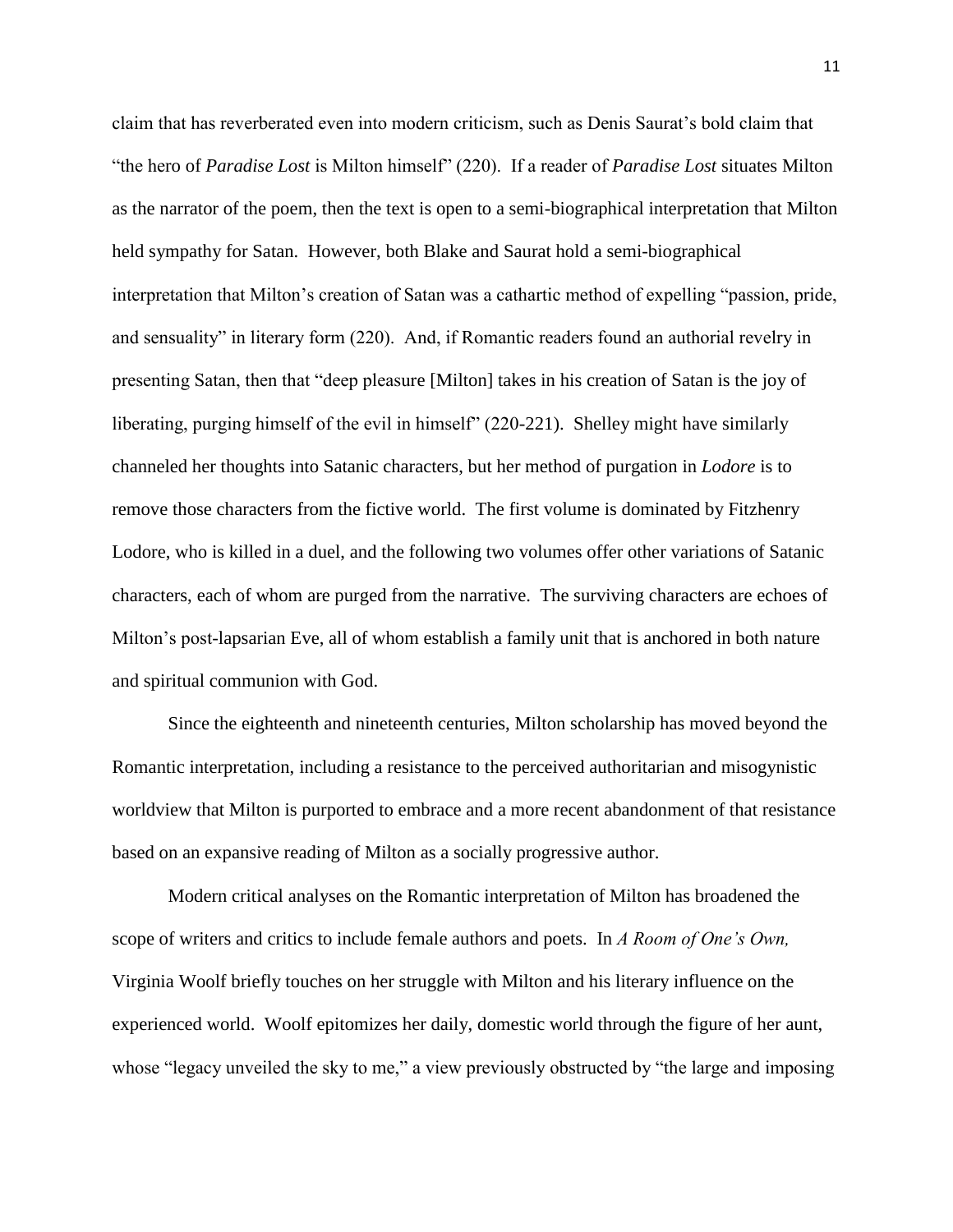claim that has reverberated even into modern criticism, such as Denis Saurat's bold claim that "the hero of *Paradise Lost* is Milton himself" (220). If a reader of *Paradise Lost* situates Milton as the narrator of the poem, then the text is open to a semi-biographical interpretation that Milton held sympathy for Satan. However, both Blake and Saurat hold a semi-biographical interpretation that Milton's creation of Satan was a cathartic method of expelling "passion, pride, and sensuality" in literary form (220). And, if Romantic readers found an authorial revelry in presenting Satan, then that "deep pleasure [Milton] takes in his creation of Satan is the joy of liberating, purging himself of the evil in himself" (220-221). Shelley might have similarly channeled her thoughts into Satanic characters, but her method of purgation in *Lodore* is to remove those characters from the fictive world. The first volume is dominated by Fitzhenry Lodore, who is killed in a duel, and the following two volumes offer other variations of Satanic characters, each of whom are purged from the narrative. The surviving characters are echoes of Milton's post-lapsarian Eve, all of whom establish a family unit that is anchored in both nature and spiritual communion with God.

Since the eighteenth and nineteenth centuries, Milton scholarship has moved beyond the Romantic interpretation, including a resistance to the perceived authoritarian and misogynistic worldview that Milton is purported to embrace and a more recent abandonment of that resistance based on an expansive reading of Milton as a socially progressive author.

Modern critical analyses on the Romantic interpretation of Milton has broadened the scope of writers and critics to include female authors and poets. In *A Room of One's Own,* Virginia Woolf briefly touches on her struggle with Milton and his literary influence on the experienced world. Woolf epitomizes her daily, domestic world through the figure of her aunt, whose "legacy unveiled the sky to me," a view previously obstructed by "the large and imposing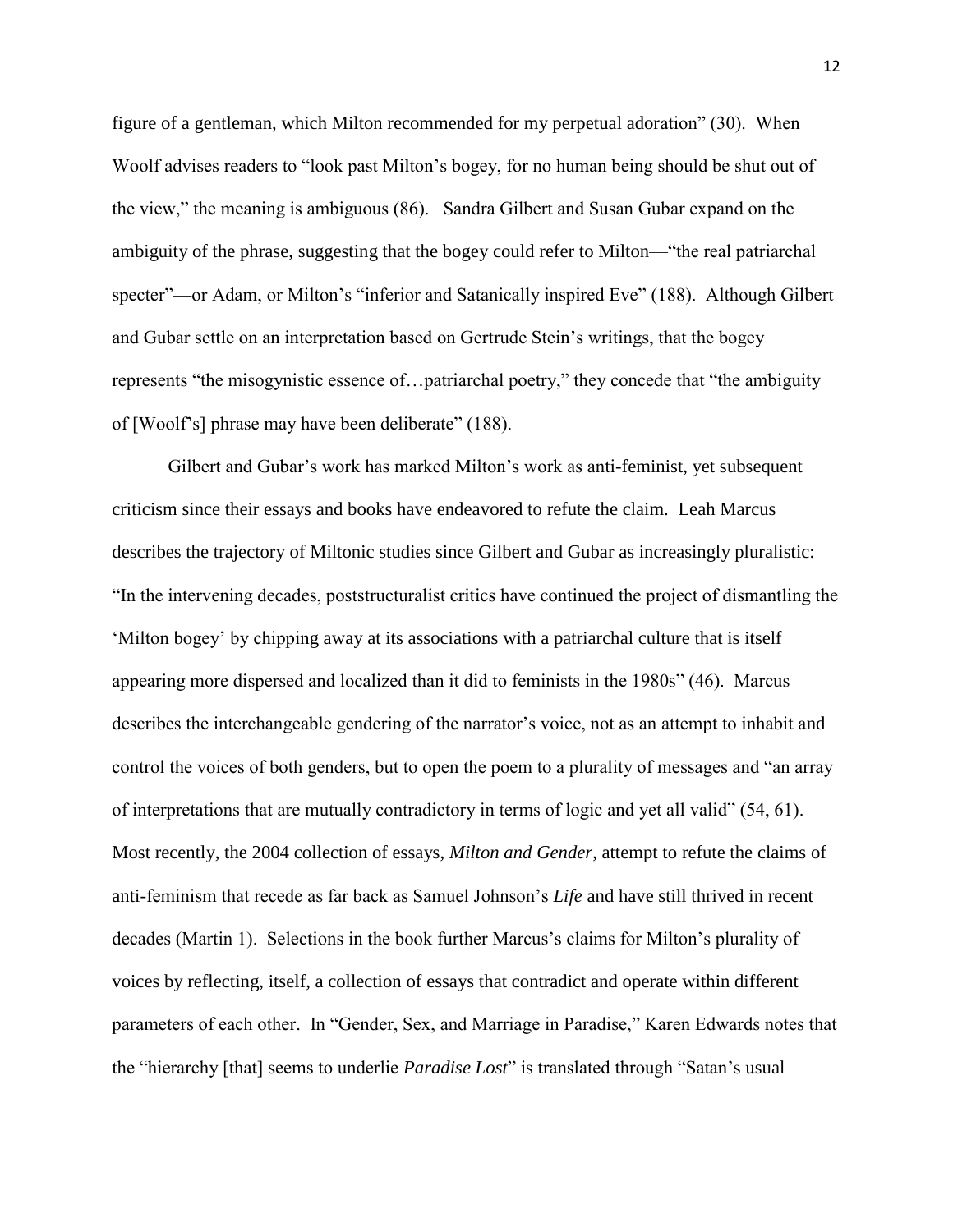figure of a gentleman, which Milton recommended for my perpetual adoration" (30). When Woolf advises readers to "look past Milton's bogey, for no human being should be shut out of the view," the meaning is ambiguous (86). Sandra Gilbert and Susan Gubar expand on the ambiguity of the phrase, suggesting that the bogey could refer to Milton—"the real patriarchal specter"—or Adam, or Milton's "inferior and Satanically inspired Eve" (188). Although Gilbert and Gubar settle on an interpretation based on Gertrude Stein's writings, that the bogey represents "the misogynistic essence of…patriarchal poetry," they concede that "the ambiguity of [Woolf's] phrase may have been deliberate" (188).

Gilbert and Gubar's work has marked Milton's work as anti-feminist, yet subsequent criticism since their essays and books have endeavored to refute the claim. Leah Marcus describes the trajectory of Miltonic studies since Gilbert and Gubar as increasingly pluralistic: "In the intervening decades, poststructuralist critics have continued the project of dismantling the 'Milton bogey' by chipping away at its associations with a patriarchal culture that is itself appearing more dispersed and localized than it did to feminists in the 1980s" (46). Marcus describes the interchangeable gendering of the narrator's voice, not as an attempt to inhabit and control the voices of both genders, but to open the poem to a plurality of messages and "an array of interpretations that are mutually contradictory in terms of logic and yet all valid" (54, 61). Most recently, the 2004 collection of essays, *Milton and Gender*, attempt to refute the claims of anti-feminism that recede as far back as Samuel Johnson's *Life* and have still thrived in recent decades (Martin 1). Selections in the book further Marcus's claims for Milton's plurality of voices by reflecting, itself, a collection of essays that contradict and operate within different parameters of each other. In "Gender, Sex, and Marriage in Paradise," Karen Edwards notes that the "hierarchy [that] seems to underlie *Paradise Lost*" is translated through "Satan's usual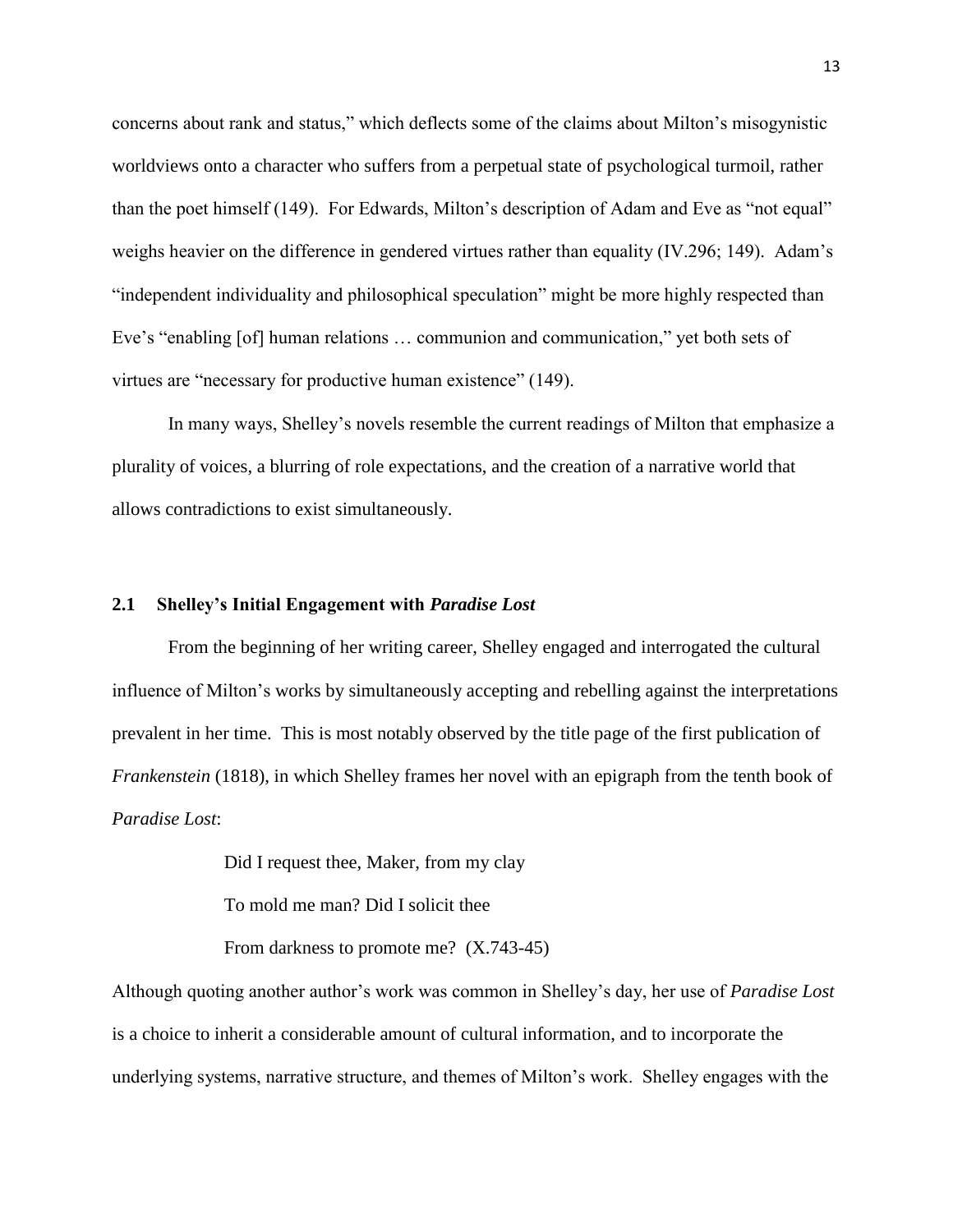concerns about rank and status," which deflects some of the claims about Milton's misogynistic worldviews onto a character who suffers from a perpetual state of psychological turmoil, rather than the poet himself (149). For Edwards, Milton's description of Adam and Eve as "not equal" weighs heavier on the difference in gendered virtues rather than equality (IV.296; 149). Adam's "independent individuality and philosophical speculation" might be more highly respected than Eve's "enabling [of] human relations … communion and communication," yet both sets of virtues are "necessary for productive human existence" (149).

In many ways, Shelley's novels resemble the current readings of Milton that emphasize a plurality of voices, a blurring of role expectations, and the creation of a narrative world that allows contradictions to exist simultaneously.

## 2.1 Shelley's Initial Engagement with *Paradise Lost*

From the beginning of her writing career, Shelley engaged and interrogated the cultural influence of Milton's works by simultaneously accepting and rebelling against the interpretations prevalent in her time. This is most notably observed by the title page of the first publication of *Frankenstein* (1818), in which Shelley frames her novel with an epigraph from the tenth book of *Paradise Lost*:

> Did I request thee, Maker, from my clay
> To mold me man? Did I solicit thee
> From darkness to promote me? (X.743-45)

Although quoting another author's work was common in Shelley's day, her use of *Paradise Lost* is a choice to inherit a considerable amount of cultural information, and to incorporate the underlying systems, narrative structure, and themes of Milton's work. Shelley engages with the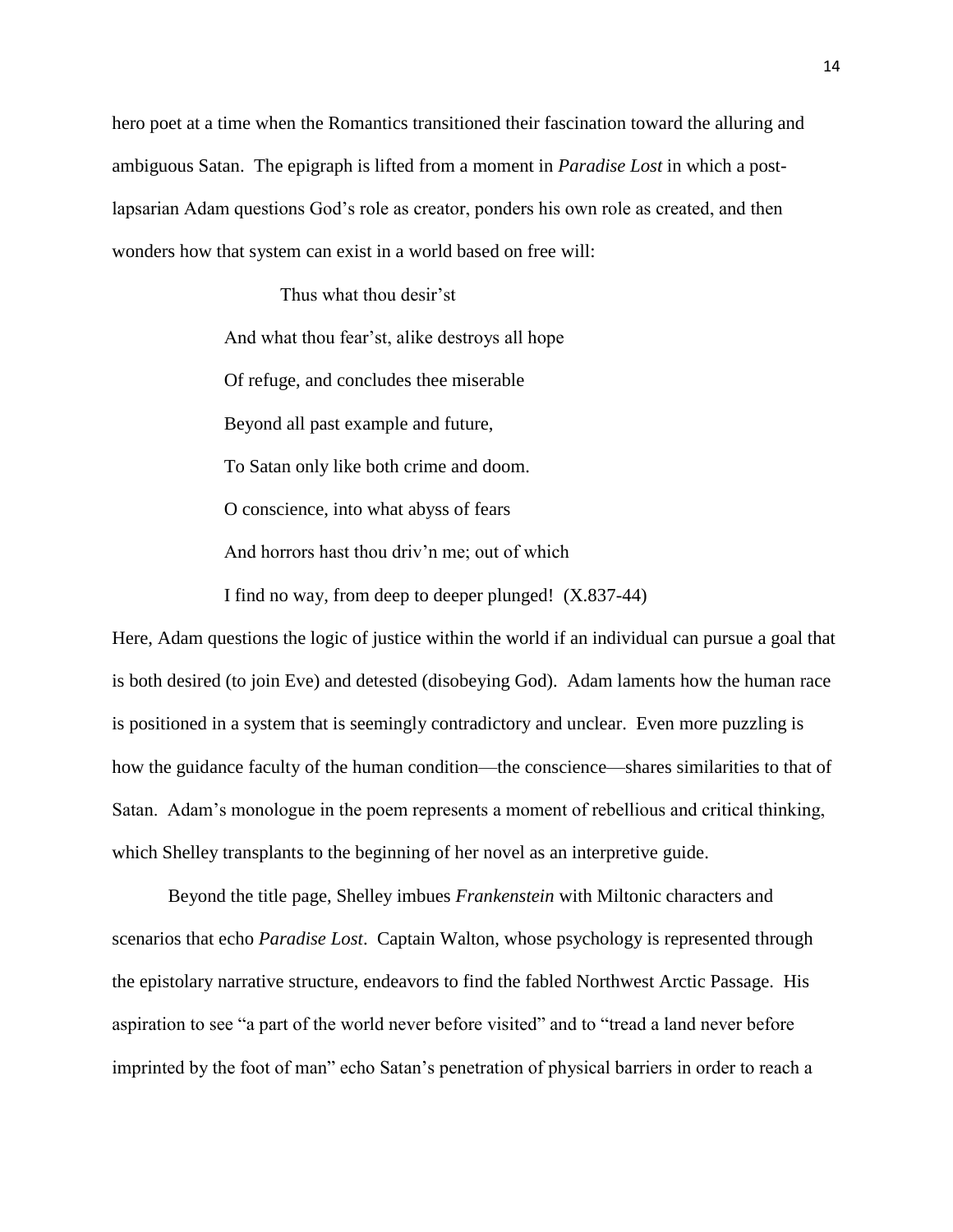hero poet at a time when the Romantics transitioned their fascination toward the alluring and ambiguous Satan. The epigraph is lifted from a moment in *Paradise Lost* in which a post-lapsarian Adam questions God's role as creator, ponders his own role as created, and then wonders how that system can exist in a world based on free will:

> Thus what thou desir'st
> And what thou fear'st, alike destroys all hope
> Of refuge, and concludes thee miserable
> Beyond all past example and future,
> To Satan only like both crime and doom.
> O conscience, into what abyss of fears
> And horrors hast thou driv'n me; out of which
> I find no way, from deep to deeper plunged! (X.837-44)

Here, Adam questions the logic of justice within the world if an individual can pursue a goal that is both desired (to join Eve) and detested (disobeying God). Adam laments how the human race is positioned in a system that is seemingly contradictory and unclear. Even more puzzling is how the guidance faculty of the human condition—the conscience—shares similarities to that of Satan. Adam's monologue in the poem represents a moment of rebellious and critical thinking, which Shelley transplants to the beginning of her novel as an interpretive guide.

Beyond the title page, Shelley imbues *Frankenstein* with Miltonic characters and scenarios that echo *Paradise Lost*. Captain Walton, whose psychology is represented through the epistolary narrative structure, endeavors to find the fabled Northwest Arctic Passage. His aspiration to see "a part of the world never before visited" and to "tread a land never before imprinted by the foot of man" echo Satan's penetration of physical barriers in order to reach a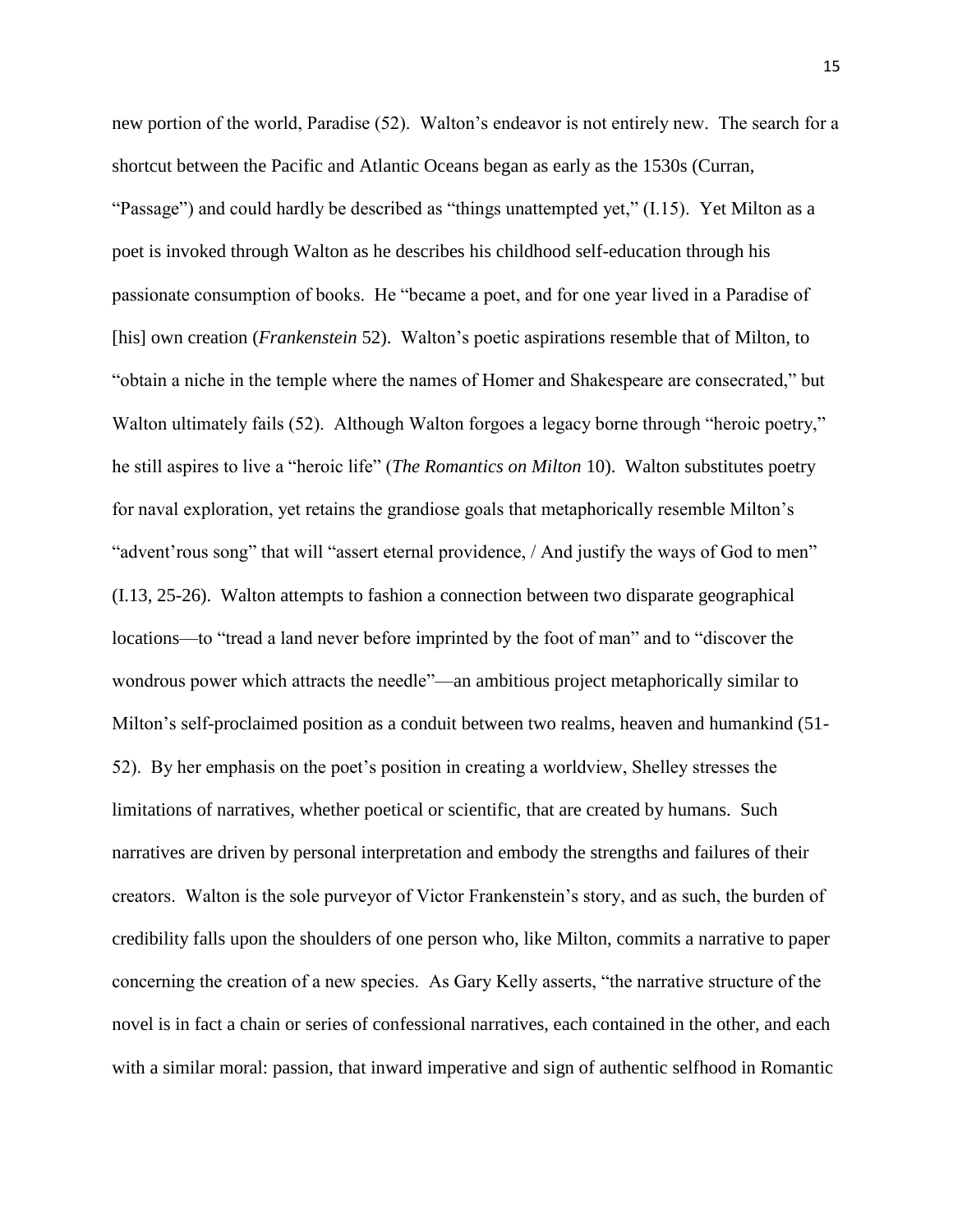new portion of the world, Paradise (52). Walton's endeavor is not entirely new. The search for a shortcut between the Pacific and Atlantic Oceans began as early as the 1530s (Curran, "Passage") and could hardly be described as "things unattempted yet," (I.15). Yet Milton as a poet is invoked through Walton as he describes his childhood self-education through his passionate consumption of books. He "became a poet, and for one year lived in a Paradise of [his] own creation (*Frankenstein* 52). Walton's poetic aspirations resemble that of Milton, to "obtain a niche in the temple where the names of Homer and Shakespeare are consecrated," but Walton ultimately fails (52). Although Walton forgoes a legacy borne through "heroic poetry," he still aspires to live a "heroic life" (*The Romantics on Milton* 10). Walton substitutes poetry for naval exploration, yet retains the grandiose goals that metaphorically resemble Milton's "advent'rous song" that will "assert eternal providence, / And justify the ways of God to men" (I.13, 25-26). Walton attempts to fashion a connection between two disparate geographical locations—to "tread a land never before imprinted by the foot of man" and to "discover the wondrous power which attracts the needle"—an ambitious project metaphorically similar to Milton's self-proclaimed position as a conduit between two realms, heaven and humankind (51-52). By her emphasis on the poet's position in creating a worldview, Shelley stresses the limitations of narratives, whether poetical or scientific, that are created by humans. Such narratives are driven by personal interpretation and embody the strengths and failures of their creators. Walton is the sole purveyor of Victor Frankenstein's story, and as such, the burden of credibility falls upon the shoulders of one person who, like Milton, commits a narrative to paper concerning the creation of a new species. As Gary Kelly asserts, "the narrative structure of the novel is in fact a chain or series of confessional narratives, each contained in the other, and each with a similar moral: passion, that inward imperative and sign of authentic selfhood in Romantic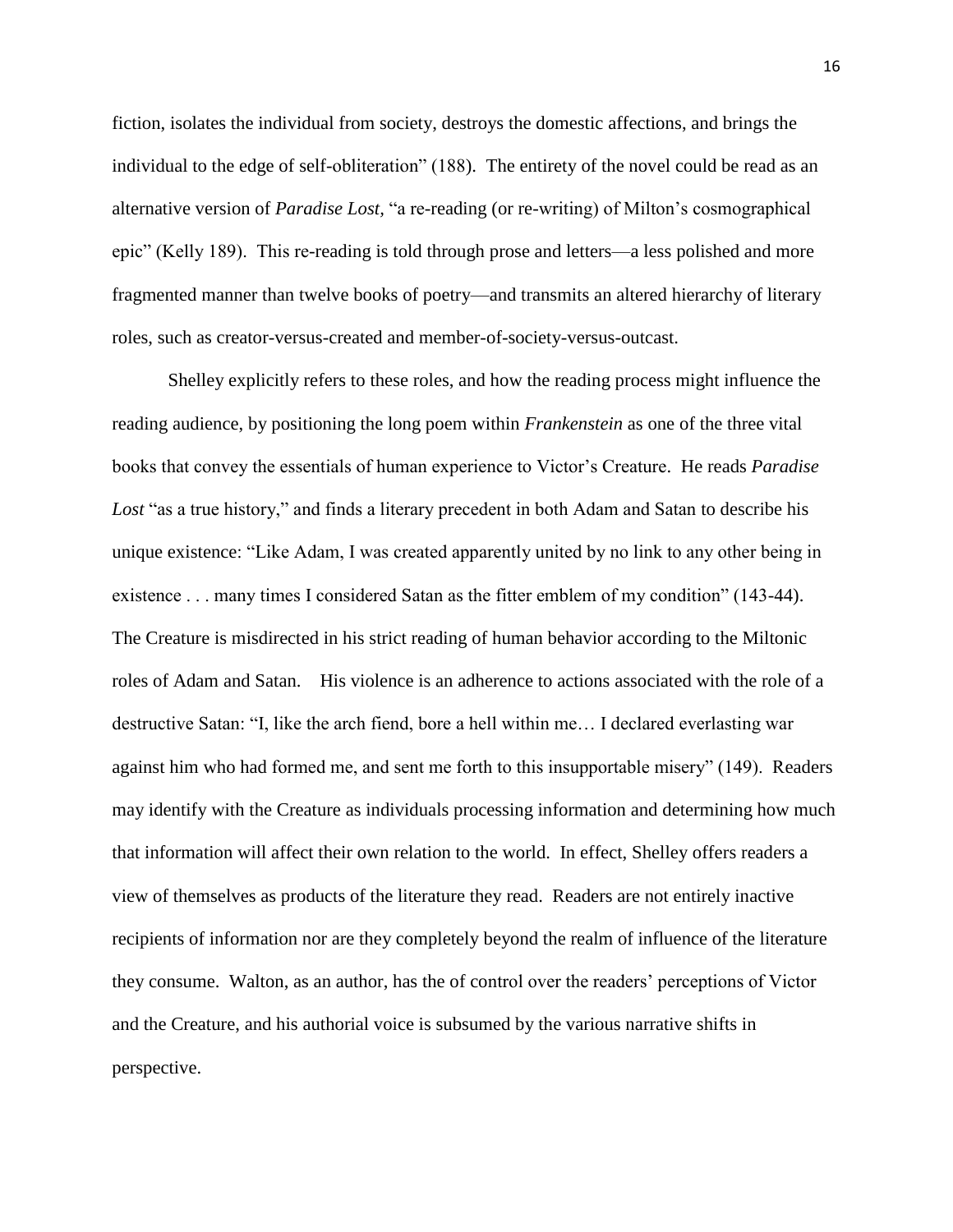fiction, isolates the individual from society, destroys the domestic affections, and brings the individual to the edge of self-obliteration" (188). The entirety of the novel could be read as an alternative version of *Paradise Lost*, "a re-reading (or re-writing) of Milton's cosmographical epic" (Kelly 189). This re-reading is told through prose and letters—a less polished and more fragmented manner than twelve books of poetry—and transmits an altered hierarchy of literary roles, such as creator-versus-created and member-of-society-versus-outcast.

Shelley explicitly refers to these roles, and how the reading process might influence the reading audience, by positioning the long poem within *Frankenstein* as one of the three vital books that convey the essentials of human experience to Victor's Creature. He reads *Paradise Lost* "as a true history," and finds a literary precedent in both Adam and Satan to describe his unique existence: "Like Adam, I was created apparently united by no link to any other being in existence . . . many times I considered Satan as the fitter emblem of my condition" (143-44). The Creature is misdirected in his strict reading of human behavior according to the Miltonic roles of Adam and Satan. His violence is an adherence to actions associated with the role of a destructive Satan: "I, like the arch fiend, bore a hell within me… I declared everlasting war against him who had formed me, and sent me forth to this insupportable misery" (149). Readers may identify with the Creature as individuals processing information and determining how much that information will affect their own relation to the world. In effect, Shelley offers readers a view of themselves as products of the literature they read. Readers are not entirely inactive recipients of information nor are they completely beyond the realm of influence of the literature they consume. Walton, as an author, has the of control over the readers' perceptions of Victor and the Creature, and his authorial voice is subsumed by the various narrative shifts in perspective.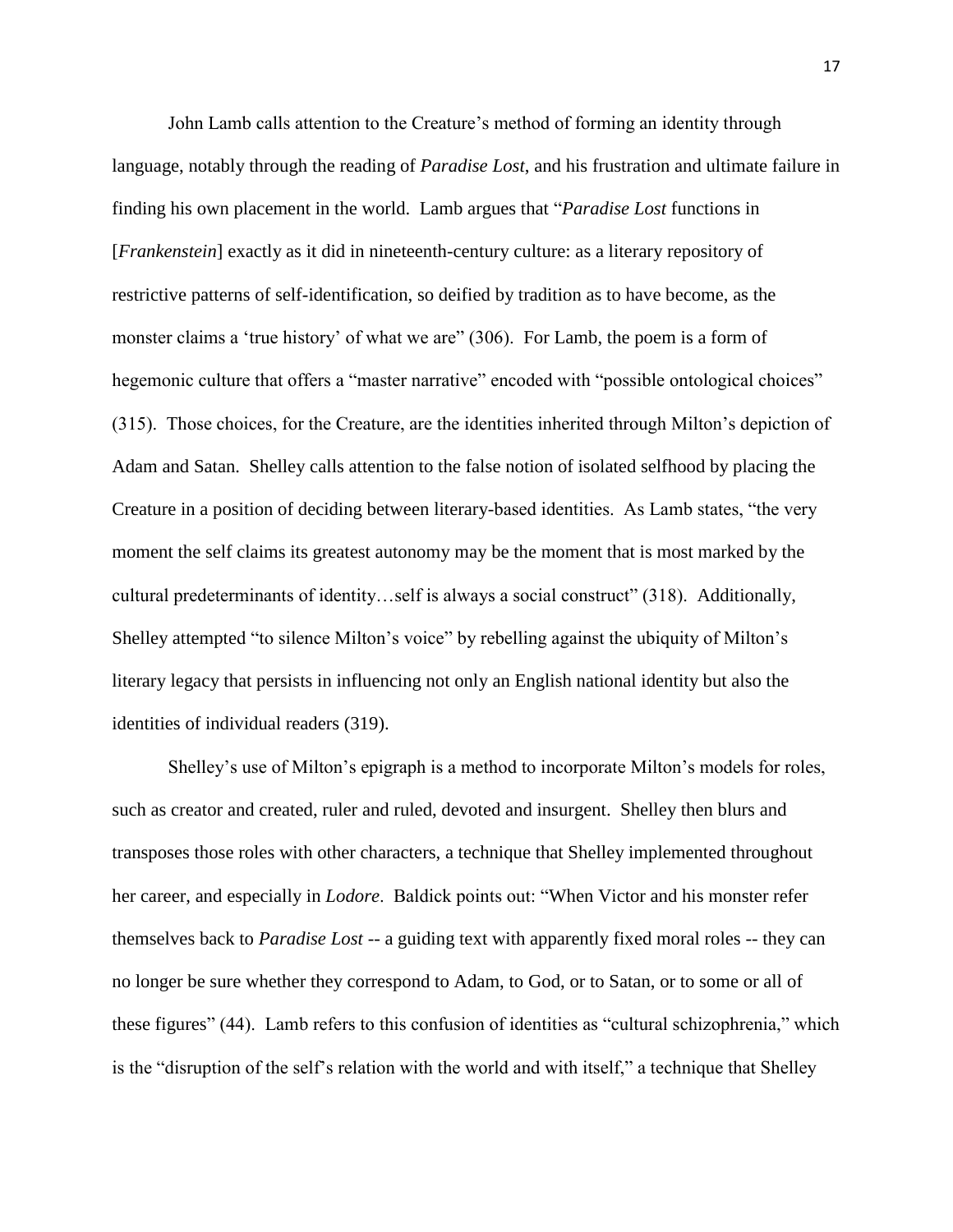John Lamb calls attention to the Creature's method of forming an identity through language, notably through the reading of *Paradise Lost*, and his frustration and ultimate failure in finding his own placement in the world. Lamb argues that "*Paradise Lost* functions in [*Frankenstein*] exactly as it did in nineteenth-century culture: as a literary repository of restrictive patterns of self-identification, so deified by tradition as to have become, as the monster claims a 'true history' of what we are" (306). For Lamb, the poem is a form of hegemonic culture that offers a "master narrative" encoded with "possible ontological choices" (315). Those choices, for the Creature, are the identities inherited through Milton's depiction of Adam and Satan. Shelley calls attention to the false notion of isolated selfhood by placing the Creature in a position of deciding between literary-based identities. As Lamb states, "the very moment the self claims its greatest autonomy may be the moment that is most marked by the cultural predeterminants of identity…self is always a social construct" (318). Additionally, Shelley attempted "to silence Milton's voice" by rebelling against the ubiquity of Milton's literary legacy that persists in influencing not only an English national identity but also the identities of individual readers (319).

Shelley's use of Milton's epigraph is a method to incorporate Milton's models for roles, such as creator and created, ruler and ruled, devoted and insurgent. Shelley then blurs and transposes those roles with other characters, a technique that Shelley implemented throughout her career, and especially in *Lodore*. Baldick points out: "When Victor and his monster refer themselves back to *Paradise Lost* -- a guiding text with apparently fixed moral roles -- they can no longer be sure whether they correspond to Adam, to God, or to Satan, or to some or all of these figures" (44). Lamb refers to this confusion of identities as "cultural schizophrenia," which is the "disruption of the self's relation with the world and with itself," a technique that Shelley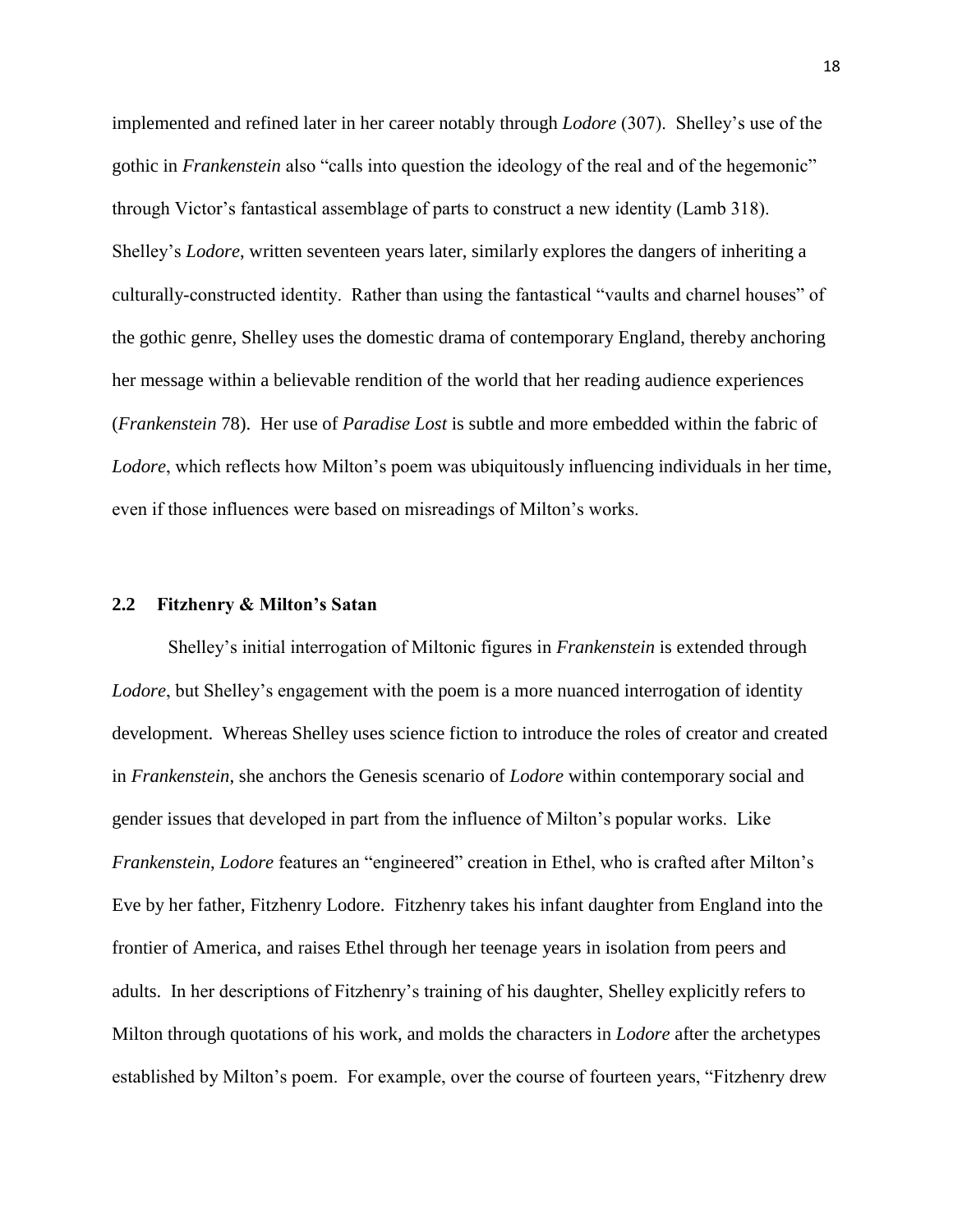implemented and refined later in her career notably through *Lodore* (307). Shelley's use of the gothic in *Frankenstein* also "calls into question the ideology of the real and of the hegemonic" through Victor's fantastical assemblage of parts to construct a new identity (Lamb 318). Shelley's *Lodore*, written seventeen years later, similarly explores the dangers of inheriting a culturally-constructed identity. Rather than using the fantastical "vaults and charnel houses" of the gothic genre, Shelley uses the domestic drama of contemporary England, thereby anchoring her message within a believable rendition of the world that her reading audience experiences (*Frankenstein* 78). Her use of *Paradise Lost* is subtle and more embedded within the fabric of *Lodore*, which reflects how Milton's poem was ubiquitously influencing individuals in her time, even if those influences were based on misreadings of Milton's works.

### 2.2 Fitzhenry & Milton's Satan

Shelley's initial interrogation of Miltonic figures in *Frankenstein* is extended through *Lodore*, but Shelley's engagement with the poem is a more nuanced interrogation of identity development. Whereas Shelley uses science fiction to introduce the roles of creator and created in *Frankenstein*, she anchors the Genesis scenario of *Lodore* within contemporary social and gender issues that developed in part from the influence of Milton's popular works. Like *Frankenstein*, *Lodore* features an "engineered" creation in Ethel, who is crafted after Milton's Eve by her father, Fitzhenry Lodore. Fitzhenry takes his infant daughter from England into the frontier of America, and raises Ethel through her teenage years in isolation from peers and adults. In her descriptions of Fitzhenry's training of his daughter, Shelley explicitly refers to Milton through quotations of his work, and molds the characters in *Lodore* after the archetypes established by Milton's poem. For example, over the course of fourteen years, "Fitzhenry drew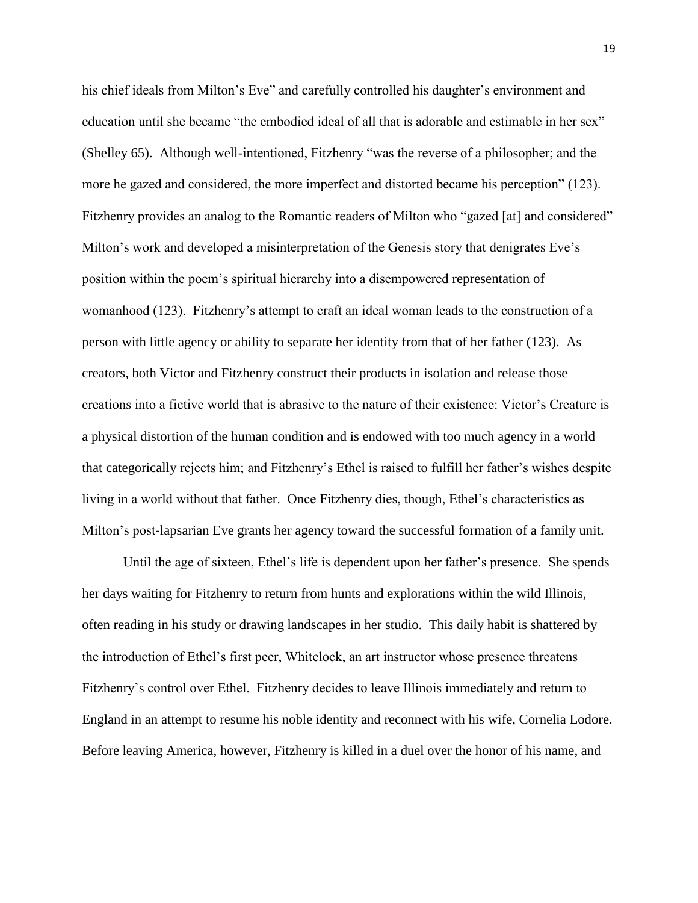his chief ideals from Milton's Eve" and carefully controlled his daughter's environment and education until she became "the embodied ideal of all that is adorable and estimable in her sex" (Shelley 65). Although well-intentioned, Fitzhenry "was the reverse of a philosopher; and the more he gazed and considered, the more imperfect and distorted became his perception" (123). Fitzhenry provides an analog to the Romantic readers of Milton who "gazed [at] and considered" Milton's work and developed a misinterpretation of the Genesis story that denigrates Eve's position within the poem's spiritual hierarchy into a disempowered representation of womanhood (123). Fitzhenry's attempt to craft an ideal woman leads to the construction of a person with little agency or ability to separate her identity from that of her father (123). As creators, both Victor and Fitzhenry construct their products in isolation and release those creations into a fictive world that is abrasive to the nature of their existence: Victor's Creature is a physical distortion of the human condition and is endowed with too much agency in a world that categorically rejects him; and Fitzhenry's Ethel is raised to fulfill her father's wishes despite living in a world without that father. Once Fitzhenry dies, though, Ethel's characteristics as Milton's post-lapsarian Eve grants her agency toward the successful formation of a family unit.

Until the age of sixteen, Ethel's life is dependent upon her father's presence. She spends her days waiting for Fitzhenry to return from hunts and explorations within the wild Illinois, often reading in his study or drawing landscapes in her studio. This daily habit is shattered by the introduction of Ethel's first peer, Whitelock, an art instructor whose presence threatens Fitzhenry's control over Ethel. Fitzhenry decides to leave Illinois immediately and return to England in an attempt to resume his noble identity and reconnect with his wife, Cornelia Lodore. Before leaving America, however, Fitzhenry is killed in a duel over the honor of his name, and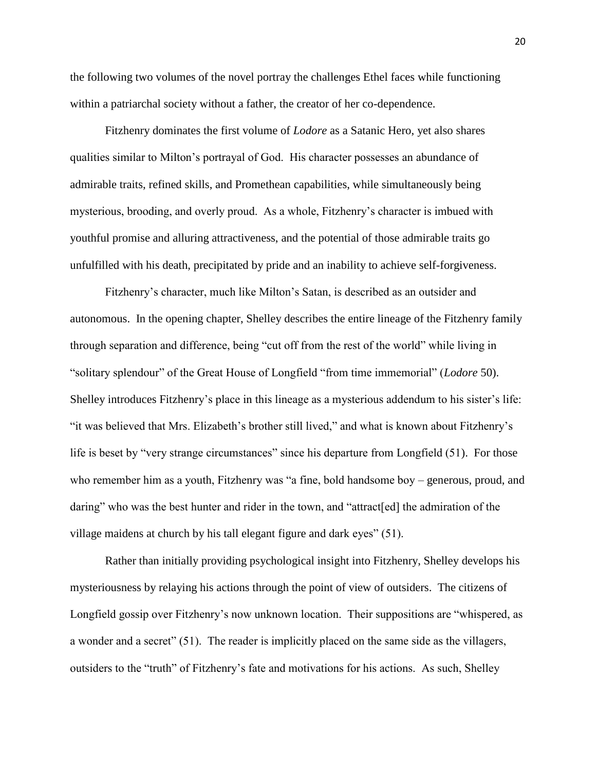the following two volumes of the novel portray the challenges Ethel faces while functioning within a patriarchal society without a father, the creator of her co-dependence.

Fitzhenry dominates the first volume of *Lodore* as a Satanic Hero, yet also shares qualities similar to Milton's portrayal of God. His character possesses an abundance of admirable traits, refined skills, and Promethean capabilities, while simultaneously being mysterious, brooding, and overly proud. As a whole, Fitzhenry's character is imbued with youthful promise and alluring attractiveness, and the potential of those admirable traits go unfulfilled with his death, precipitated by pride and an inability to achieve self-forgiveness.

Fitzhenry's character, much like Milton's Satan, is described as an outsider and autonomous. In the opening chapter, Shelley describes the entire lineage of the Fitzhenry family through separation and difference, being "cut off from the rest of the world" while living in "solitary splendour" of the Great House of Longfield "from time immemorial" (*Lodore* 50). Shelley introduces Fitzhenry's place in this lineage as a mysterious addendum to his sister's life: "it was believed that Mrs. Elizabeth's brother still lived," and what is known about Fitzhenry's life is beset by "very strange circumstances" since his departure from Longfield (51). For those who remember him as a youth, Fitzhenry was "a fine, bold handsome boy – generous, proud, and daring" who was the best hunter and rider in the town, and "attract[ed] the admiration of the village maidens at church by his tall elegant figure and dark eyes" (51).

Rather than initially providing psychological insight into Fitzhenry, Shelley develops his mysteriousness by relaying his actions through the point of view of outsiders. The citizens of Longfield gossip over Fitzhenry's now unknown location. Their suppositions are "whispered, as a wonder and a secret" (51). The reader is implicitly placed on the same side as the villagers, outsiders to the "truth" of Fitzhenry's fate and motivations for his actions. As such, Shelley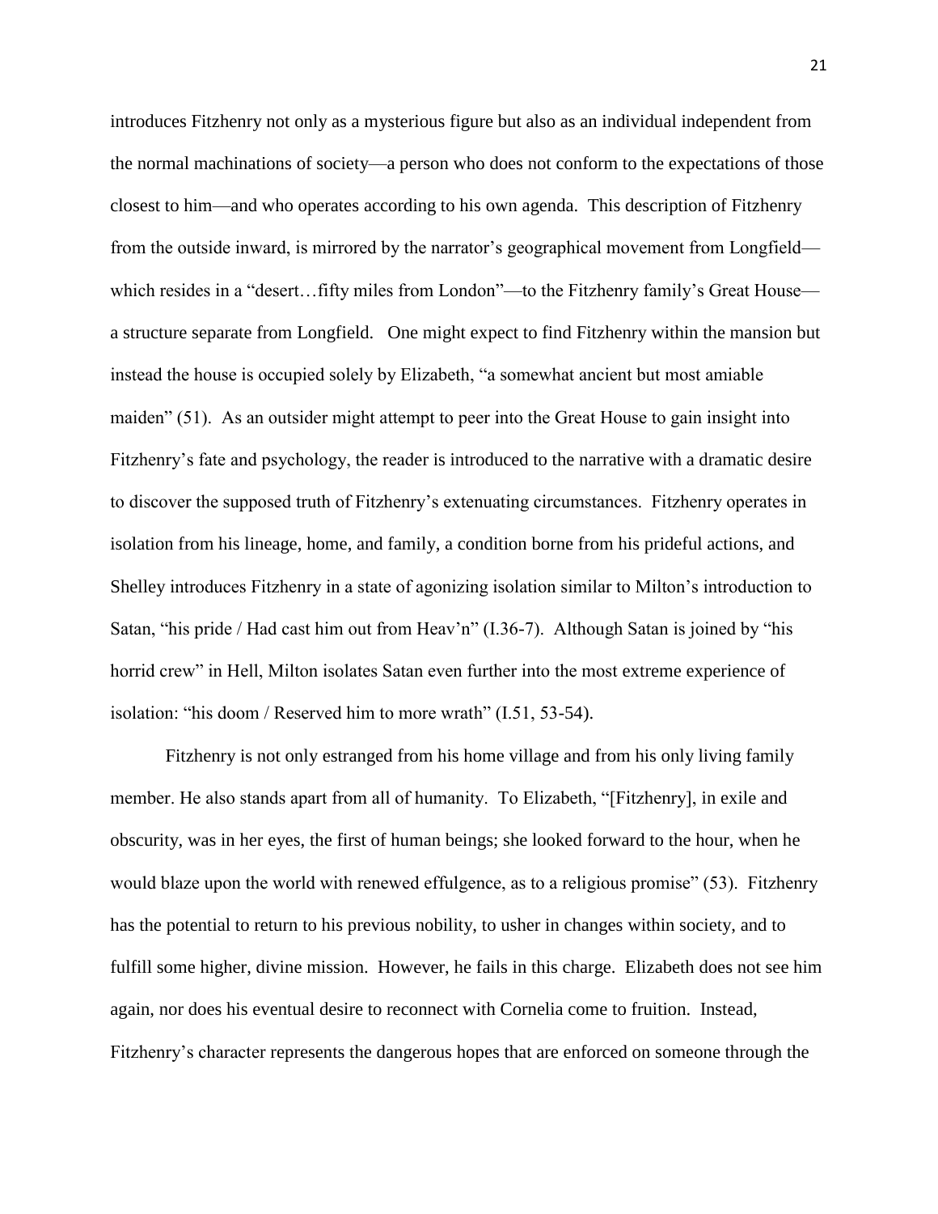introduces Fitzhenry not only as a mysterious figure but also as an individual independent from the normal machinations of society—a person who does not conform to the expectations of those closest to him—and who operates according to his own agenda. This description of Fitzhenry from the outside inward, is mirrored by the narrator's geographical movement from Longfield—which resides in a "desert…fifty miles from London"—to the Fitzhenry family's Great House—a structure separate from Longfield. One might expect to find Fitzhenry within the mansion but instead the house is occupied solely by Elizabeth, "a somewhat ancient but most amiable maiden" (51). As an outsider might attempt to peer into the Great House to gain insight into Fitzhenry's fate and psychology, the reader is introduced to the narrative with a dramatic desire to discover the supposed truth of Fitzhenry's extenuating circumstances. Fitzhenry operates in isolation from his lineage, home, and family, a condition borne from his prideful actions, and Shelley introduces Fitzhenry in a state of agonizing isolation similar to Milton's introduction to Satan, "his pride / Had cast him out from Heav'n" (I.36-7). Although Satan is joined by "his horrid crew" in Hell, Milton isolates Satan even further into the most extreme experience of isolation: "his doom / Reserved him to more wrath" (I.51, 53-54).

Fitzhenry is not only estranged from his home village and from his only living family member. He also stands apart from all of humanity. To Elizabeth, "[Fitzhenry], in exile and obscurity, was in her eyes, the first of human beings; she looked forward to the hour, when he would blaze upon the world with renewed effulgence, as to a religious promise" (53). Fitzhenry has the potential to return to his previous nobility, to usher in changes within society, and to fulfill some higher, divine mission. However, he fails in this charge. Elizabeth does not see him again, nor does his eventual desire to reconnect with Cornelia come to fruition. Instead, Fitzhenry's character represents the dangerous hopes that are enforced on someone through the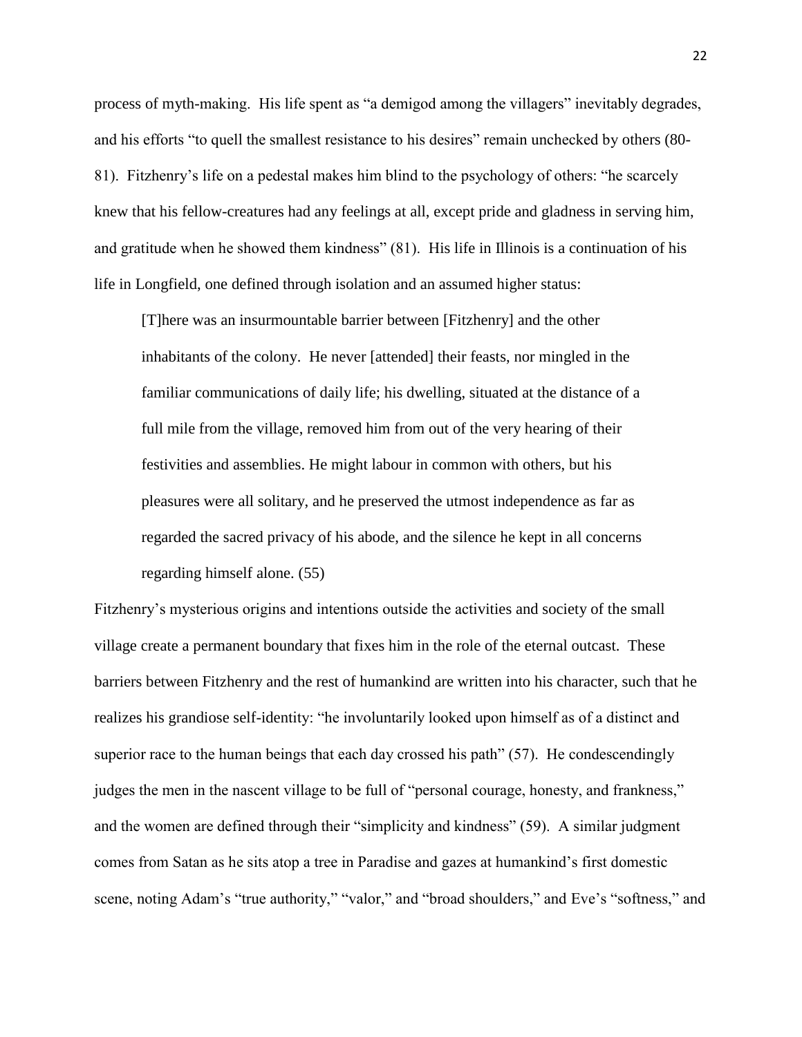process of myth-making. His life spent as "a demigod among the villagers" inevitably degrades, and his efforts "to quell the smallest resistance to his desires" remain unchecked by others (80-81). Fitzhenry's life on a pedestal makes him blind to the psychology of others: "he scarcely knew that his fellow-creatures had any feelings at all, except pride and gladness in serving him, and gratitude when he showed them kindness" (81). His life in Illinois is a continuation of his life in Longfield, one defined through isolation and an assumed higher status:

> [T]here was an insurmountable barrier between [Fitzhenry] and the other inhabitants of the colony. He never [attended] their feasts, nor mingled in the familiar communications of daily life; his dwelling, situated at the distance of a full mile from the village, removed him from out of the very hearing of their festivities and assemblies. He might labour in common with others, but his pleasures were all solitary, and he preserved the utmost independence as far as regarded the sacred privacy of his abode, and the silence he kept in all concerns regarding himself alone. (55)

Fitzhenry's mysterious origins and intentions outside the activities and society of the small village create a permanent boundary that fixes him in the role of the eternal outcast. These barriers between Fitzhenry and the rest of humankind are written into his character, such that he realizes his grandiose self-identity: "he involuntarily looked upon himself as of a distinct and superior race to the human beings that each day crossed his path" (57). He condescendingly judges the men in the nascent village to be full of "personal courage, honesty, and frankness," and the women are defined through their "simplicity and kindness" (59). A similar judgment comes from Satan as he sits atop a tree in Paradise and gazes at humankind's first domestic scene, noting Adam's "true authority," "valor," and "broad shoulders," and Eve's "softness," and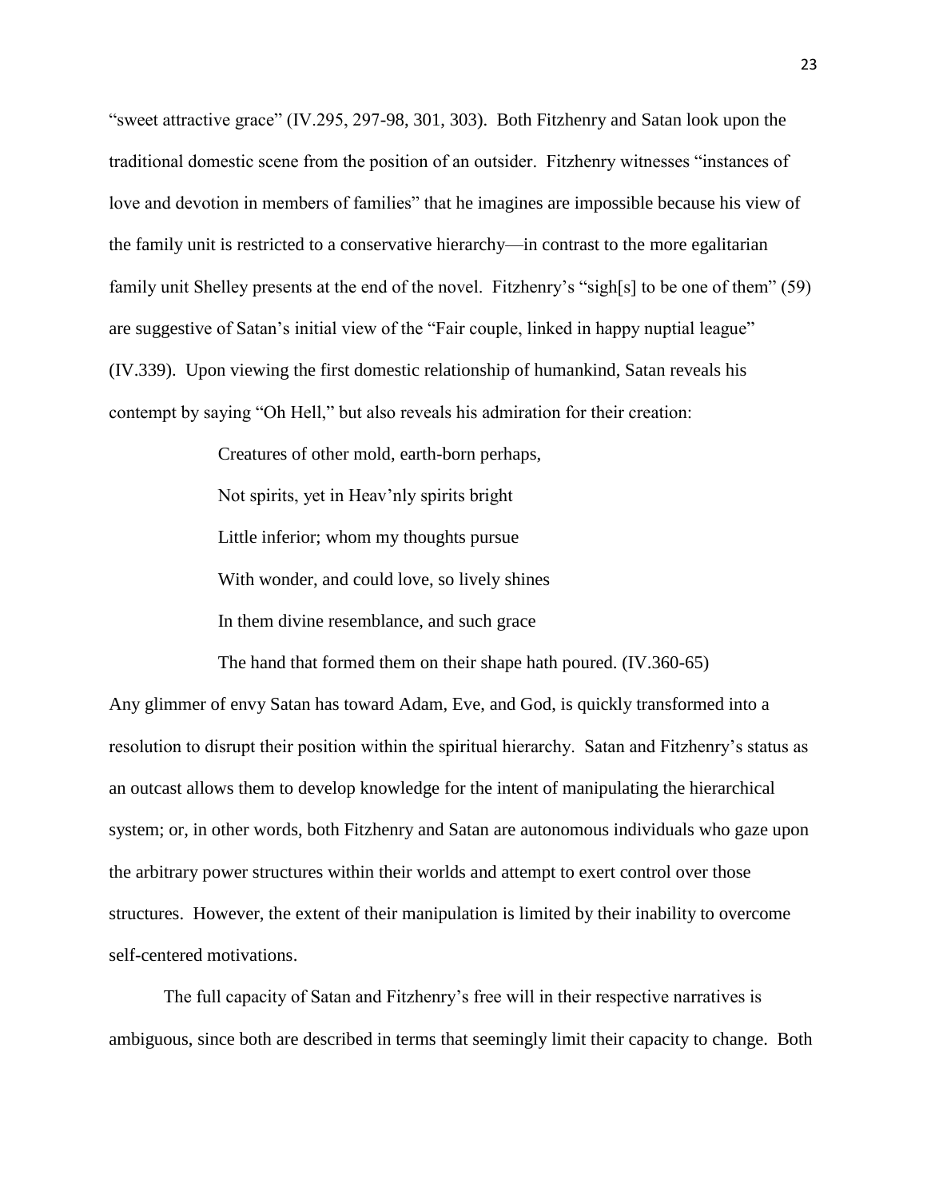"sweet attractive grace" (IV.295, 297-98, 301, 303). Both Fitzhenry and Satan look upon the traditional domestic scene from the position of an outsider. Fitzhenry witnesses "instances of love and devotion in members of families" that he imagines are impossible because his view of the family unit is restricted to a conservative hierarchy—in contrast to the more egalitarian family unit Shelley presents at the end of the novel. Fitzhenry's "sigh[s] to be one of them" (59) are suggestive of Satan's initial view of the "Fair couple, linked in happy nuptial league" (IV.339). Upon viewing the first domestic relationship of humankind, Satan reveals his contempt by saying "Oh Hell," but also reveals his admiration for their creation:

> Creatures of other mold, earth-born perhaps,
> Not spirits, yet in Heav'nly spirits bright
> Little inferior; whom my thoughts pursue
> With wonder, and could love, so lively shines
> In them divine resemblance, and such grace
> The hand that formed them on their shape hath poured. (IV.360-65)

Any glimmer of envy Satan has toward Adam, Eve, and God, is quickly transformed into a resolution to disrupt their position within the spiritual hierarchy. Satan and Fitzhenry's status as an outcast allows them to develop knowledge for the intent of manipulating the hierarchical system; or, in other words, both Fitzhenry and Satan are autonomous individuals who gaze upon the arbitrary power structures within their worlds and attempt to exert control over those structures. However, the extent of their manipulation is limited by their inability to overcome self-centered motivations.

The full capacity of Satan and Fitzhenry's free will in their respective narratives is ambiguous, since both are described in terms that seemingly limit their capacity to change. Both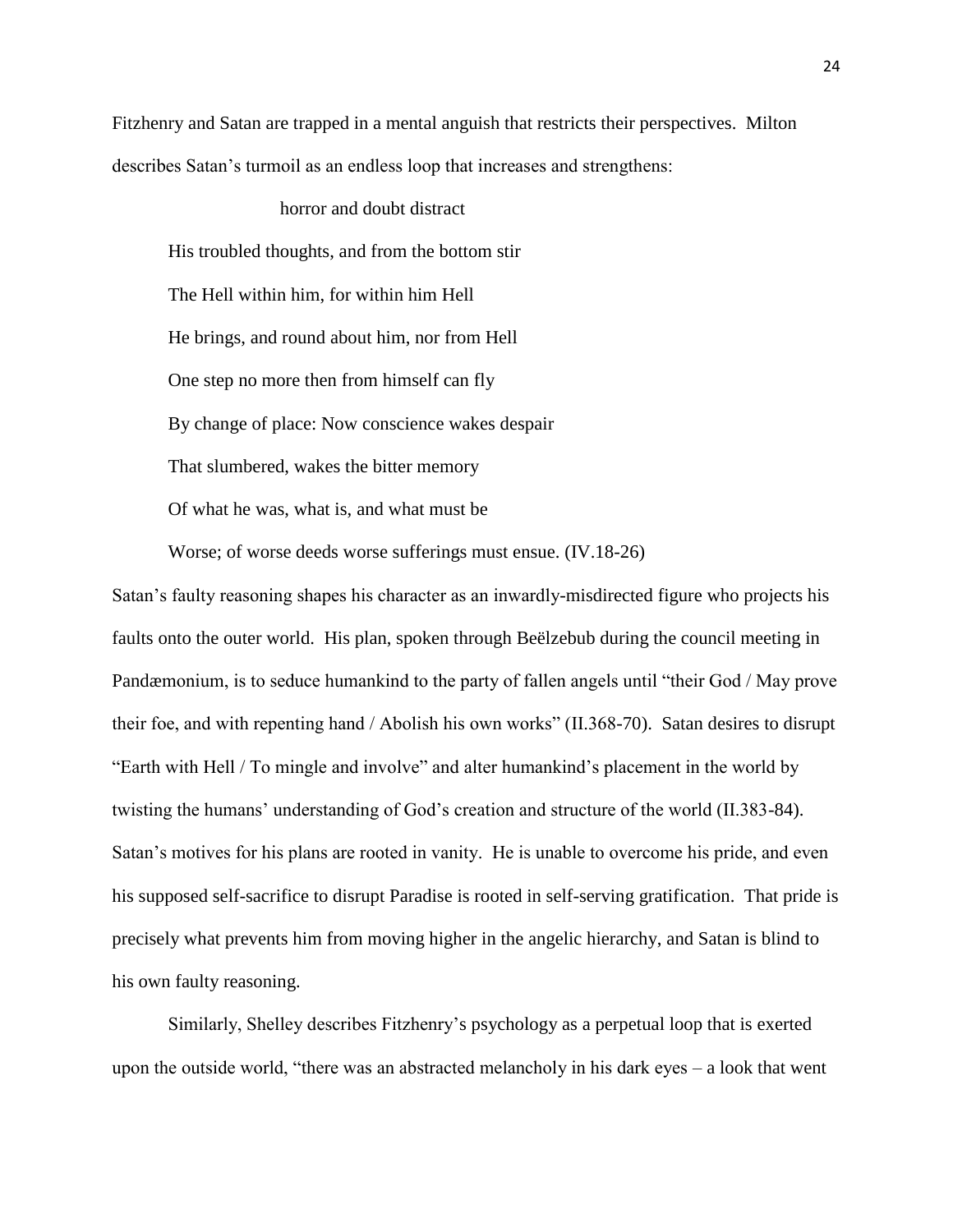Fitzhenry and Satan are trapped in a mental anguish that restricts their perspectives. Milton describes Satan's turmoil as an endless loop that increases and strengthens:

> horror and doubt distract
>
> His troubled thoughts, and from the bottom stir
>
> The Hell within him, for within him Hell
>
> He brings, and round about him, nor from Hell
>
> One step no more then from himself can fly
>
> By change of place: Now conscience wakes despair
>
> That slumbered, wakes the bitter memory
>
> Of what he was, what is, and what must be
>
> Worse; of worse deeds worse sufferings must ensue. (IV.18-26)

Satan's faulty reasoning shapes his character as an inwardly-misdirected figure who projects his faults onto the outer world. His plan, spoken through Beëlzebub during the council meeting in Pandæmonium, is to seduce humankind to the party of fallen angels until "their God / May prove their foe, and with repenting hand / Abolish his own works" (II.368-70). Satan desires to disrupt "Earth with Hell / To mingle and involve" and alter humankind's placement in the world by twisting the humans' understanding of God's creation and structure of the world (II.383-84). Satan's motives for his plans are rooted in vanity. He is unable to overcome his pride, and even his supposed self-sacrifice to disrupt Paradise is rooted in self-serving gratification. That pride is precisely what prevents him from moving higher in the angelic hierarchy, and Satan is blind to his own faulty reasoning.

Similarly, Shelley describes Fitzhenry's psychology as a perpetual loop that is exerted upon the outside world, "there was an abstracted melancholy in his dark eyes – a look that went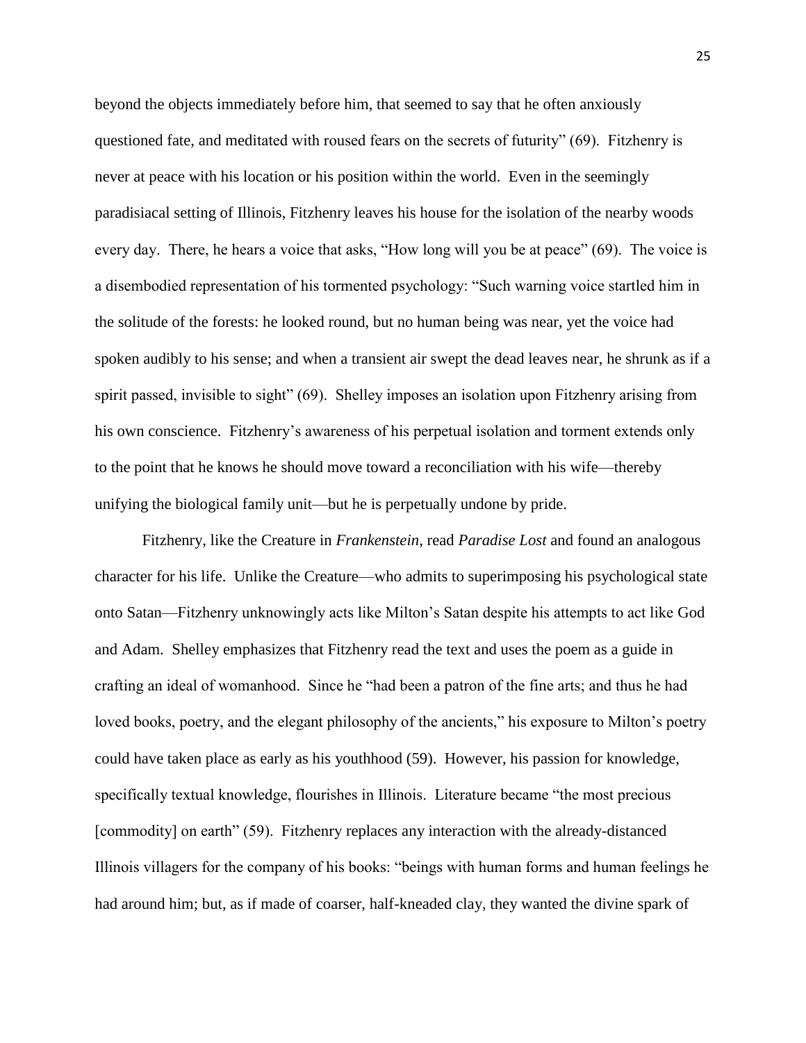beyond the objects immediately before him, that seemed to say that he often anxiously questioned fate, and meditated with roused fears on the secrets of futurity" (69). Fitzhenry is never at peace with his location or his position within the world. Even in the seemingly paradisiacal setting of Illinois, Fitzhenry leaves his house for the isolation of the nearby woods every day. There, he hears a voice that asks, "How long will you be at peace" (69). The voice is a disembodied representation of his tormented psychology: "Such warning voice startled him in the solitude of the forests: he looked round, but no human being was near, yet the voice had spoken audibly to his sense; and when a transient air swept the dead leaves near, he shrunk as if a spirit passed, invisible to sight" (69). Shelley imposes an isolation upon Fitzhenry arising from his own conscience. Fitzhenry's awareness of his perpetual isolation and torment extends only to the point that he knows he should move toward a reconciliation with his wife—thereby unifying the biological family unit—but he is perpetually undone by pride.

Fitzhenry, like the Creature in *Frankenstein*, read *Paradise Lost* and found an analogous character for his life. Unlike the Creature—who admits to superimposing his psychological state onto Satan—Fitzhenry unknowingly acts like Milton's Satan despite his attempts to act like God and Adam. Shelley emphasizes that Fitzhenry read the text and uses the poem as a guide in crafting an ideal of womanhood. Since he "had been a patron of the fine arts; and thus he had loved books, poetry, and the elegant philosophy of the ancients," his exposure to Milton's poetry could have taken place as early as his youthhood (59). However, his passion for knowledge, specifically textual knowledge, flourishes in Illinois. Literature became "the most precious [commodity] on earth" (59). Fitzhenry replaces any interaction with the already-distanced Illinois villagers for the company of his books: "beings with human forms and human feelings he had around him; but, as if made of coarser, half-kneaded clay, they wanted the divine spark of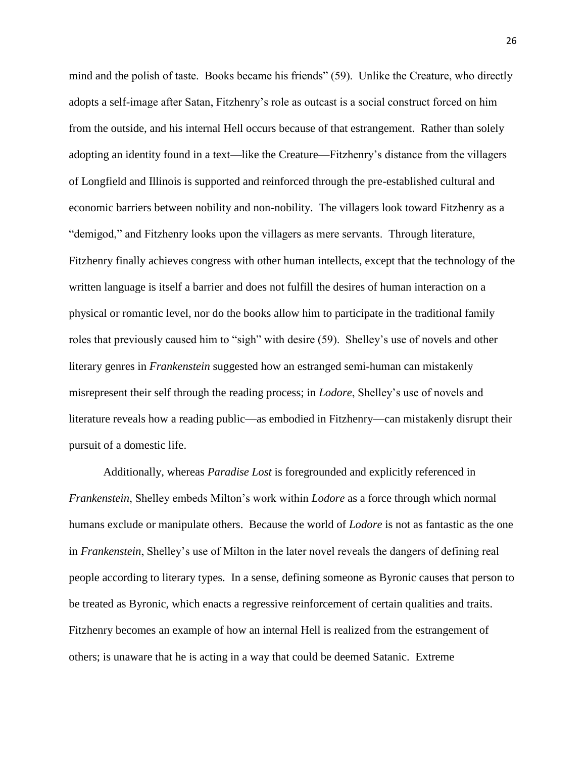mind and the polish of taste. Books became his friends" (59). Unlike the Creature, who directly adopts a self-image after Satan, Fitzhenry's role as outcast is a social construct forced on him from the outside, and his internal Hell occurs because of that estrangement. Rather than solely adopting an identity found in a text—like the Creature—Fitzhenry's distance from the villagers of Longfield and Illinois is supported and reinforced through the pre-established cultural and economic barriers between nobility and non-nobility. The villagers look toward Fitzhenry as a "demigod," and Fitzhenry looks upon the villagers as mere servants. Through literature, Fitzhenry finally achieves congress with other human intellects, except that the technology of the written language is itself a barrier and does not fulfill the desires of human interaction on a physical or romantic level, nor do the books allow him to participate in the traditional family roles that previously caused him to "sigh" with desire (59). Shelley's use of novels and other literary genres in *Frankenstein* suggested how an estranged semi-human can mistakenly misrepresent their self through the reading process; in *Lodore*, Shelley's use of novels and literature reveals how a reading public—as embodied in Fitzhenry—can mistakenly disrupt their pursuit of a domestic life.

Additionally, whereas *Paradise Lost* is foregrounded and explicitly referenced in *Frankenstein*, Shelley embeds Milton's work within *Lodore* as a force through which normal humans exclude or manipulate others. Because the world of *Lodore* is not as fantastic as the one in *Frankenstein*, Shelley's use of Milton in the later novel reveals the dangers of defining real people according to literary types. In a sense, defining someone as Byronic causes that person to be treated as Byronic, which enacts a regressive reinforcement of certain qualities and traits. Fitzhenry becomes an example of how an internal Hell is realized from the estrangement of others; is unaware that he is acting in a way that could be deemed Satanic. Extreme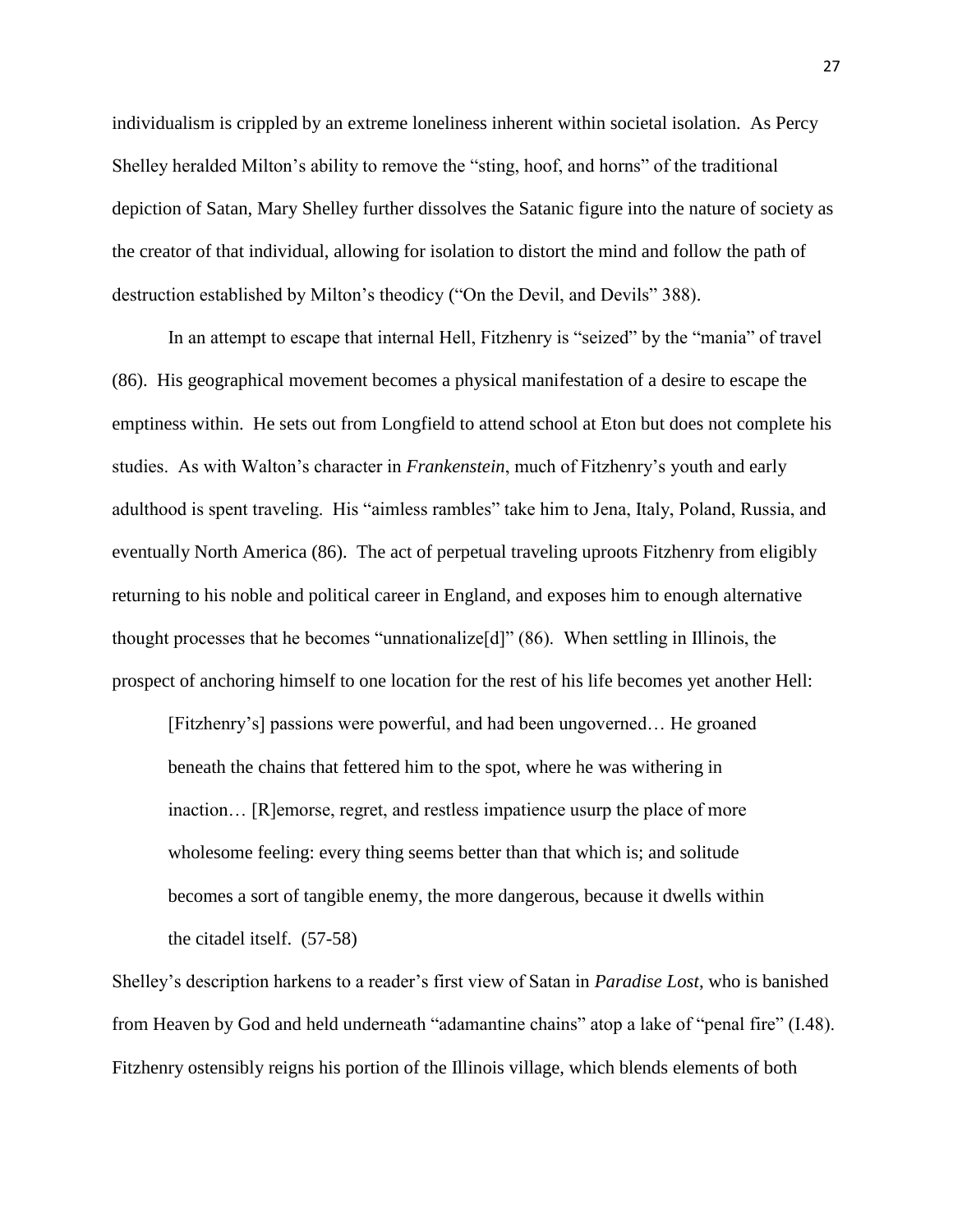individualism is crippled by an extreme loneliness inherent within societal isolation. As Percy Shelley heralded Milton's ability to remove the "sting, hoof, and horns" of the traditional depiction of Satan, Mary Shelley further dissolves the Satanic figure into the nature of society as the creator of that individual, allowing for isolation to distort the mind and follow the path of destruction established by Milton's theodicy ("On the Devil, and Devils" 388).

In an attempt to escape that internal Hell, Fitzhenry is "seized" by the "mania" of travel (86). His geographical movement becomes a physical manifestation of a desire to escape the emptiness within. He sets out from Longfield to attend school at Eton but does not complete his studies. As with Walton's character in *Frankenstein*, much of Fitzhenry's youth and early adulthood is spent traveling. His "aimless rambles" take him to Jena, Italy, Poland, Russia, and eventually North America (86). The act of perpetual traveling uproots Fitzhenry from eligibly returning to his noble and political career in England, and exposes him to enough alternative thought processes that he becomes "unnationalize[d]" (86). When settling in Illinois, the prospect of anchoring himself to one location for the rest of his life becomes yet another Hell:

> [Fitzhenry's] passions were powerful, and had been ungoverned… He groaned beneath the chains that fettered him to the spot, where he was withering in inaction… [R]emorse, regret, and restless impatience usurp the place of more wholesome feeling: every thing seems better than that which is; and solitude becomes a sort of tangible enemy, the more dangerous, because it dwells within the citadel itself. (57-58)

Shelley's description harkens to a reader's first view of Satan in *Paradise Lost*, who is banished from Heaven by God and held underneath "adamantine chains" atop a lake of "penal fire" (I.48). Fitzhenry ostensibly reigns his portion of the Illinois village, which blends elements of both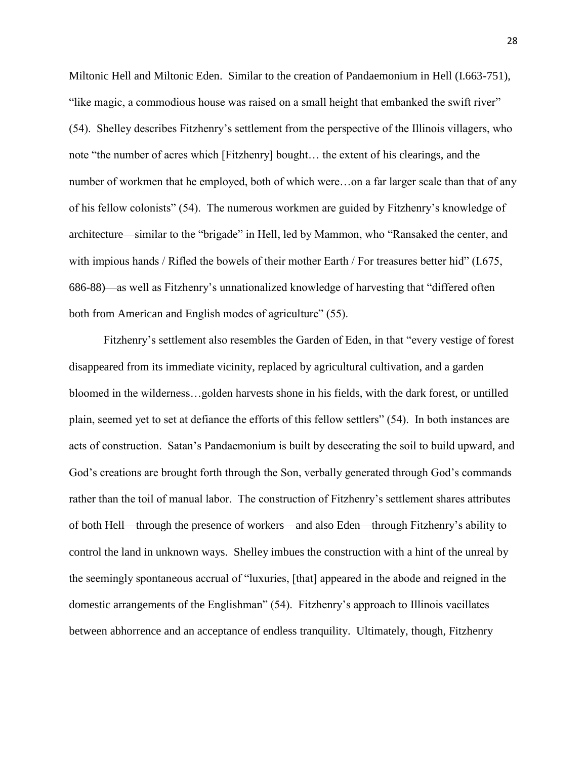Miltonic Hell and Miltonic Eden. Similar to the creation of Pandaemonium in Hell (I.663-751), "like magic, a commodious house was raised on a small height that embanked the swift river" (54). Shelley describes Fitzhenry's settlement from the perspective of the Illinois villagers, who note "the number of acres which [Fitzhenry] bought… the extent of his clearings, and the number of workmen that he employed, both of which were…on a far larger scale than that of any of his fellow colonists" (54). The numerous workmen are guided by Fitzhenry's knowledge of architecture—similar to the "brigade" in Hell, led by Mammon, who "Ransaked the center, and with impious hands / Rifled the bowels of their mother Earth / For treasures better hid" (I.675, 686-88)—as well as Fitzhenry's unnationalized knowledge of harvesting that "differed often both from American and English modes of agriculture" (55).

Fitzhenry's settlement also resembles the Garden of Eden, in that "every vestige of forest disappeared from its immediate vicinity, replaced by agricultural cultivation, and a garden bloomed in the wilderness…golden harvests shone in his fields, with the dark forest, or untilled plain, seemed yet to set at defiance the efforts of this fellow settlers" (54). In both instances are acts of construction. Satan's Pandaemonium is built by desecrating the soil to build upward, and God's creations are brought forth through the Son, verbally generated through God's commands rather than the toil of manual labor. The construction of Fitzhenry's settlement shares attributes of both Hell—through the presence of workers—and also Eden—through Fitzhenry's ability to control the land in unknown ways. Shelley imbues the construction with a hint of the unreal by the seemingly spontaneous accrual of "luxuries, [that] appeared in the abode and reigned in the domestic arrangements of the Englishman" (54). Fitzhenry's approach to Illinois vacillates between abhorrence and an acceptance of endless tranquility. Ultimately, though, Fitzhenry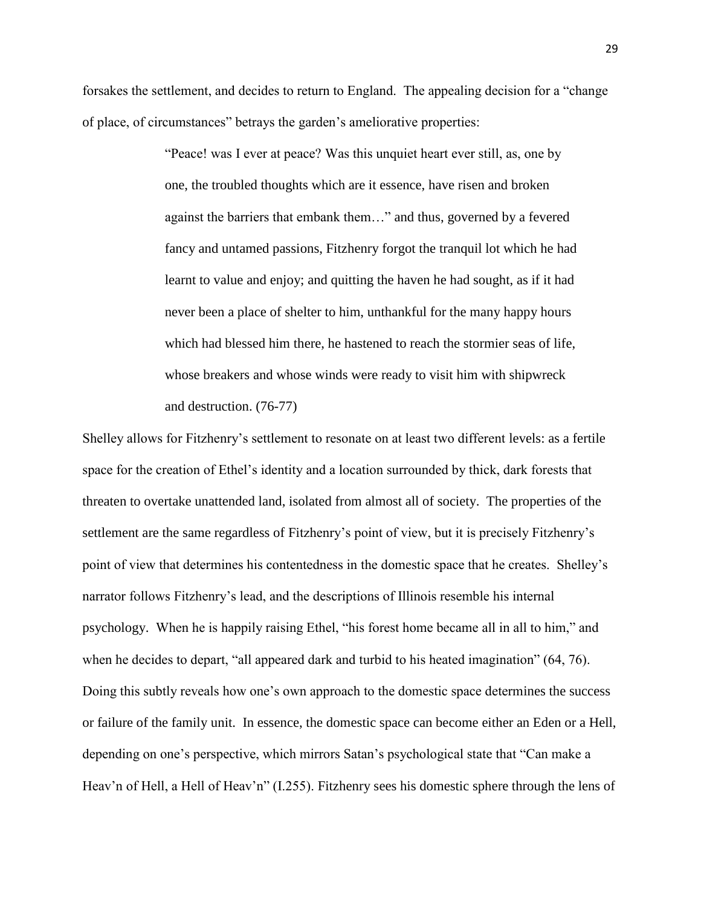forsakes the settlement, and decides to return to England. The appealing decision for a "change of place, of circumstances" betrays the garden's ameliorative properties:

> "Peace! was I ever at peace? Was this unquiet heart ever still, as, one by one, the troubled thoughts which are it essence, have risen and broken against the barriers that embank them…" and thus, governed by a fevered fancy and untamed passions, Fitzhenry forgot the tranquil lot which he had learnt to value and enjoy; and quitting the haven he had sought, as if it had never been a place of shelter to him, unthankful for the many happy hours which had blessed him there, he hastened to reach the stormier seas of life, whose breakers and whose winds were ready to visit him with shipwreck and destruction. (76-77)

Shelley allows for Fitzhenry's settlement to resonate on at least two different levels: as a fertile space for the creation of Ethel's identity and a location surrounded by thick, dark forests that threaten to overtake unattended land, isolated from almost all of society. The properties of the settlement are the same regardless of Fitzhenry's point of view, but it is precisely Fitzhenry's point of view that determines his contentedness in the domestic space that he creates. Shelley's narrator follows Fitzhenry's lead, and the descriptions of Illinois resemble his internal psychology. When he is happily raising Ethel, "his forest home became all in all to him," and when he decides to depart, "all appeared dark and turbid to his heated imagination" (64, 76). Doing this subtly reveals how one's own approach to the domestic space determines the success or failure of the family unit. In essence, the domestic space can become either an Eden or a Hell, depending on one's perspective, which mirrors Satan's psychological state that "Can make a Heav'n of Hell, a Hell of Heav'n" (I.255). Fitzhenry sees his domestic sphere through the lens of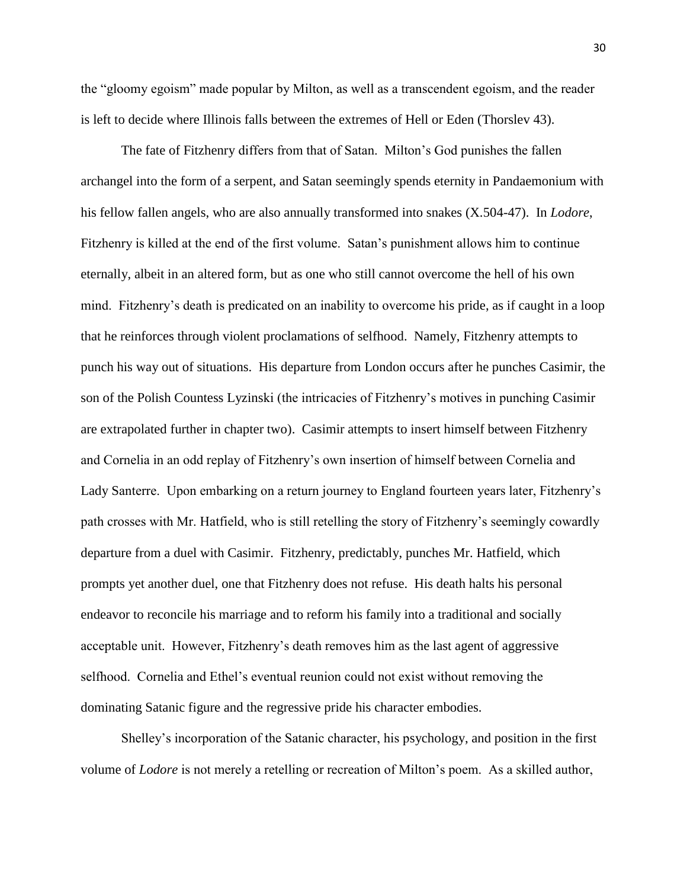the "gloomy egoism" made popular by Milton, as well as a transcendent egoism, and the reader is left to decide where Illinois falls between the extremes of Hell or Eden (Thorslev 43).

The fate of Fitzhenry differs from that of Satan. Milton's God punishes the fallen archangel into the form of a serpent, and Satan seemingly spends eternity in Pandaemonium with his fellow fallen angels, who are also annually transformed into snakes (X.504-47). In *Lodore*, Fitzhenry is killed at the end of the first volume. Satan's punishment allows him to continue eternally, albeit in an altered form, but as one who still cannot overcome the hell of his own mind. Fitzhenry's death is predicated on an inability to overcome his pride, as if caught in a loop that he reinforces through violent proclamations of selfhood. Namely, Fitzhenry attempts to punch his way out of situations. His departure from London occurs after he punches Casimir, the son of the Polish Countess Lyzinski (the intricacies of Fitzhenry's motives in punching Casimir are extrapolated further in chapter two). Casimir attempts to insert himself between Fitzhenry and Cornelia in an odd replay of Fitzhenry's own insertion of himself between Cornelia and Lady Santerre. Upon embarking on a return journey to England fourteen years later, Fitzhenry's path crosses with Mr. Hatfield, who is still retelling the story of Fitzhenry's seemingly cowardly departure from a duel with Casimir. Fitzhenry, predictably, punches Mr. Hatfield, which prompts yet another duel, one that Fitzhenry does not refuse. His death halts his personal endeavor to reconcile his marriage and to reform his family into a traditional and socially acceptable unit. However, Fitzhenry's death removes him as the last agent of aggressive selfhood. Cornelia and Ethel's eventual reunion could not exist without removing the dominating Satanic figure and the regressive pride his character embodies.

Shelley's incorporation of the Satanic character, his psychology, and position in the first volume of *Lodore* is not merely a retelling or recreation of Milton's poem. As a skilled author,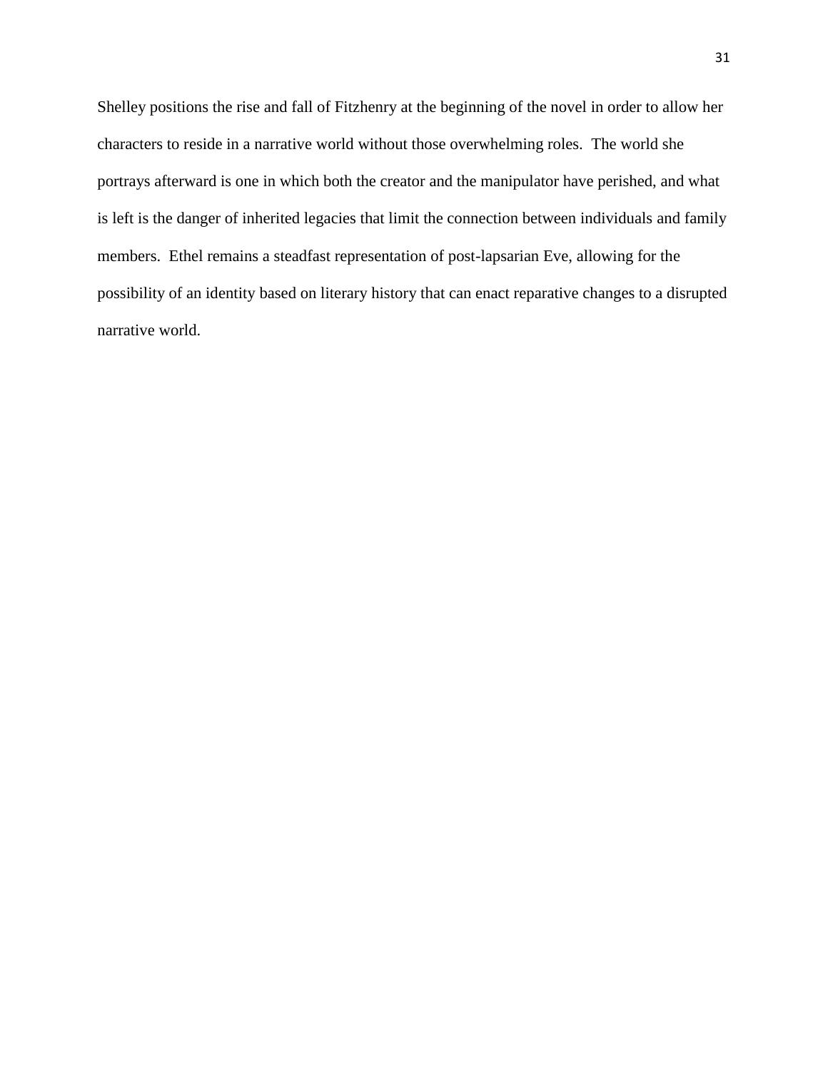Shelley positions the rise and fall of Fitzhenry at the beginning of the novel in order to allow her characters to reside in a narrative world without those overwhelming roles. The world she portrays afterward is one in which both the creator and the manipulator have perished, and what is left is the danger of inherited legacies that limit the connection between individuals and family members. Ethel remains a steadfast representation of post-lapsarian Eve, allowing for the possibility of an identity based on literary history that can enact reparative changes to a disrupted narrative world.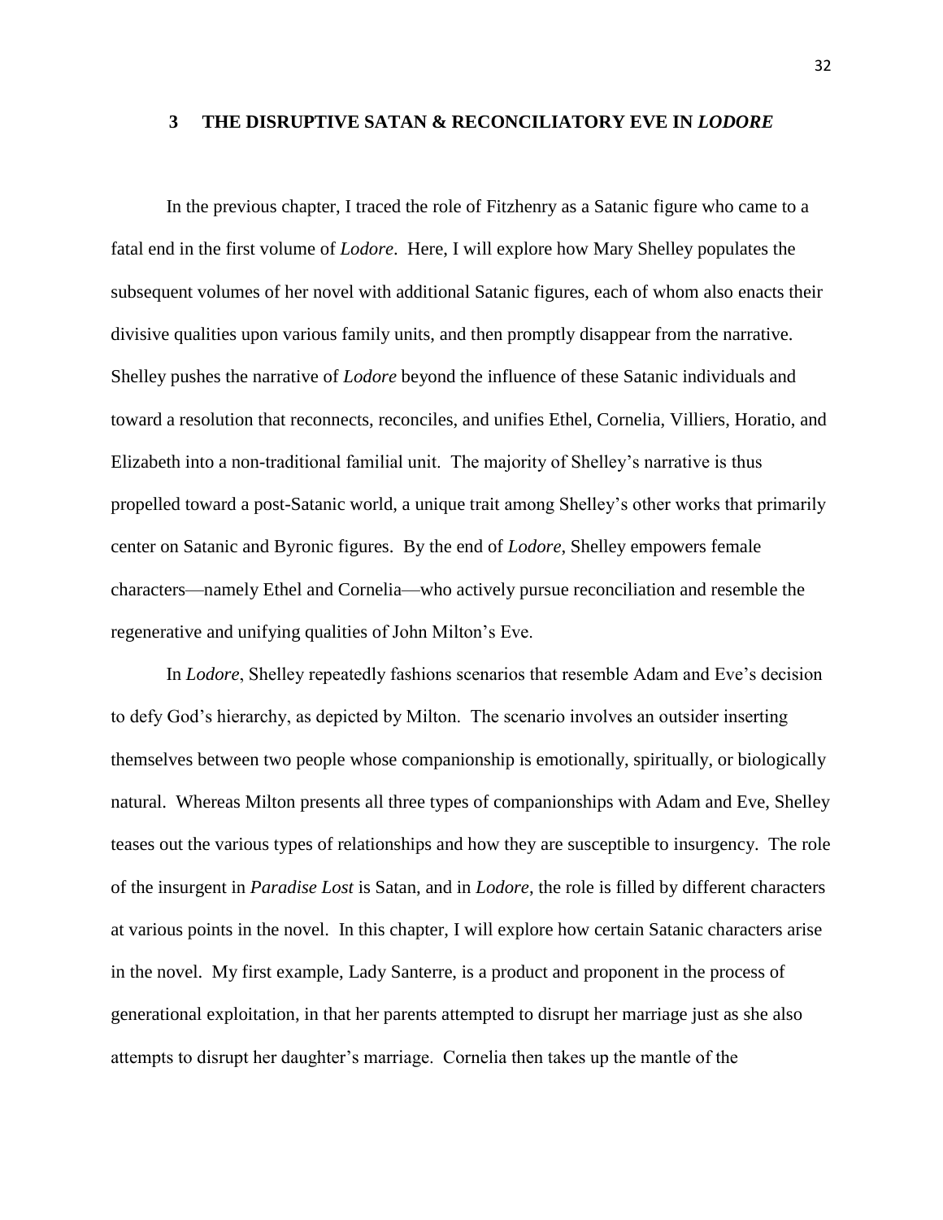## 3 THE DISRUPTIVE SATAN & RECONCILIATORY EVE IN *LODORE*

In the previous chapter, I traced the role of Fitzhenry as a Satanic figure who came to a fatal end in the first volume of *Lodore*. Here, I will explore how Mary Shelley populates the subsequent volumes of her novel with additional Satanic figures, each of whom also enacts their divisive qualities upon various family units, and then promptly disappear from the narrative. Shelley pushes the narrative of *Lodore* beyond the influence of these Satanic individuals and toward a resolution that reconnects, reconciles, and unifies Ethel, Cornelia, Villiers, Horatio, and Elizabeth into a non-traditional familial unit. The majority of Shelley's narrative is thus propelled toward a post-Satanic world, a unique trait among Shelley's other works that primarily center on Satanic and Byronic figures. By the end of *Lodore*, Shelley empowers female characters—namely Ethel and Cornelia—who actively pursue reconciliation and resemble the regenerative and unifying qualities of John Milton's Eve.

In *Lodore*, Shelley repeatedly fashions scenarios that resemble Adam and Eve's decision to defy God's hierarchy, as depicted by Milton. The scenario involves an outsider inserting themselves between two people whose companionship is emotionally, spiritually, or biologically natural. Whereas Milton presents all three types of companionships with Adam and Eve, Shelley teases out the various types of relationships and how they are susceptible to insurgency. The role of the insurgent in *Paradise Lost* is Satan, and in *Lodore*, the role is filled by different characters at various points in the novel. In this chapter, I will explore how certain Satanic characters arise in the novel. My first example, Lady Santerre, is a product and proponent in the process of generational exploitation, in that her parents attempted to disrupt her marriage just as she also attempts to disrupt her daughter's marriage. Cornelia then takes up the mantle of the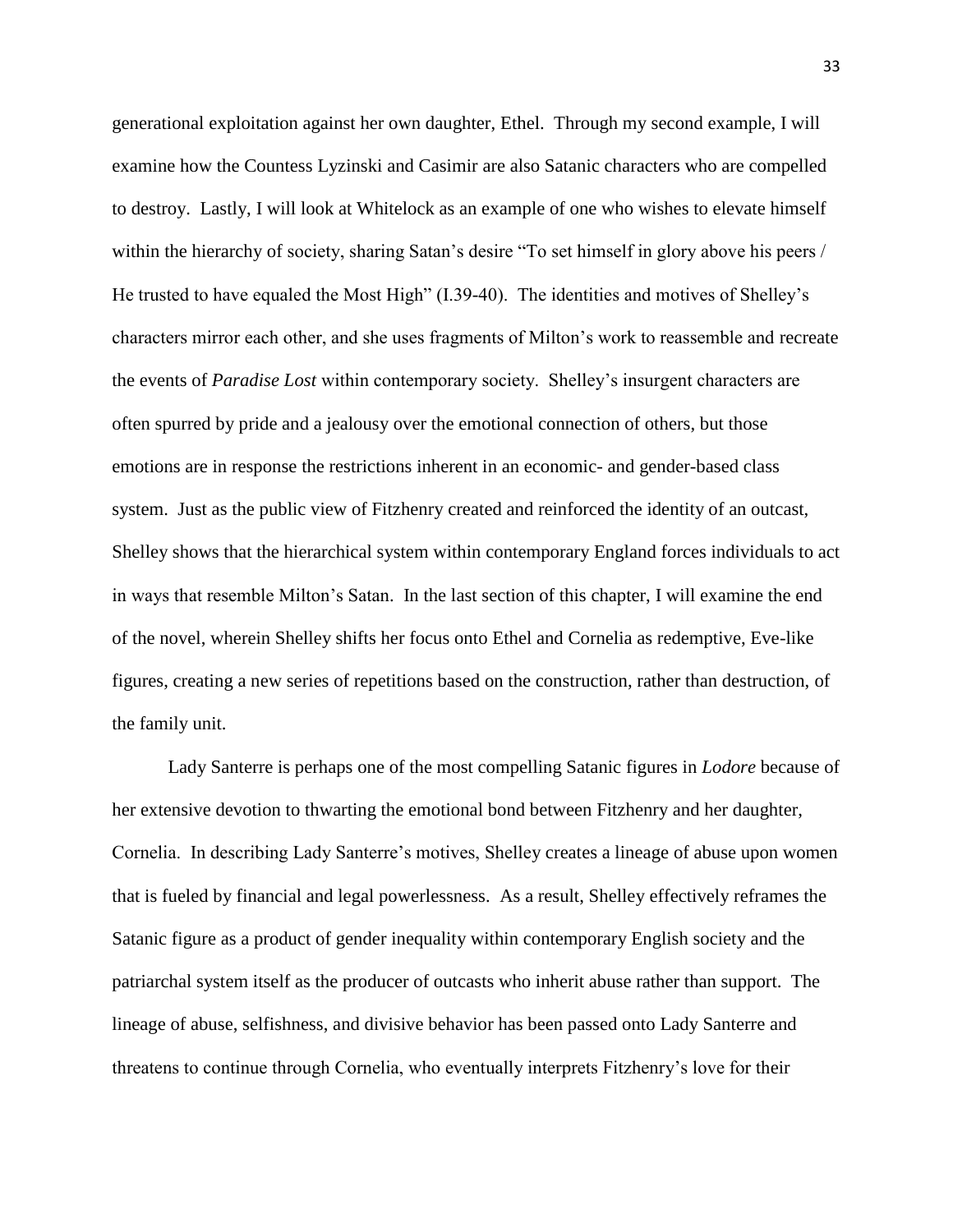generational exploitation against her own daughter, Ethel. Through my second example, I will examine how the Countess Lyzinski and Casimir are also Satanic characters who are compelled to destroy. Lastly, I will look at Whitelock as an example of one who wishes to elevate himself within the hierarchy of society, sharing Satan's desire "To set himself in glory above his peers / He trusted to have equaled the Most High" (I.39-40). The identities and motives of Shelley's characters mirror each other, and she uses fragments of Milton's work to reassemble and recreate the events of *Paradise Lost* within contemporary society. Shelley's insurgent characters are often spurred by pride and a jealousy over the emotional connection of others, but those emotions are in response the restrictions inherent in an economic- and gender-based class system. Just as the public view of Fitzhenry created and reinforced the identity of an outcast, Shelley shows that the hierarchical system within contemporary England forces individuals to act in ways that resemble Milton's Satan. In the last section of this chapter, I will examine the end of the novel, wherein Shelley shifts her focus onto Ethel and Cornelia as redemptive, Eve-like figures, creating a new series of repetitions based on the construction, rather than destruction, of the family unit.

Lady Santerre is perhaps one of the most compelling Satanic figures in *Lodore* because of her extensive devotion to thwarting the emotional bond between Fitzhenry and her daughter, Cornelia. In describing Lady Santerre's motives, Shelley creates a lineage of abuse upon women that is fueled by financial and legal powerlessness. As a result, Shelley effectively reframes the Satanic figure as a product of gender inequality within contemporary English society and the patriarchal system itself as the producer of outcasts who inherit abuse rather than support. The lineage of abuse, selfishness, and divisive behavior has been passed onto Lady Santerre and threatens to continue through Cornelia, who eventually interprets Fitzhenry's love for their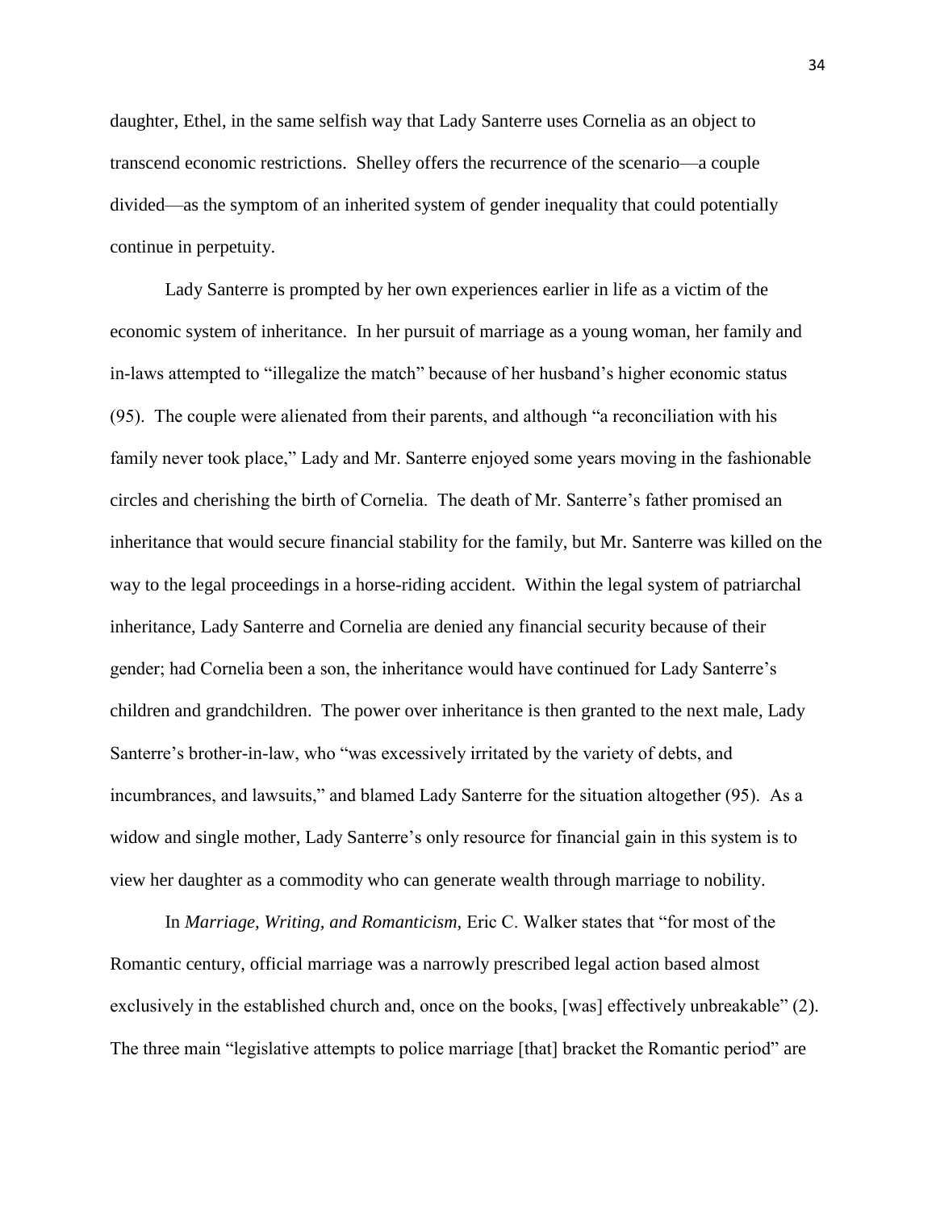daughter, Ethel, in the same selfish way that Lady Santerre uses Cornelia as an object to transcend economic restrictions. Shelley offers the recurrence of the scenario—a couple divided—as the symptom of an inherited system of gender inequality that could potentially continue in perpetuity.

Lady Santerre is prompted by her own experiences earlier in life as a victim of the economic system of inheritance. In her pursuit of marriage as a young woman, her family and in-laws attempted to "illegalize the match" because of her husband's higher economic status (95). The couple were alienated from their parents, and although "a reconciliation with his family never took place," Lady and Mr. Santerre enjoyed some years moving in the fashionable circles and cherishing the birth of Cornelia. The death of Mr. Santerre's father promised an inheritance that would secure financial stability for the family, but Mr. Santerre was killed on the way to the legal proceedings in a horse-riding accident. Within the legal system of patriarchal inheritance, Lady Santerre and Cornelia are denied any financial security because of their gender; had Cornelia been a son, the inheritance would have continued for Lady Santerre's children and grandchildren. The power over inheritance is then granted to the next male, Lady Santerre's brother-in-law, who "was excessively irritated by the variety of debts, and incumbrances, and lawsuits," and blamed Lady Santerre for the situation altogether (95). As a widow and single mother, Lady Santerre's only resource for financial gain in this system is to view her daughter as a commodity who can generate wealth through marriage to nobility.

In *Marriage, Writing, and Romanticism,* Eric C. Walker states that "for most of the Romantic century, official marriage was a narrowly prescribed legal action based almost exclusively in the established church and, once on the books, [was] effectively unbreakable" (2). The three main "legislative attempts to police marriage [that] bracket the Romantic period" are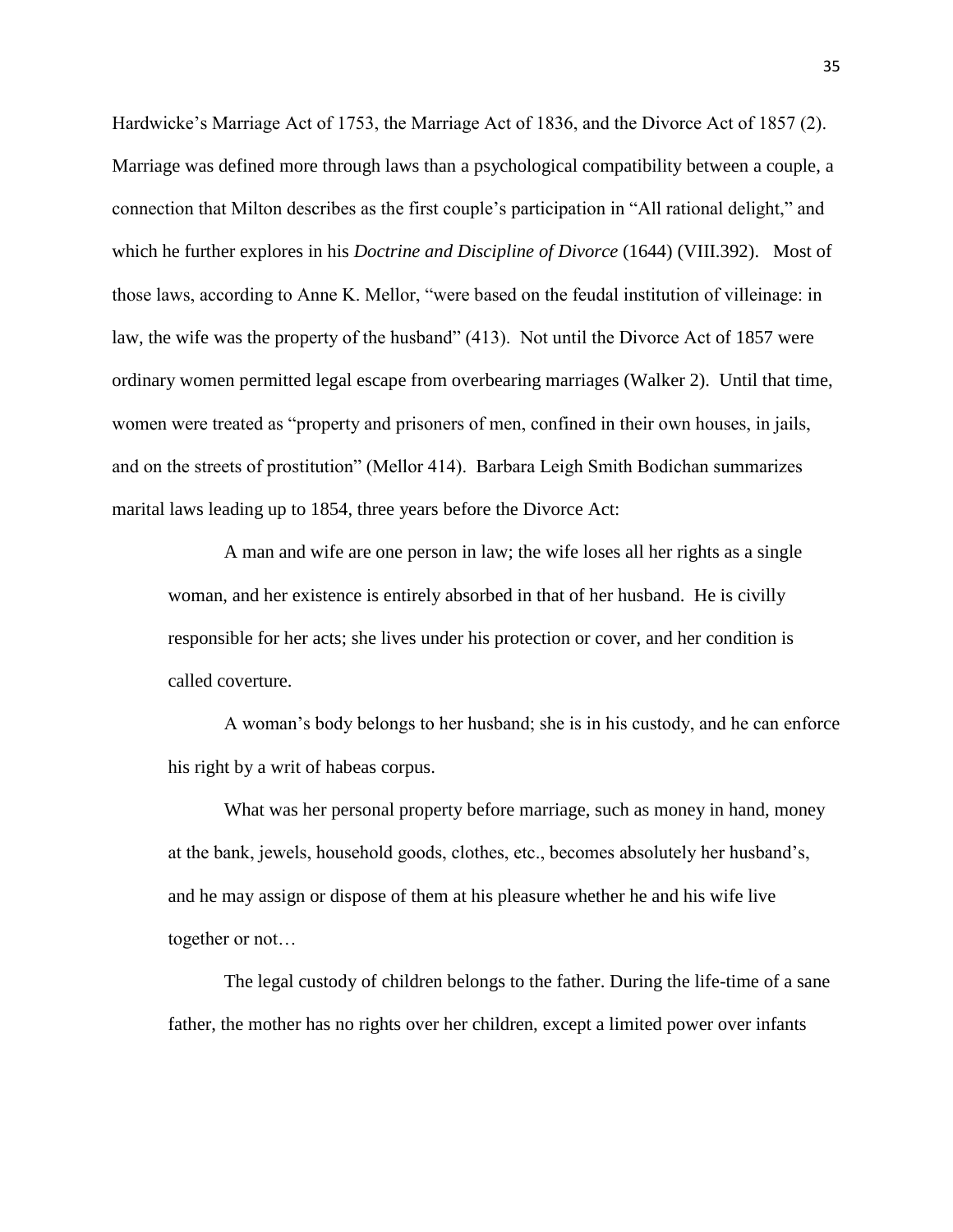Hardwicke's Marriage Act of 1753, the Marriage Act of 1836, and the Divorce Act of 1857 (2). Marriage was defined more through laws than a psychological compatibility between a couple, a connection that Milton describes as the first couple's participation in "All rational delight," and which he further explores in his *Doctrine and Discipline of Divorce* (1644) (VIII.392). Most of those laws, according to Anne K. Mellor, "were based on the feudal institution of villeinage: in law, the wife was the property of the husband" (413). Not until the Divorce Act of 1857 were ordinary women permitted legal escape from overbearing marriages (Walker 2). Until that time, women were treated as "property and prisoners of men, confined in their own houses, in jails, and on the streets of prostitution" (Mellor 414). Barbara Leigh Smith Bodichan summarizes marital laws leading up to 1854, three years before the Divorce Act:

> A man and wife are one person in law; the wife loses all her rights as a single woman, and her existence is entirely absorbed in that of her husband. He is civilly responsible for her acts; she lives under his protection or cover, and her condition is called coverture.
>
> A woman's body belongs to her husband; she is in his custody, and he can enforce his right by a writ of habeas corpus.
>
> What was her personal property before marriage, such as money in hand, money at the bank, jewels, household goods, clothes, etc., becomes absolutely her husband's, and he may assign or dispose of them at his pleasure whether he and his wife live together or not…
>
> The legal custody of children belongs to the father. During the life-time of a sane father, the mother has no rights over her children, except a limited power over infants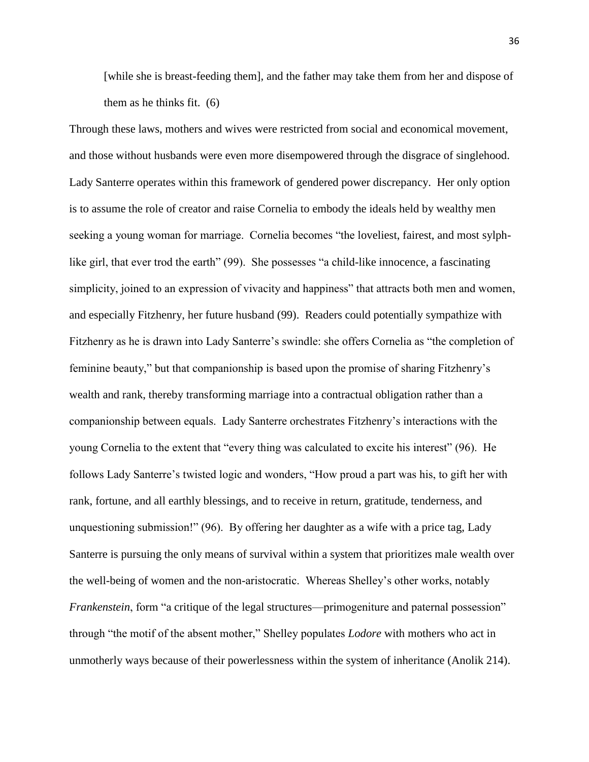> [while she is breast-feeding them], and the father may take them from her and dispose of them as he thinks fit. (6)

Through these laws, mothers and wives were restricted from social and economical movement, and those without husbands were even more disempowered through the disgrace of singlehood. Lady Santerre operates within this framework of gendered power discrepancy. Her only option is to assume the role of creator and raise Cornelia to embody the ideals held by wealthy men seeking a young woman for marriage. Cornelia becomes "the loveliest, fairest, and most sylph-like girl, that ever trod the earth" (99). She possesses "a child-like innocence, a fascinating simplicity, joined to an expression of vivacity and happiness" that attracts both men and women, and especially Fitzhenry, her future husband (99). Readers could potentially sympathize with Fitzhenry as he is drawn into Lady Santerre's swindle: she offers Cornelia as "the completion of feminine beauty," but that companionship is based upon the promise of sharing Fitzhenry's wealth and rank, thereby transforming marriage into a contractual obligation rather than a companionship between equals. Lady Santerre orchestrates Fitzhenry's interactions with the young Cornelia to the extent that "every thing was calculated to excite his interest" (96). He follows Lady Santerre's twisted logic and wonders, "How proud a part was his, to gift her with rank, fortune, and all earthly blessings, and to receive in return, gratitude, tenderness, and unquestioning submission!" (96). By offering her daughter as a wife with a price tag, Lady Santerre is pursuing the only means of survival within a system that prioritizes male wealth over the well-being of women and the non-aristocratic. Whereas Shelley's other works, notably *Frankenstein*, form "a critique of the legal structures—primogeniture and paternal possession" through "the motif of the absent mother," Shelley populates *Lodore* with mothers who act in unmotherly ways because of their powerlessness within the system of inheritance (Anolik 214).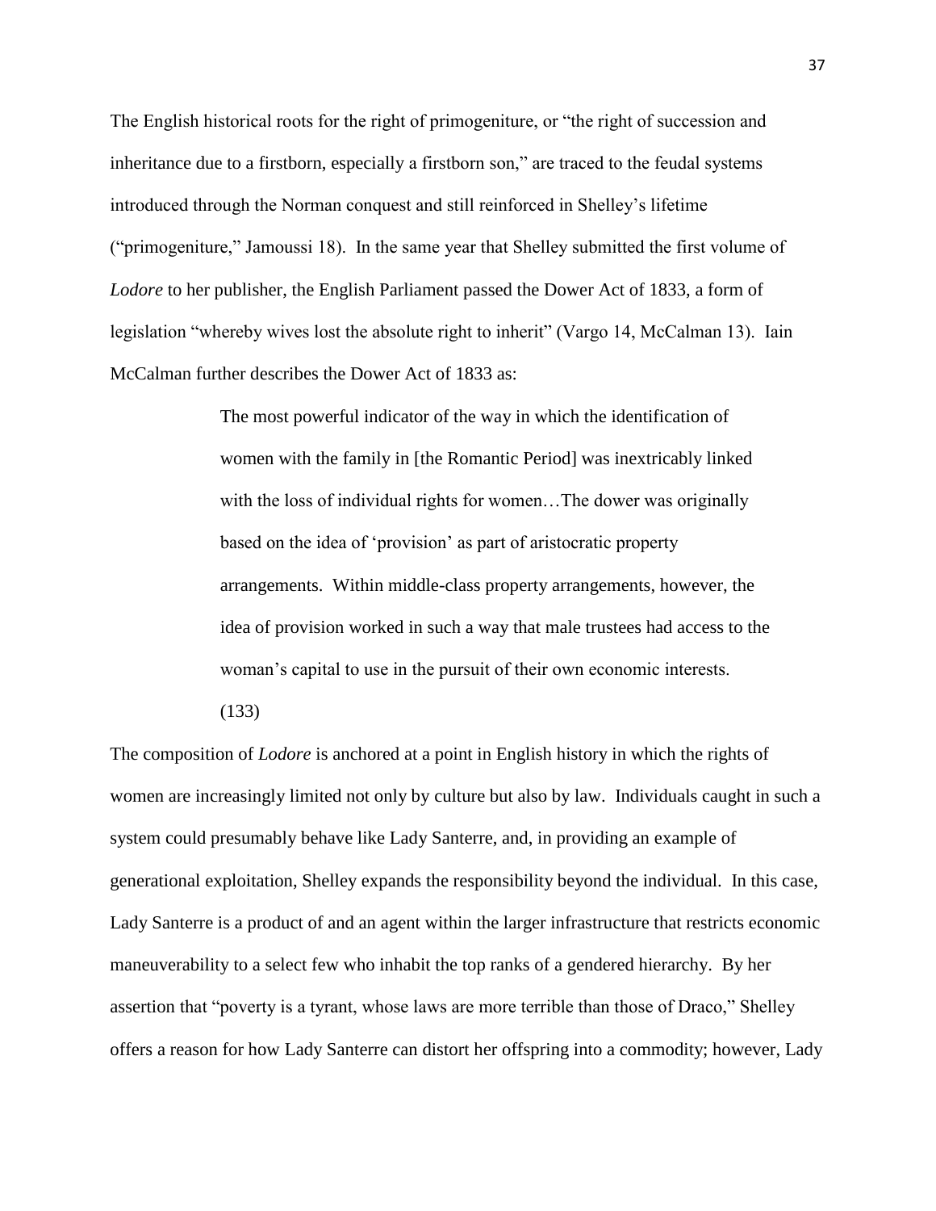The English historical roots for the right of primogeniture, or "the right of succession and inheritance due to a firstborn, especially a firstborn son," are traced to the feudal systems introduced through the Norman conquest and still reinforced in Shelley's lifetime ("primogeniture," Jamoussi 18). In the same year that Shelley submitted the first volume of *Lodore* to her publisher, the English Parliament passed the Dower Act of 1833, a form of legislation "whereby wives lost the absolute right to inherit" (Vargo 14, McCalman 13). Iain McCalman further describes the Dower Act of 1833 as:

> The most powerful indicator of the way in which the identification of women with the family in [the Romantic Period] was inextricably linked with the loss of individual rights for women…The dower was originally based on the idea of 'provision' as part of aristocratic property arrangements. Within middle-class property arrangements, however, the idea of provision worked in such a way that male trustees had access to the woman's capital to use in the pursuit of their own economic interests. (133)

The composition of *Lodore* is anchored at a point in English history in which the rights of women are increasingly limited not only by culture but also by law. Individuals caught in such a system could presumably behave like Lady Santerre, and, in providing an example of generational exploitation, Shelley expands the responsibility beyond the individual. In this case, Lady Santerre is a product of and an agent within the larger infrastructure that restricts economic maneuverability to a select few who inhabit the top ranks of a gendered hierarchy. By her assertion that "poverty is a tyrant, whose laws are more terrible than those of Draco," Shelley offers a reason for how Lady Santerre can distort her offspring into a commodity; however, Lady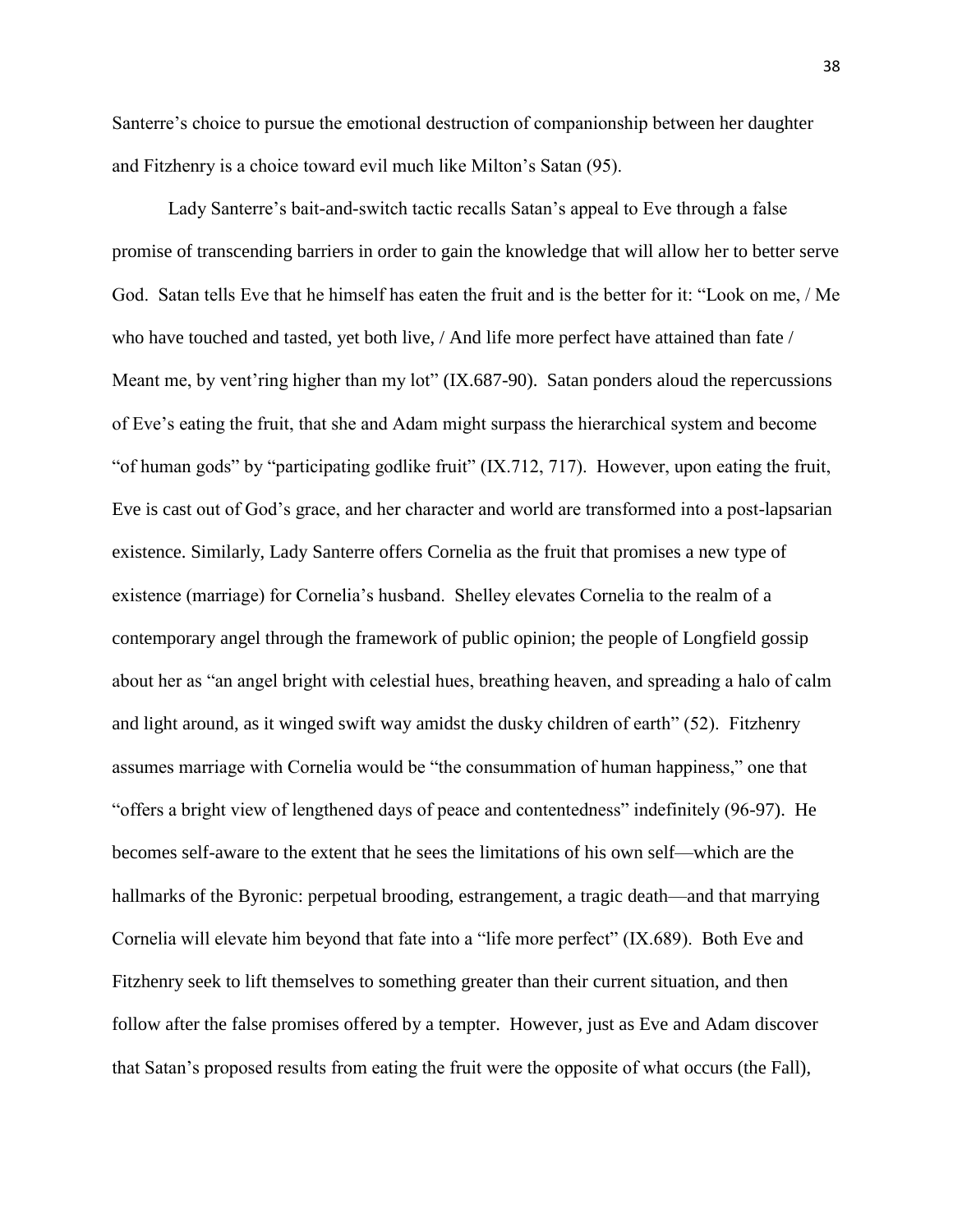Santerre's choice to pursue the emotional destruction of companionship between her daughter and Fitzhenry is a choice toward evil much like Milton's Satan (95).

Lady Santerre's bait-and-switch tactic recalls Satan's appeal to Eve through a false promise of transcending barriers in order to gain the knowledge that will allow her to better serve God. Satan tells Eve that he himself has eaten the fruit and is the better for it: "Look on me, / Me who have touched and tasted, yet both live, / And life more perfect have attained than fate / Meant me, by vent'ring higher than my lot" (IX.687-90). Satan ponders aloud the repercussions of Eve's eating the fruit, that she and Adam might surpass the hierarchical system and become "of human gods" by "participating godlike fruit" (IX.712, 717). However, upon eating the fruit, Eve is cast out of God's grace, and her character and world are transformed into a post-lapsarian existence. Similarly, Lady Santerre offers Cornelia as the fruit that promises a new type of existence (marriage) for Cornelia's husband. Shelley elevates Cornelia to the realm of a contemporary angel through the framework of public opinion; the people of Longfield gossip about her as "an angel bright with celestial hues, breathing heaven, and spreading a halo of calm and light around, as it winged swift way amidst the dusky children of earth" (52). Fitzhenry assumes marriage with Cornelia would be "the consummation of human happiness," one that "offers a bright view of lengthened days of peace and contentedness" indefinitely (96-97). He becomes self-aware to the extent that he sees the limitations of his own self—which are the hallmarks of the Byronic: perpetual brooding, estrangement, a tragic death—and that marrying Cornelia will elevate him beyond that fate into a "life more perfect" (IX.689). Both Eve and Fitzhenry seek to lift themselves to something greater than their current situation, and then follow after the false promises offered by a tempter. However, just as Eve and Adam discover that Satan's proposed results from eating the fruit were the opposite of what occurs (the Fall),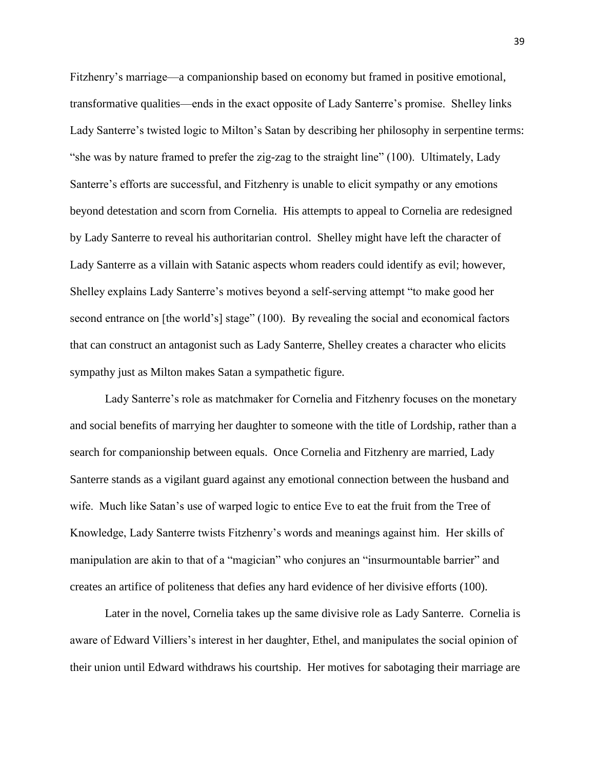Fitzhenry's marriage—a companionship based on economy but framed in positive emotional, transformative qualities—ends in the exact opposite of Lady Santerre's promise. Shelley links Lady Santerre's twisted logic to Milton's Satan by describing her philosophy in serpentine terms: "she was by nature framed to prefer the zig-zag to the straight line" (100). Ultimately, Lady Santerre's efforts are successful, and Fitzhenry is unable to elicit sympathy or any emotions beyond detestation and scorn from Cornelia. His attempts to appeal to Cornelia are redesigned by Lady Santerre to reveal his authoritarian control. Shelley might have left the character of Lady Santerre as a villain with Satanic aspects whom readers could identify as evil; however, Shelley explains Lady Santerre's motives beyond a self-serving attempt "to make good her second entrance on [the world's] stage" (100). By revealing the social and economical factors that can construct an antagonist such as Lady Santerre, Shelley creates a character who elicits sympathy just as Milton makes Satan a sympathetic figure.

Lady Santerre's role as matchmaker for Cornelia and Fitzhenry focuses on the monetary and social benefits of marrying her daughter to someone with the title of Lordship, rather than a search for companionship between equals. Once Cornelia and Fitzhenry are married, Lady Santerre stands as a vigilant guard against any emotional connection between the husband and wife. Much like Satan's use of warped logic to entice Eve to eat the fruit from the Tree of Knowledge, Lady Santerre twists Fitzhenry's words and meanings against him. Her skills of manipulation are akin to that of a "magician" who conjures an "insurmountable barrier" and creates an artifice of politeness that defies any hard evidence of her divisive efforts (100).

Later in the novel, Cornelia takes up the same divisive role as Lady Santerre. Cornelia is aware of Edward Villiers's interest in her daughter, Ethel, and manipulates the social opinion of their union until Edward withdraws his courtship. Her motives for sabotaging their marriage are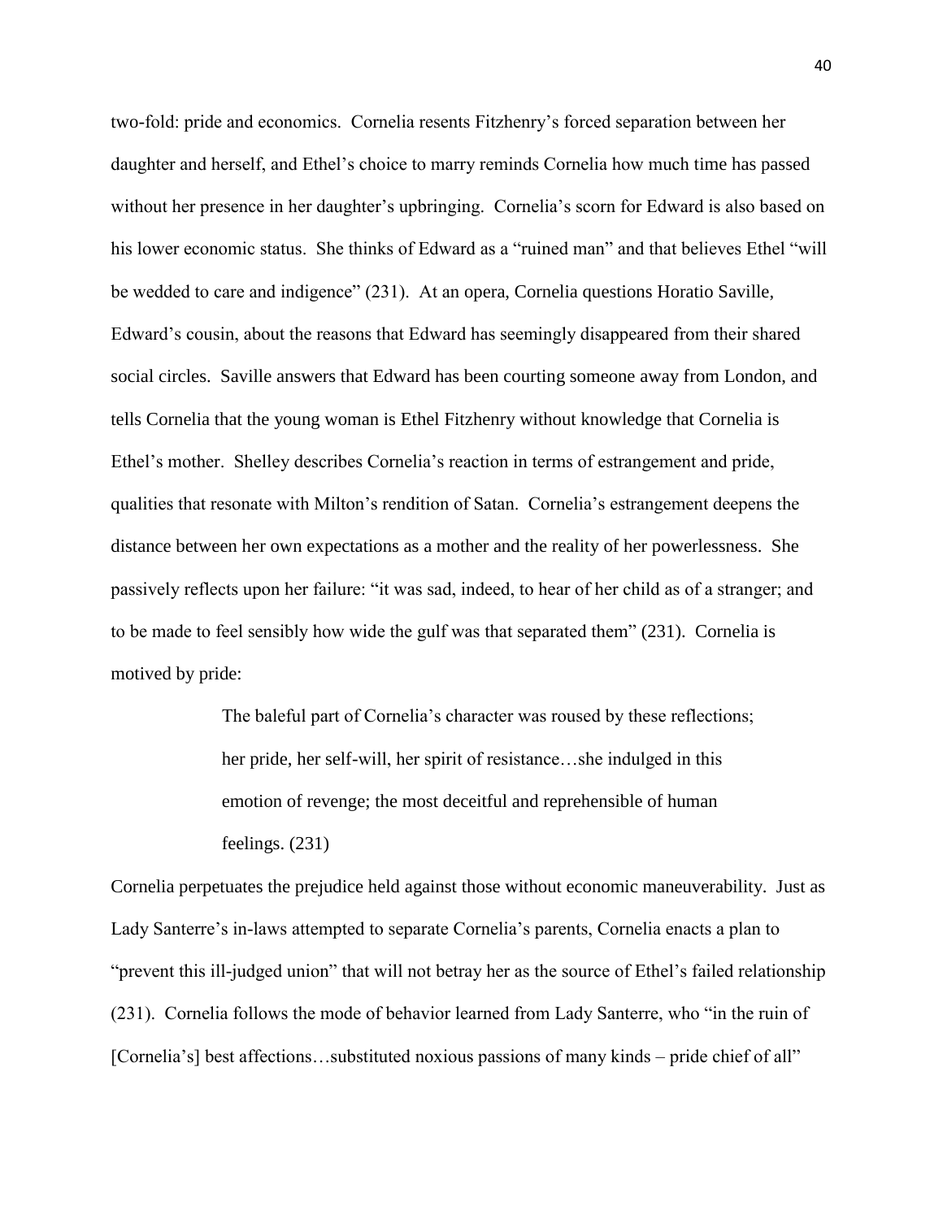two-fold: pride and economics. Cornelia resents Fitzhenry's forced separation between her daughter and herself, and Ethel's choice to marry reminds Cornelia how much time has passed without her presence in her daughter's upbringing. Cornelia's scorn for Edward is also based on his lower economic status. She thinks of Edward as a "ruined man" and that believes Ethel "will be wedded to care and indigence" (231). At an opera, Cornelia questions Horatio Saville, Edward's cousin, about the reasons that Edward has seemingly disappeared from their shared social circles. Saville answers that Edward has been courting someone away from London, and tells Cornelia that the young woman is Ethel Fitzhenry without knowledge that Cornelia is Ethel's mother. Shelley describes Cornelia's reaction in terms of estrangement and pride, qualities that resonate with Milton's rendition of Satan. Cornelia's estrangement deepens the distance between her own expectations as a mother and the reality of her powerlessness. She passively reflects upon her failure: "it was sad, indeed, to hear of her child as of a stranger; and to be made to feel sensibly how wide the gulf was that separated them" (231). Cornelia is motived by pride:

> The baleful part of Cornelia's character was roused by these reflections; her pride, her self-will, her spirit of resistance…she indulged in this emotion of revenge; the most deceitful and reprehensible of human feelings. (231)

Cornelia perpetuates the prejudice held against those without economic maneuverability. Just as Lady Santerre's in-laws attempted to separate Cornelia's parents, Cornelia enacts a plan to "prevent this ill-judged union" that will not betray her as the source of Ethel's failed relationship (231). Cornelia follows the mode of behavior learned from Lady Santerre, who "in the ruin of [Cornelia's] best affections…substituted noxious passions of many kinds – pride chief of all"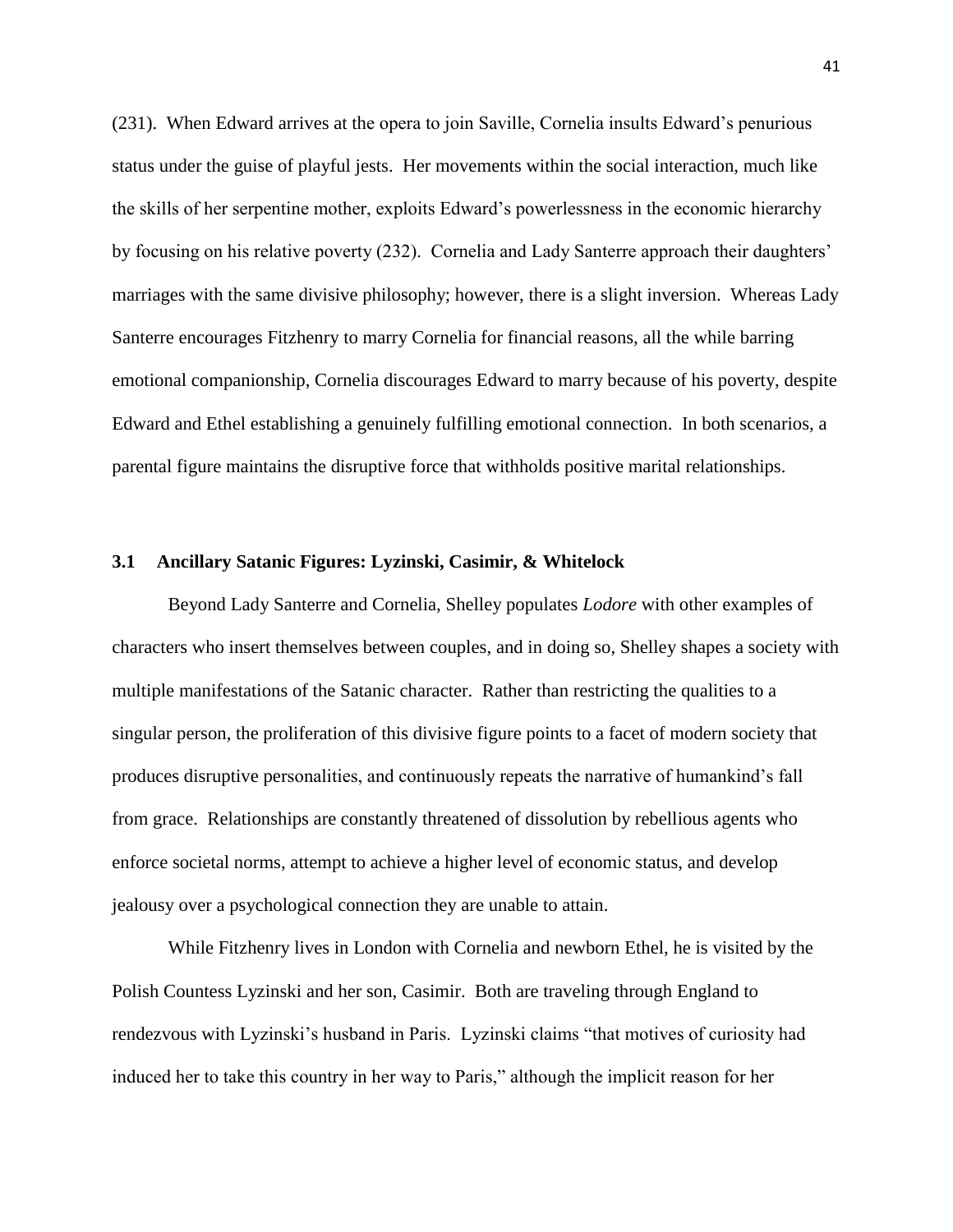(231). When Edward arrives at the opera to join Saville, Cornelia insults Edward's penurious status under the guise of playful jests. Her movements within the social interaction, much like the skills of her serpentine mother, exploits Edward's powerlessness in the economic hierarchy by focusing on his relative poverty (232). Cornelia and Lady Santerre approach their daughters' marriages with the same divisive philosophy; however, there is a slight inversion. Whereas Lady Santerre encourages Fitzhenry to marry Cornelia for financial reasons, all the while barring emotional companionship, Cornelia discourages Edward to marry because of his poverty, despite Edward and Ethel establishing a genuinely fulfilling emotional connection. In both scenarios, a parental figure maintains the disruptive force that withholds positive marital relationships.

### 3.1 Ancillary Satanic Figures: Lyzinski, Casimir, & Whitelock

Beyond Lady Santerre and Cornelia, Shelley populates *Lodore* with other examples of characters who insert themselves between couples, and in doing so, Shelley shapes a society with multiple manifestations of the Satanic character. Rather than restricting the qualities to a singular person, the proliferation of this divisive figure points to a facet of modern society that produces disruptive personalities, and continuously repeats the narrative of humankind's fall from grace. Relationships are constantly threatened of dissolution by rebellious agents who enforce societal norms, attempt to achieve a higher level of economic status, and develop jealousy over a psychological connection they are unable to attain.

While Fitzhenry lives in London with Cornelia and newborn Ethel, he is visited by the Polish Countess Lyzinski and her son, Casimir. Both are traveling through England to rendezvous with Lyzinski's husband in Paris. Lyzinski claims "that motives of curiosity had induced her to take this country in her way to Paris," although the implicit reason for her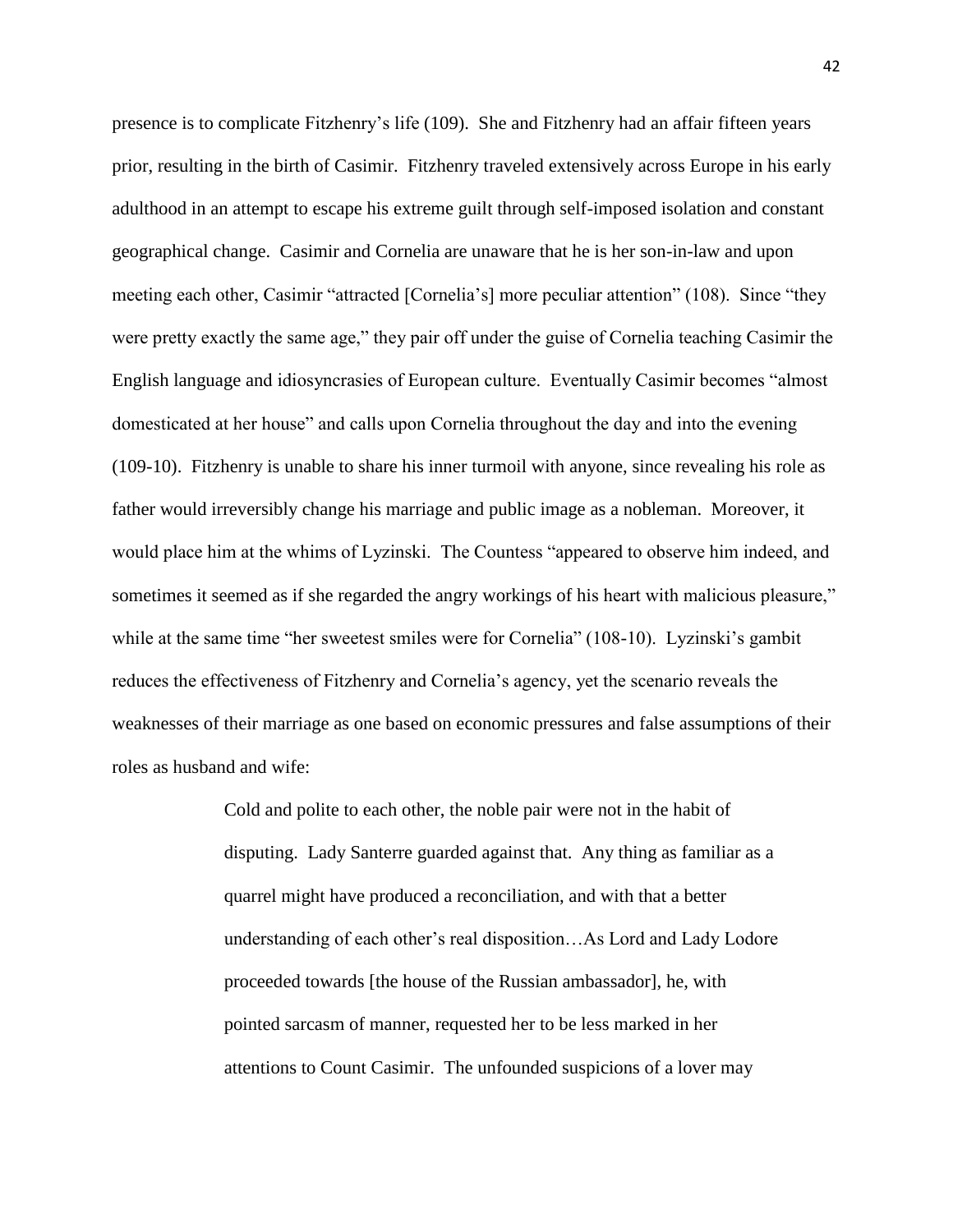presence is to complicate Fitzhenry's life (109). She and Fitzhenry had an affair fifteen years prior, resulting in the birth of Casimir. Fitzhenry traveled extensively across Europe in his early adulthood in an attempt to escape his extreme guilt through self-imposed isolation and constant geographical change. Casimir and Cornelia are unaware that he is her son-in-law and upon meeting each other, Casimir "attracted [Cornelia's] more peculiar attention" (108). Since "they were pretty exactly the same age," they pair off under the guise of Cornelia teaching Casimir the English language and idiosyncrasies of European culture. Eventually Casimir becomes "almost domesticated at her house" and calls upon Cornelia throughout the day and into the evening (109-10). Fitzhenry is unable to share his inner turmoil with anyone, since revealing his role as father would irreversibly change his marriage and public image as a nobleman. Moreover, it would place him at the whims of Lyzinski. The Countess "appeared to observe him indeed, and sometimes it seemed as if she regarded the angry workings of his heart with malicious pleasure," while at the same time "her sweetest smiles were for Cornelia" (108-10). Lyzinski's gambit reduces the effectiveness of Fitzhenry and Cornelia's agency, yet the scenario reveals the weaknesses of their marriage as one based on economic pressures and false assumptions of their roles as husband and wife:

> Cold and polite to each other, the noble pair were not in the habit of disputing. Lady Santerre guarded against that. Any thing as familiar as a quarrel might have produced a reconciliation, and with that a better understanding of each other's real disposition…As Lord and Lady Lodore proceeded towards [the house of the Russian ambassador], he, with pointed sarcasm of manner, requested her to be less marked in her attentions to Count Casimir. The unfounded suspicions of a lover may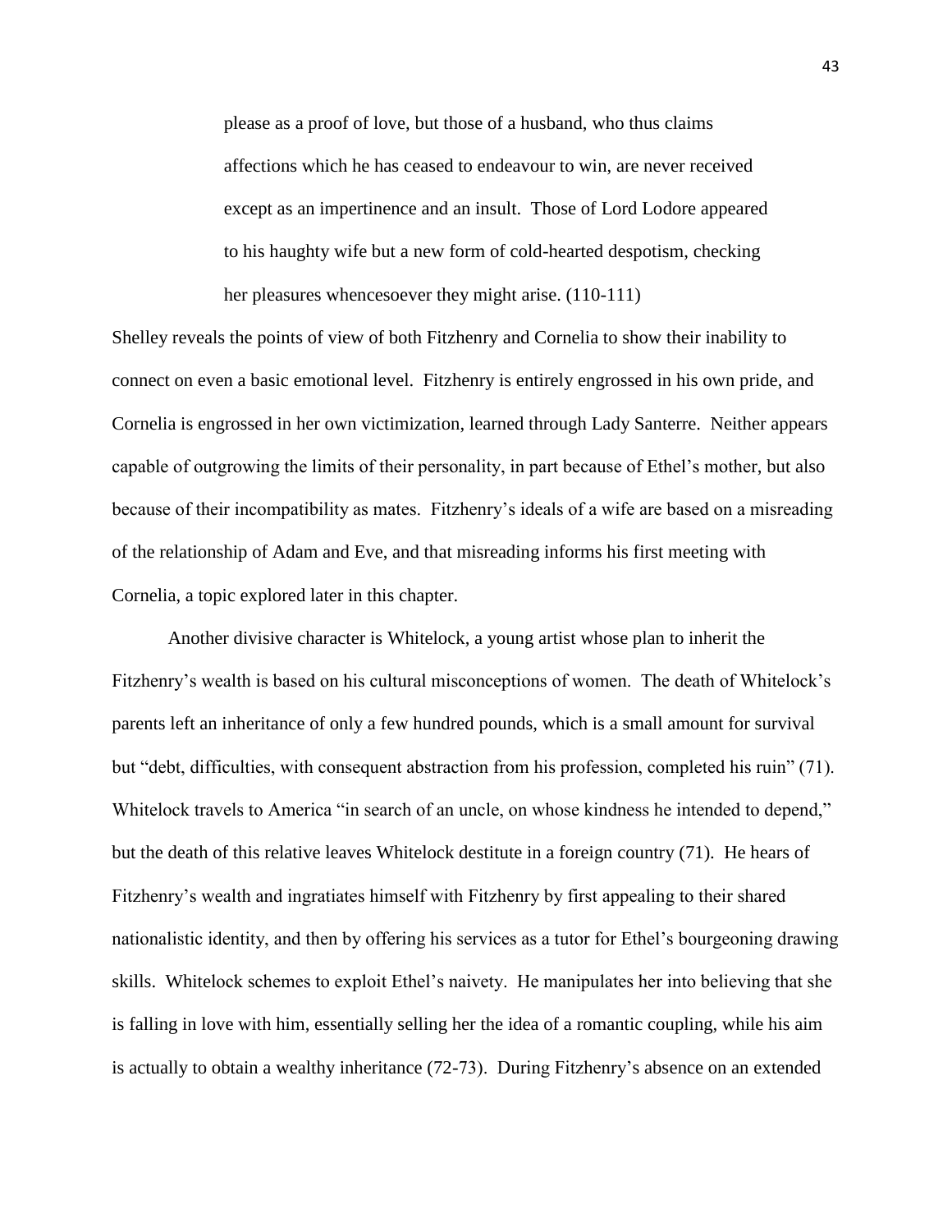> please as a proof of love, but those of a husband, who thus claims affections which he has ceased to endeavour to win, are never received except as an impertinence and an insult. Those of Lord Lodore appeared to his haughty wife but a new form of cold-hearted despotism, checking her pleasures whencesoever they might arise. (110-111)

Shelley reveals the points of view of both Fitzhenry and Cornelia to show their inability to connect on even a basic emotional level. Fitzhenry is entirely engrossed in his own pride, and Cornelia is engrossed in her own victimization, learned through Lady Santerre. Neither appears capable of outgrowing the limits of their personality, in part because of Ethel's mother, but also because of their incompatibility as mates. Fitzhenry's ideals of a wife are based on a misreading of the relationship of Adam and Eve, and that misreading informs his first meeting with Cornelia, a topic explored later in this chapter.

Another divisive character is Whitelock, a young artist whose plan to inherit the Fitzhenry's wealth is based on his cultural misconceptions of women. The death of Whitelock's parents left an inheritance of only a few hundred pounds, which is a small amount for survival but "debt, difficulties, with consequent abstraction from his profession, completed his ruin" (71). Whitelock travels to America "in search of an uncle, on whose kindness he intended to depend," but the death of this relative leaves Whitelock destitute in a foreign country (71). He hears of Fitzhenry's wealth and ingratiates himself with Fitzhenry by first appealing to their shared nationalistic identity, and then by offering his services as a tutor for Ethel's bourgeoning drawing skills. Whitelock schemes to exploit Ethel's naivety. He manipulates her into believing that she is falling in love with him, essentially selling her the idea of a romantic coupling, while his aim is actually to obtain a wealthy inheritance (72-73). During Fitzhenry's absence on an extended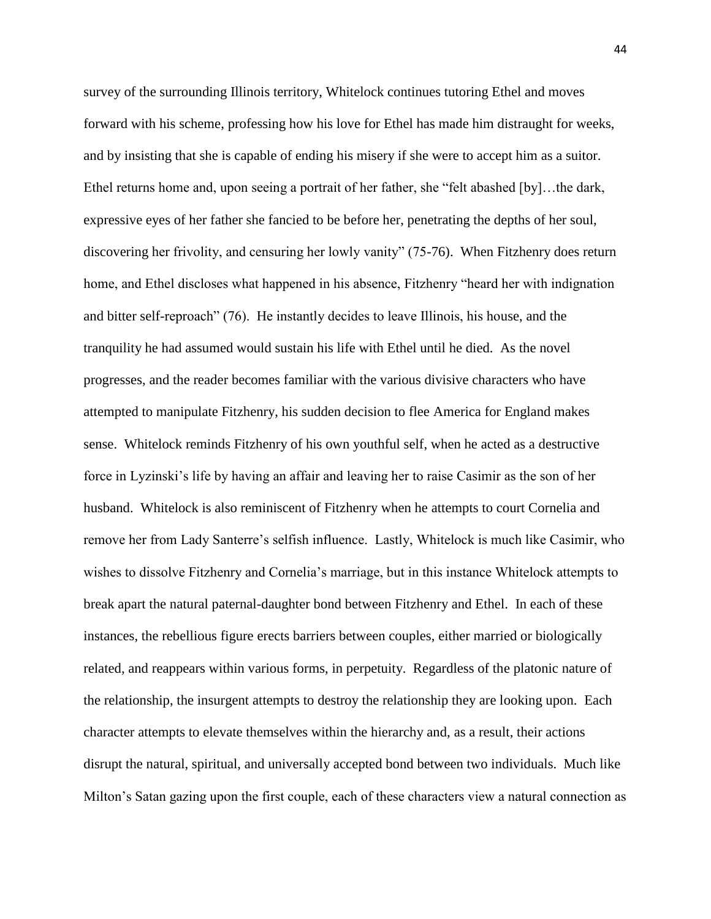survey of the surrounding Illinois territory, Whitelock continues tutoring Ethel and moves forward with his scheme, professing how his love for Ethel has made him distraught for weeks, and by insisting that she is capable of ending his misery if she were to accept him as a suitor. Ethel returns home and, upon seeing a portrait of her father, she "felt abashed [by]…the dark, expressive eyes of her father she fancied to be before her, penetrating the depths of her soul, discovering her frivolity, and censuring her lowly vanity" (75-76). When Fitzhenry does return home, and Ethel discloses what happened in his absence, Fitzhenry "heard her with indignation and bitter self-reproach" (76). He instantly decides to leave Illinois, his house, and the tranquility he had assumed would sustain his life with Ethel until he died. As the novel progresses, and the reader becomes familiar with the various divisive characters who have attempted to manipulate Fitzhenry, his sudden decision to flee America for England makes sense. Whitelock reminds Fitzhenry of his own youthful self, when he acted as a destructive force in Lyzinski's life by having an affair and leaving her to raise Casimir as the son of her husband. Whitelock is also reminiscent of Fitzhenry when he attempts to court Cornelia and remove her from Lady Santerre's selfish influence. Lastly, Whitelock is much like Casimir, who wishes to dissolve Fitzhenry and Cornelia's marriage, but in this instance Whitelock attempts to break apart the natural paternal-daughter bond between Fitzhenry and Ethel. In each of these instances, the rebellious figure erects barriers between couples, either married or biologically related, and reappears within various forms, in perpetuity. Regardless of the platonic nature of the relationship, the insurgent attempts to destroy the relationship they are looking upon. Each character attempts to elevate themselves within the hierarchy and, as a result, their actions disrupt the natural, spiritual, and universally accepted bond between two individuals. Much like Milton's Satan gazing upon the first couple, each of these characters view a natural connection as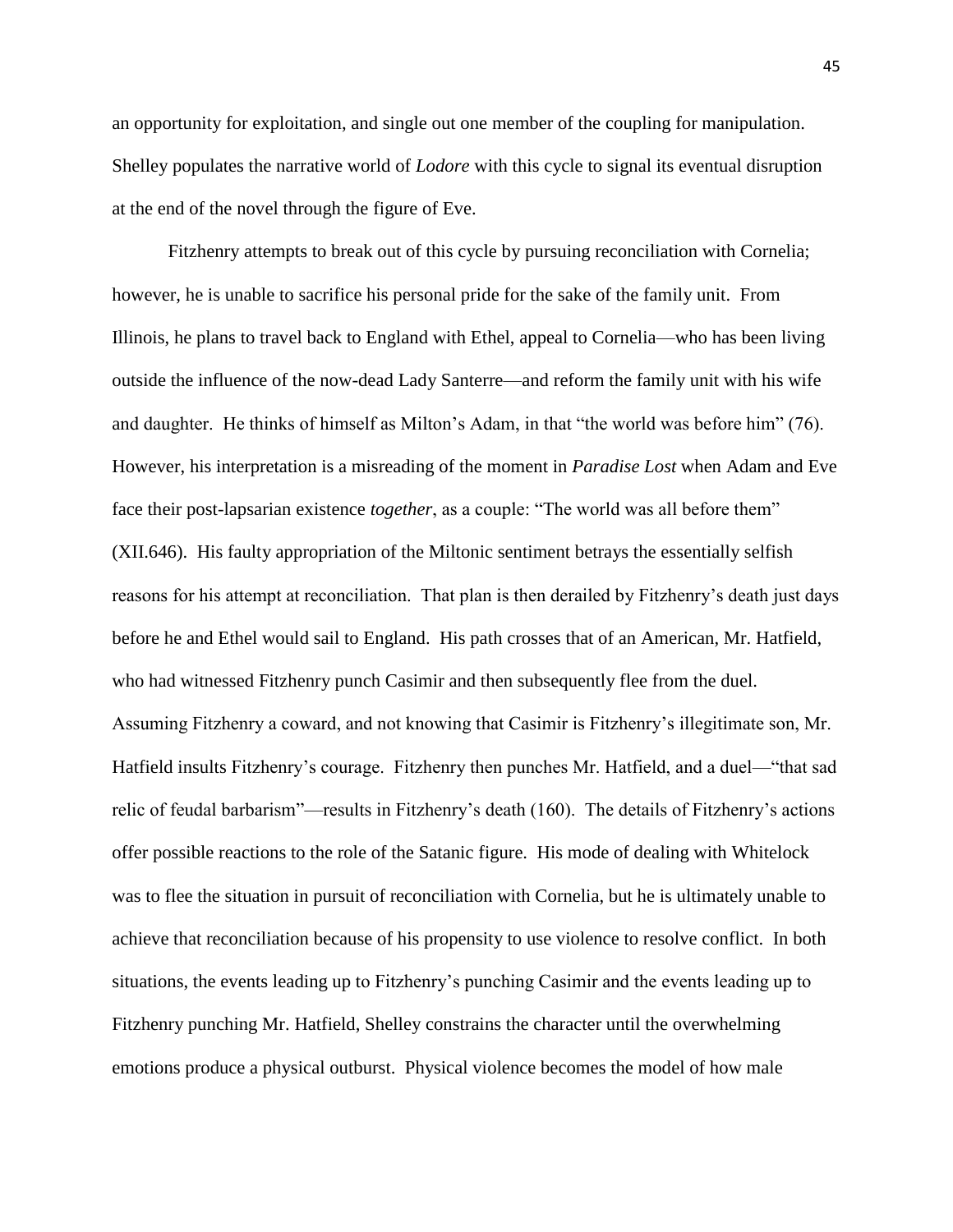an opportunity for exploitation, and single out one member of the coupling for manipulation. Shelley populates the narrative world of *Lodore* with this cycle to signal its eventual disruption at the end of the novel through the figure of Eve.

Fitzhenry attempts to break out of this cycle by pursuing reconciliation with Cornelia; however, he is unable to sacrifice his personal pride for the sake of the family unit. From Illinois, he plans to travel back to England with Ethel, appeal to Cornelia—who has been living outside the influence of the now-dead Lady Santerre—and reform the family unit with his wife and daughter. He thinks of himself as Milton's Adam, in that "the world was before him" (76). However, his interpretation is a misreading of the moment in *Paradise Lost* when Adam and Eve face their post-lapsarian existence *together*, as a couple: "The world was all before them" (XII.646). His faulty appropriation of the Miltonic sentiment betrays the essentially selfish reasons for his attempt at reconciliation. That plan is then derailed by Fitzhenry's death just days before he and Ethel would sail to England. His path crosses that of an American, Mr. Hatfield, who had witnessed Fitzhenry punch Casimir and then subsequently flee from the duel. Assuming Fitzhenry a coward, and not knowing that Casimir is Fitzhenry's illegitimate son, Mr. Hatfield insults Fitzhenry's courage. Fitzhenry then punches Mr. Hatfield, and a duel—"that sad relic of feudal barbarism"—results in Fitzhenry's death (160). The details of Fitzhenry's actions offer possible reactions to the role of the Satanic figure. His mode of dealing with Whitelock was to flee the situation in pursuit of reconciliation with Cornelia, but he is ultimately unable to achieve that reconciliation because of his propensity to use violence to resolve conflict. In both situations, the events leading up to Fitzhenry's punching Casimir and the events leading up to Fitzhenry punching Mr. Hatfield, Shelley constrains the character until the overwhelming emotions produce a physical outburst. Physical violence becomes the model of how male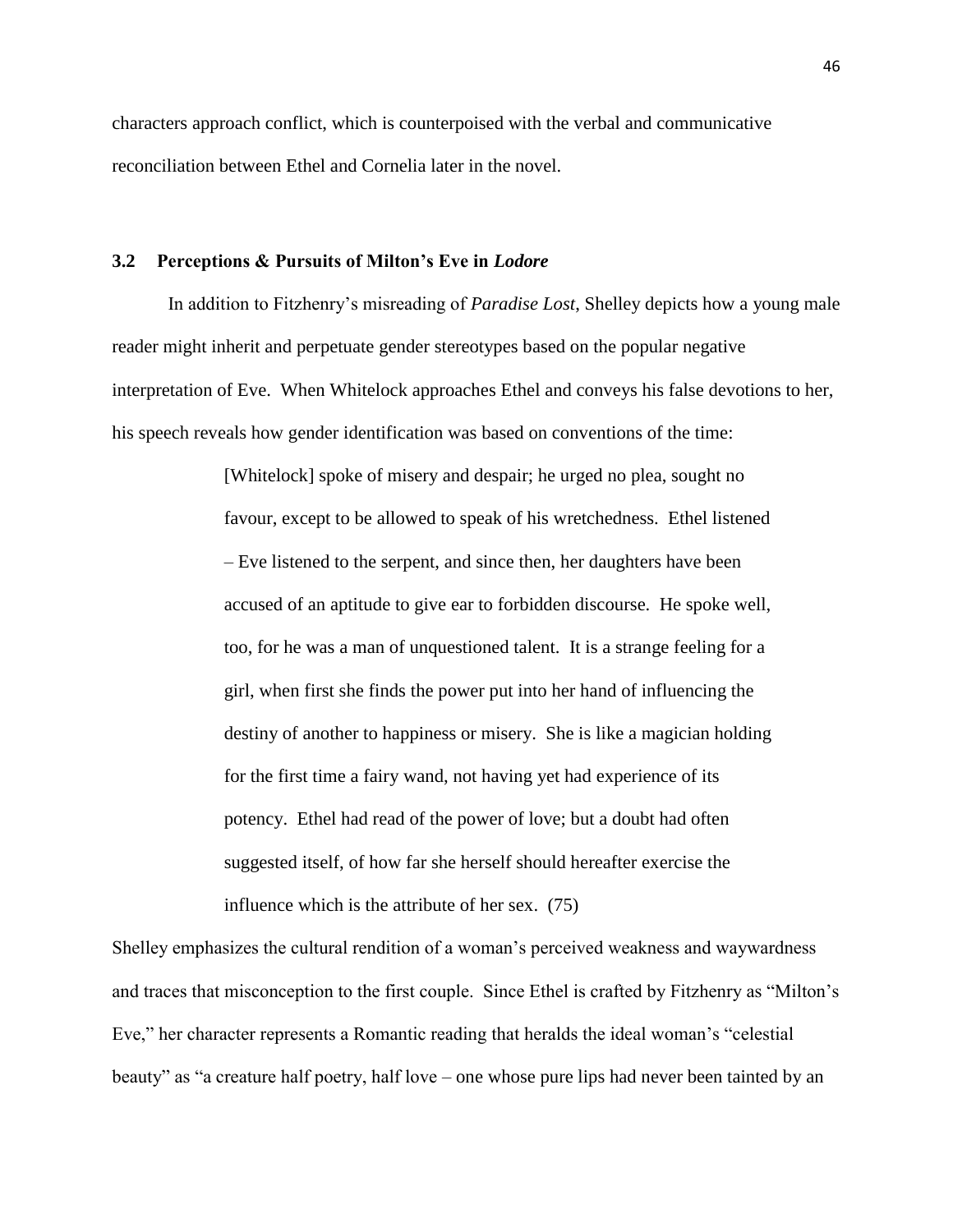characters approach conflict, which is counterpoised with the verbal and communicative reconciliation between Ethel and Cornelia later in the novel.

### 3.2 Perceptions & Pursuits of Milton's Eve in *Lodore*

In addition to Fitzhenry's misreading of *Paradise Lost*, Shelley depicts how a young male reader might inherit and perpetuate gender stereotypes based on the popular negative interpretation of Eve. When Whitelock approaches Ethel and conveys his false devotions to her, his speech reveals how gender identification was based on conventions of the time:

> [Whitelock] spoke of misery and despair; he urged no plea, sought no favour, except to be allowed to speak of his wretchedness. Ethel listened – Eve listened to the serpent, and since then, her daughters have been accused of an aptitude to give ear to forbidden discourse. He spoke well, too, for he was a man of unquestioned talent. It is a strange feeling for a girl, when first she finds the power put into her hand of influencing the destiny of another to happiness or misery. She is like a magician holding for the first time a fairy wand, not having yet had experience of its potency. Ethel had read of the power of love; but a doubt had often suggested itself, of how far she herself should hereafter exercise the influence which is the attribute of her sex. (75)

Shelley emphasizes the cultural rendition of a woman's perceived weakness and waywardness and traces that misconception to the first couple. Since Ethel is crafted by Fitzhenry as "Milton's Eve," her character represents a Romantic reading that heralds the ideal woman's "celestial beauty" as "a creature half poetry, half love – one whose pure lips had never been tainted by an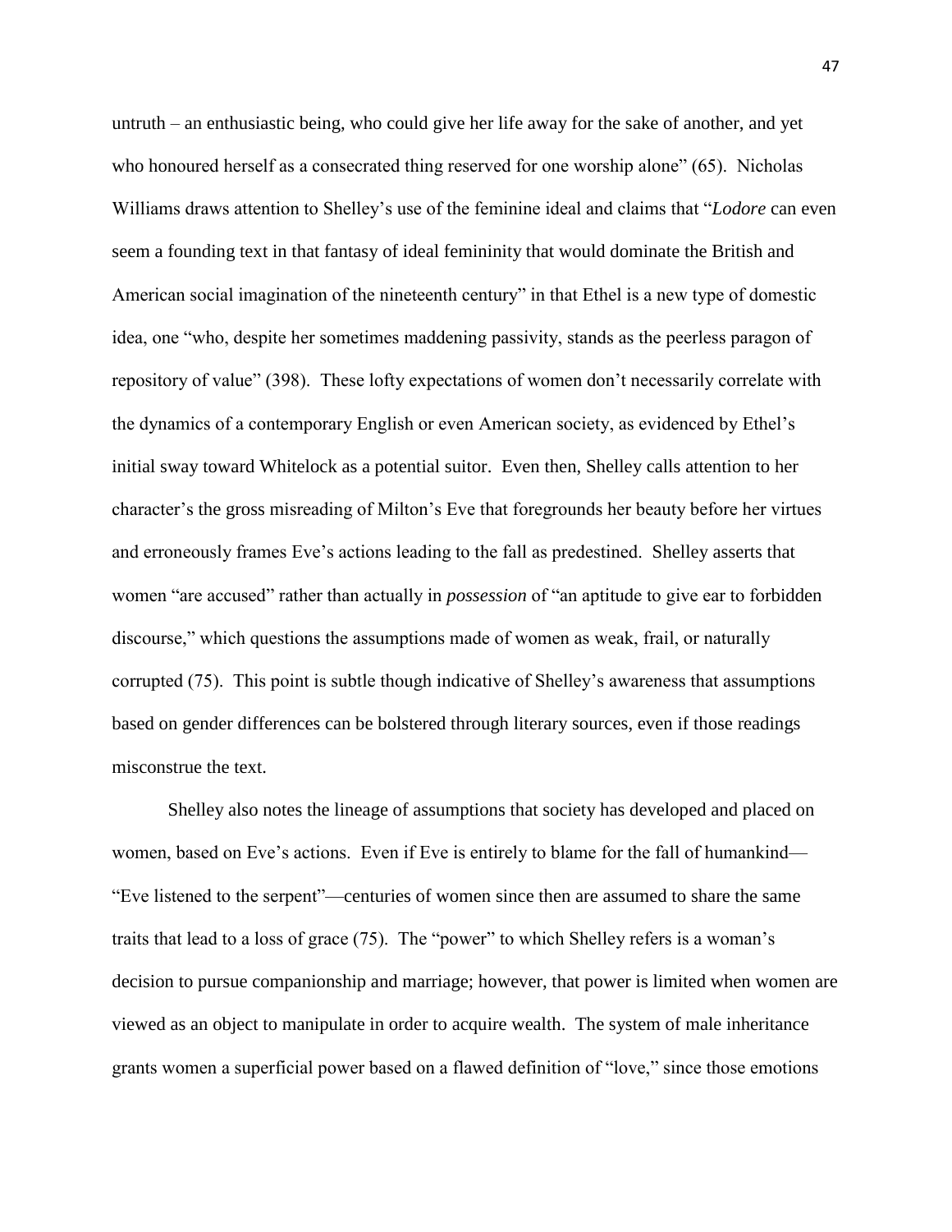untruth – an enthusiastic being, who could give her life away for the sake of another, and yet who honoured herself as a consecrated thing reserved for one worship alone" (65). Nicholas Williams draws attention to Shelley's use of the feminine ideal and claims that "*Lodore* can even seem a founding text in that fantasy of ideal femininity that would dominate the British and American social imagination of the nineteenth century" in that Ethel is a new type of domestic idea, one "who, despite her sometimes maddening passivity, stands as the peerless paragon of repository of value" (398). These lofty expectations of women don't necessarily correlate with the dynamics of a contemporary English or even American society, as evidenced by Ethel's initial sway toward Whitelock as a potential suitor. Even then, Shelley calls attention to her character's the gross misreading of Milton's Eve that foregrounds her beauty before her virtues and erroneously frames Eve's actions leading to the fall as predestined. Shelley asserts that women "are accused" rather than actually in *possession* of "an aptitude to give ear to forbidden discourse," which questions the assumptions made of women as weak, frail, or naturally corrupted (75). This point is subtle though indicative of Shelley's awareness that assumptions based on gender differences can be bolstered through literary sources, even if those readings misconstrue the text.

Shelley also notes the lineage of assumptions that society has developed and placed on women, based on Eve's actions. Even if Eve is entirely to blame for the fall of humankind—"Eve listened to the serpent"—centuries of women since then are assumed to share the same traits that lead to a loss of grace (75). The "power" to which Shelley refers is a woman's decision to pursue companionship and marriage; however, that power is limited when women are viewed as an object to manipulate in order to acquire wealth. The system of male inheritance grants women a superficial power based on a flawed definition of "love," since those emotions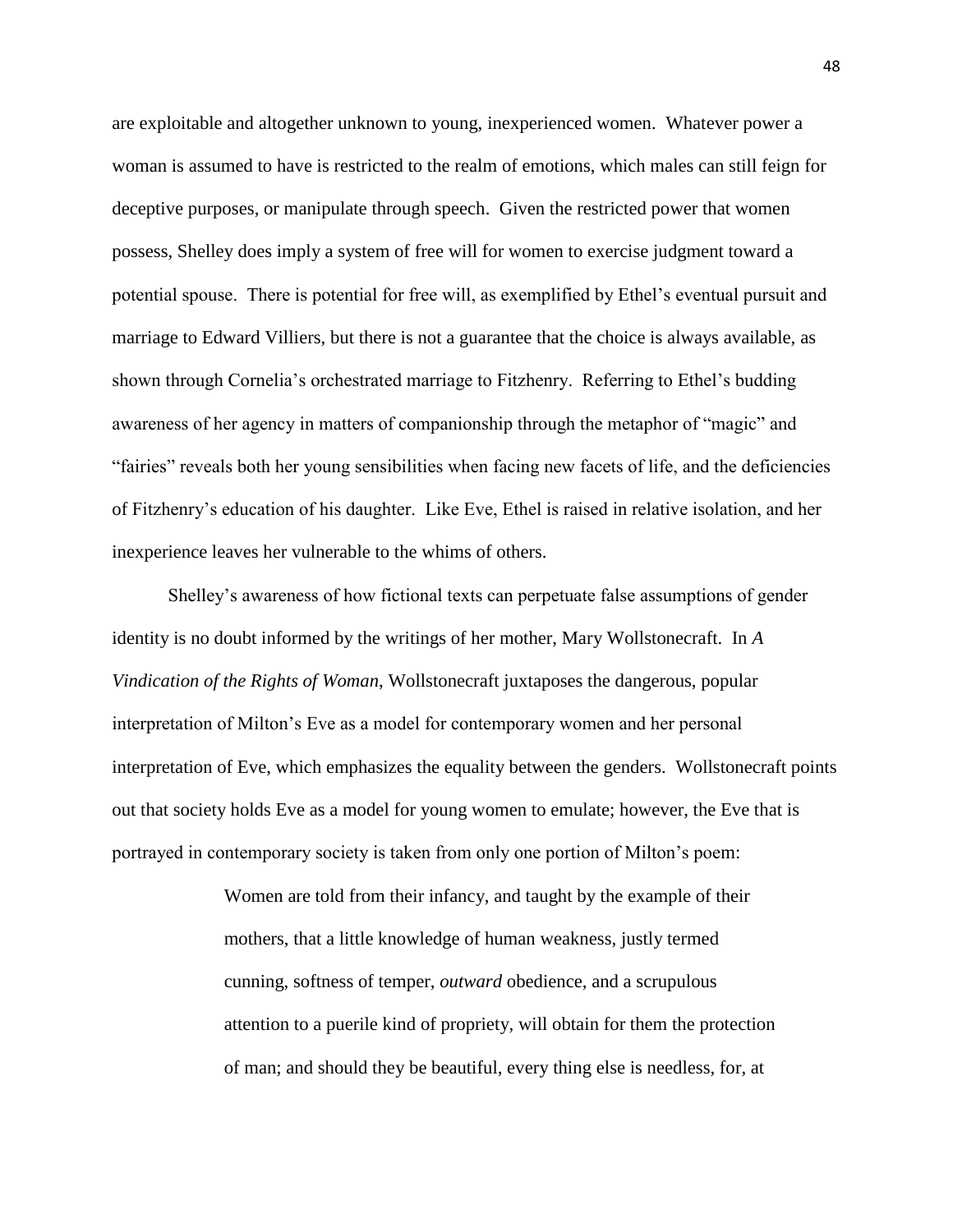are exploitable and altogether unknown to young, inexperienced women. Whatever power a woman is assumed to have is restricted to the realm of emotions, which males can still feign for deceptive purposes, or manipulate through speech. Given the restricted power that women possess, Shelley does imply a system of free will for women to exercise judgment toward a potential spouse. There is potential for free will, as exemplified by Ethel's eventual pursuit and marriage to Edward Villiers, but there is not a guarantee that the choice is always available, as shown through Cornelia's orchestrated marriage to Fitzhenry. Referring to Ethel's budding awareness of her agency in matters of companionship through the metaphor of "magic" and "fairies" reveals both her young sensibilities when facing new facets of life, and the deficiencies of Fitzhenry's education of his daughter. Like Eve, Ethel is raised in relative isolation, and her inexperience leaves her vulnerable to the whims of others.

Shelley's awareness of how fictional texts can perpetuate false assumptions of gender identity is no doubt informed by the writings of her mother, Mary Wollstonecraft. In *A Vindication of the Rights of Woman*, Wollstonecraft juxtaposes the dangerous, popular interpretation of Milton's Eve as a model for contemporary women and her personal interpretation of Eve, which emphasizes the equality between the genders. Wollstonecraft points out that society holds Eve as a model for young women to emulate; however, the Eve that is portrayed in contemporary society is taken from only one portion of Milton's poem:

> Women are told from their infancy, and taught by the example of their mothers, that a little knowledge of human weakness, justly termed cunning, softness of temper, *outward* obedience, and a scrupulous attention to a puerile kind of propriety, will obtain for them the protection of man; and should they be beautiful, every thing else is needless, for, at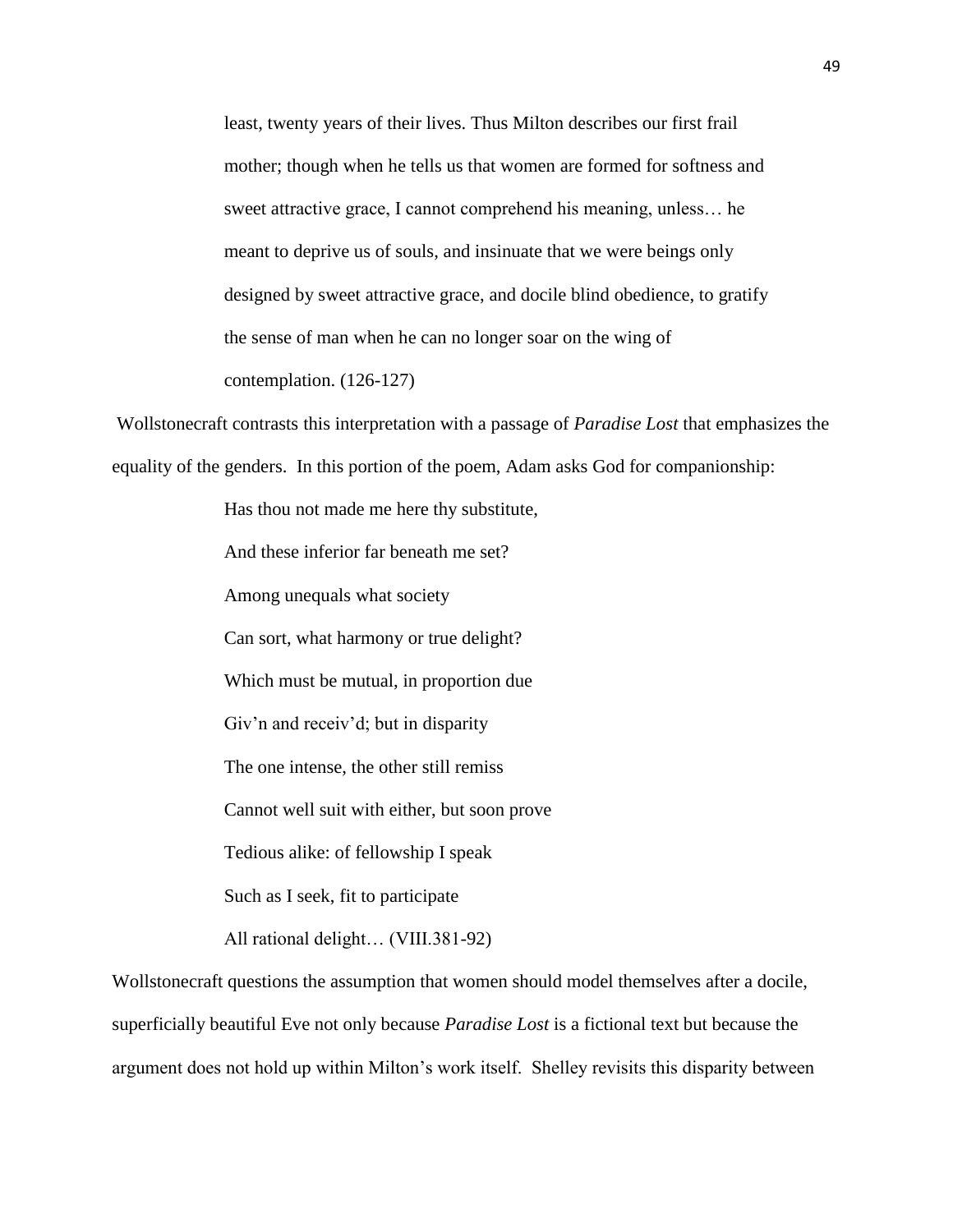> least, twenty years of their lives. Thus Milton describes our first frail mother; though when he tells us that women are formed for softness and sweet attractive grace, I cannot comprehend his meaning, unless… he meant to deprive us of souls, and insinuate that we were beings only designed by sweet attractive grace, and docile blind obedience, to gratify the sense of man when he can no longer soar on the wing of contemplation. (126-127)

Wollstonecraft contrasts this interpretation with a passage of *Paradise Lost* that emphasizes the equality of the genders. In this portion of the poem, Adam asks God for companionship:

> Has thou not made me here thy substitute,
> And these inferior far beneath me set?
> Among unequals what society
> Can sort, what harmony or true delight?
> Which must be mutual, in proportion due
> Giv'n and receiv'd; but in disparity
> The one intense, the other still remiss
> Cannot well suit with either, but soon prove
> Tedious alike: of fellowship I speak
> Such as I seek, fit to participate
> All rational delight… (VIII.381-92)

Wollstonecraft questions the assumption that women should model themselves after a docile, superficially beautiful Eve not only because *Paradise Lost* is a fictional text but because the argument does not hold up within Milton's work itself. Shelley revisits this disparity between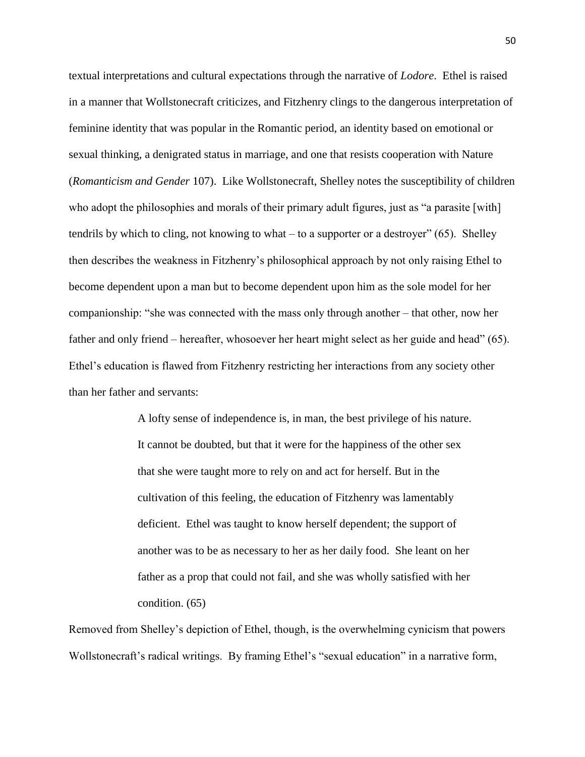textual interpretations and cultural expectations through the narrative of *Lodore*. Ethel is raised in a manner that Wollstonecraft criticizes, and Fitzhenry clings to the dangerous interpretation of feminine identity that was popular in the Romantic period, an identity based on emotional or sexual thinking, a denigrated status in marriage, and one that resists cooperation with Nature (*Romanticism and Gender* 107). Like Wollstonecraft, Shelley notes the susceptibility of children who adopt the philosophies and morals of their primary adult figures, just as "a parasite [with] tendrils by which to cling, not knowing to what – to a supporter or a destroyer" (65). Shelley then describes the weakness in Fitzhenry's philosophical approach by not only raising Ethel to become dependent upon a man but to become dependent upon him as the sole model for her companionship: "she was connected with the mass only through another – that other, now her father and only friend – hereafter, whosoever her heart might select as her guide and head" (65). Ethel's education is flawed from Fitzhenry restricting her interactions from any society other than her father and servants:

> A lofty sense of independence is, in man, the best privilege of his nature. It cannot be doubted, but that it were for the happiness of the other sex that she were taught more to rely on and act for herself. But in the cultivation of this feeling, the education of Fitzhenry was lamentably deficient. Ethel was taught to know herself dependent; the support of another was to be as necessary to her as her daily food. She leant on her father as a prop that could not fail, and she was wholly satisfied with her condition. (65)

Removed from Shelley's depiction of Ethel, though, is the overwhelming cynicism that powers Wollstonecraft's radical writings. By framing Ethel's "sexual education" in a narrative form,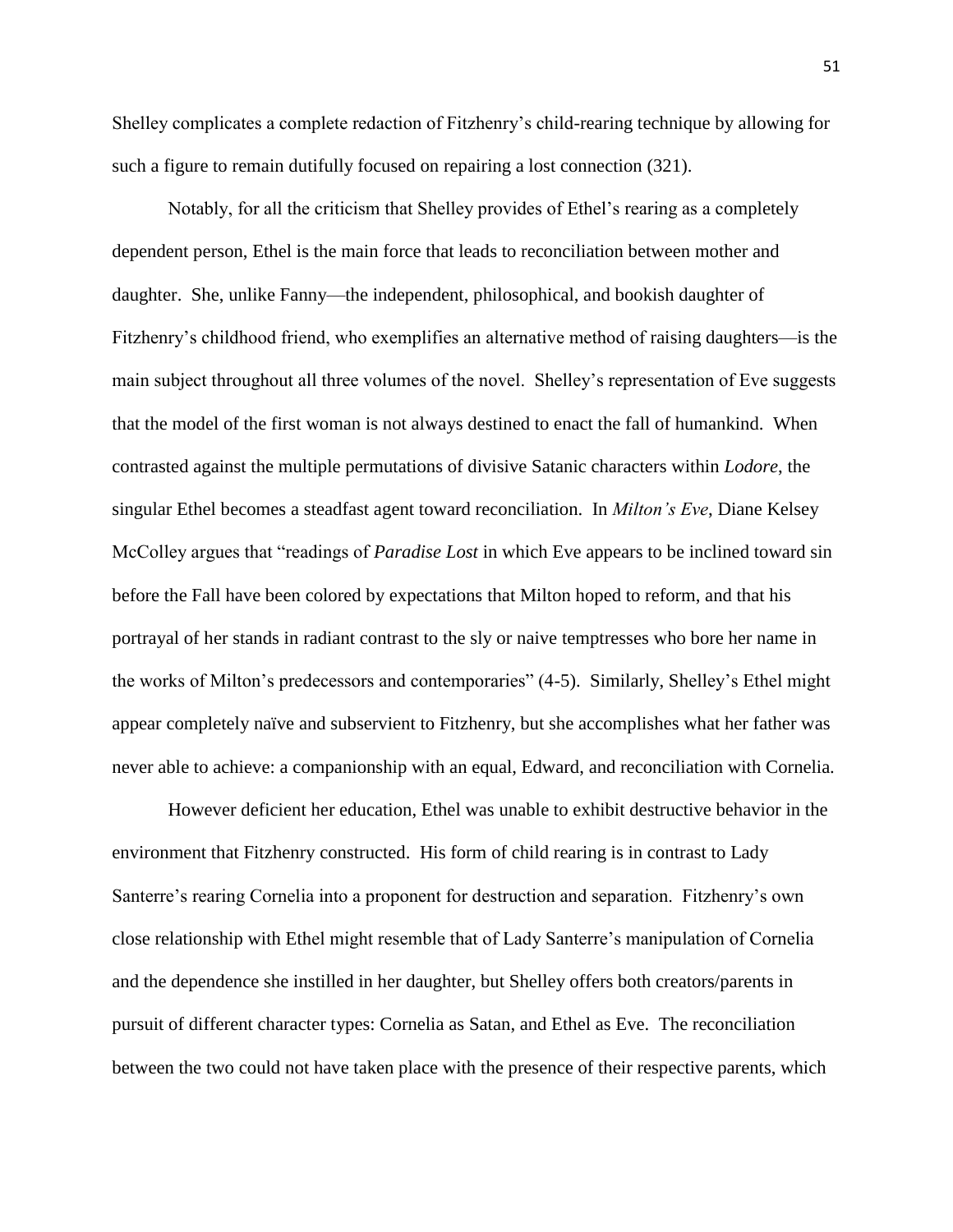Shelley complicates a complete redaction of Fitzhenry's child-rearing technique by allowing for such a figure to remain dutifully focused on repairing a lost connection (321).

Notably, for all the criticism that Shelley provides of Ethel's rearing as a completely dependent person, Ethel is the main force that leads to reconciliation between mother and daughter. She, unlike Fanny—the independent, philosophical, and bookish daughter of Fitzhenry's childhood friend, who exemplifies an alternative method of raising daughters—is the main subject throughout all three volumes of the novel. Shelley's representation of Eve suggests that the model of the first woman is not always destined to enact the fall of humankind. When contrasted against the multiple permutations of divisive Satanic characters within *Lodore*, the singular Ethel becomes a steadfast agent toward reconciliation. In *Milton's Eve*, Diane Kelsey McColley argues that "readings of *Paradise Lost* in which Eve appears to be inclined toward sin before the Fall have been colored by expectations that Milton hoped to reform, and that his portrayal of her stands in radiant contrast to the sly or naive temptresses who bore her name in the works of Milton's predecessors and contemporaries" (4-5). Similarly, Shelley's Ethel might appear completely naïve and subservient to Fitzhenry, but she accomplishes what her father was never able to achieve: a companionship with an equal, Edward, and reconciliation with Cornelia.

However deficient her education, Ethel was unable to exhibit destructive behavior in the environment that Fitzhenry constructed. His form of child rearing is in contrast to Lady Santerre's rearing Cornelia into a proponent for destruction and separation. Fitzhenry's own close relationship with Ethel might resemble that of Lady Santerre's manipulation of Cornelia and the dependence she instilled in her daughter, but Shelley offers both creators/parents in pursuit of different character types: Cornelia as Satan, and Ethel as Eve. The reconciliation between the two could not have taken place with the presence of their respective parents, which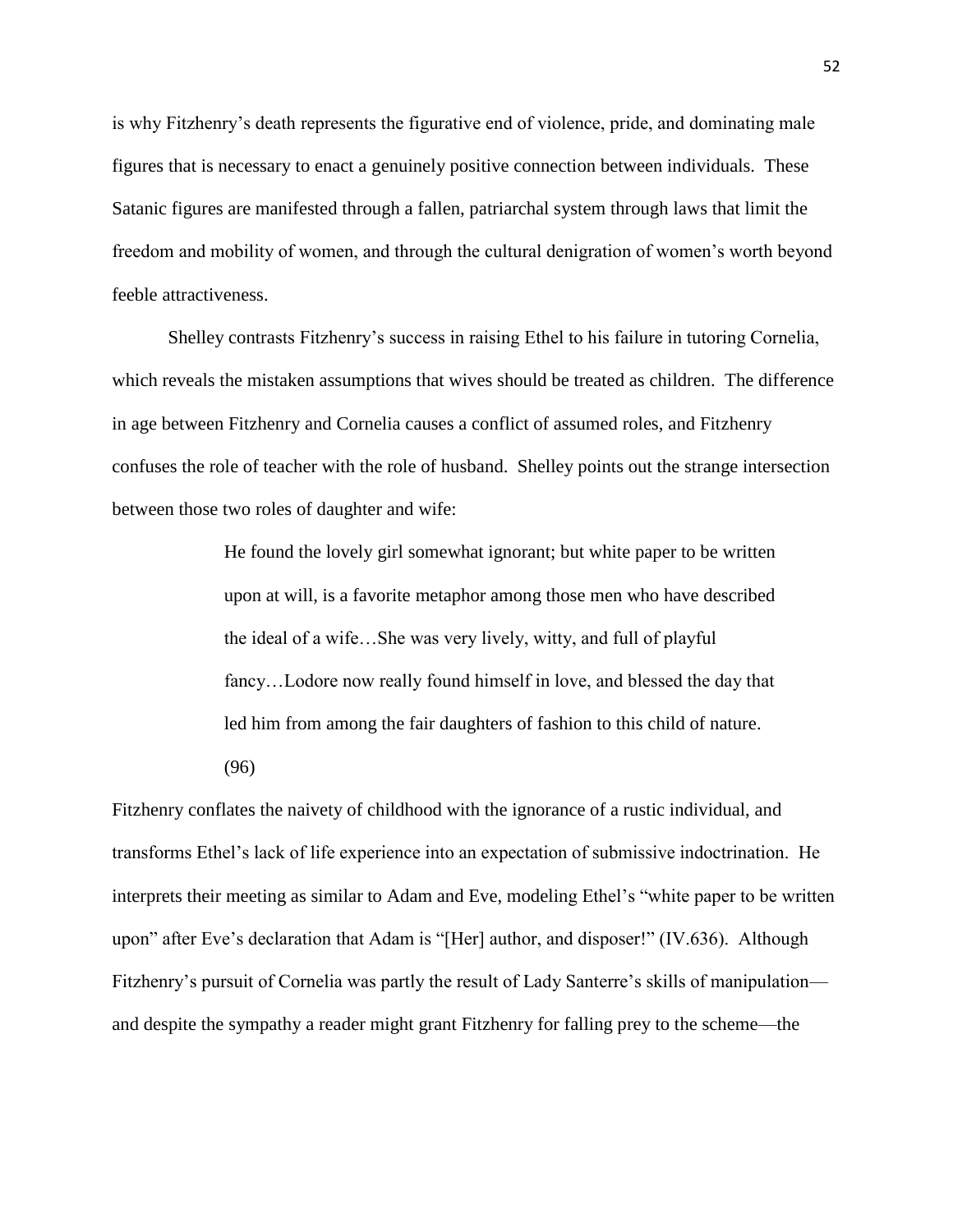is why Fitzhenry's death represents the figurative end of violence, pride, and dominating male figures that is necessary to enact a genuinely positive connection between individuals. These Satanic figures are manifested through a fallen, patriarchal system through laws that limit the freedom and mobility of women, and through the cultural denigration of women's worth beyond feeble attractiveness.

Shelley contrasts Fitzhenry's success in raising Ethel to his failure in tutoring Cornelia, which reveals the mistaken assumptions that wives should be treated as children. The difference in age between Fitzhenry and Cornelia causes a conflict of assumed roles, and Fitzhenry confuses the role of teacher with the role of husband. Shelley points out the strange intersection between those two roles of daughter and wife:

> He found the lovely girl somewhat ignorant; but white paper to be written upon at will, is a favorite metaphor among those men who have described the ideal of a wife…She was very lively, witty, and full of playful fancy…Lodore now really found himself in love, and blessed the day that led him from among the fair daughters of fashion to this child of nature. (96)

Fitzhenry conflates the naivety of childhood with the ignorance of a rustic individual, and transforms Ethel's lack of life experience into an expectation of submissive indoctrination. He interprets their meeting as similar to Adam and Eve, modeling Ethel's "white paper to be written upon" after Eve's declaration that Adam is "[Her] author, and disposer!" (IV.636). Although Fitzhenry's pursuit of Cornelia was partly the result of Lady Santerre's skills of manipulation—and despite the sympathy a reader might grant Fitzhenry for falling prey to the scheme—the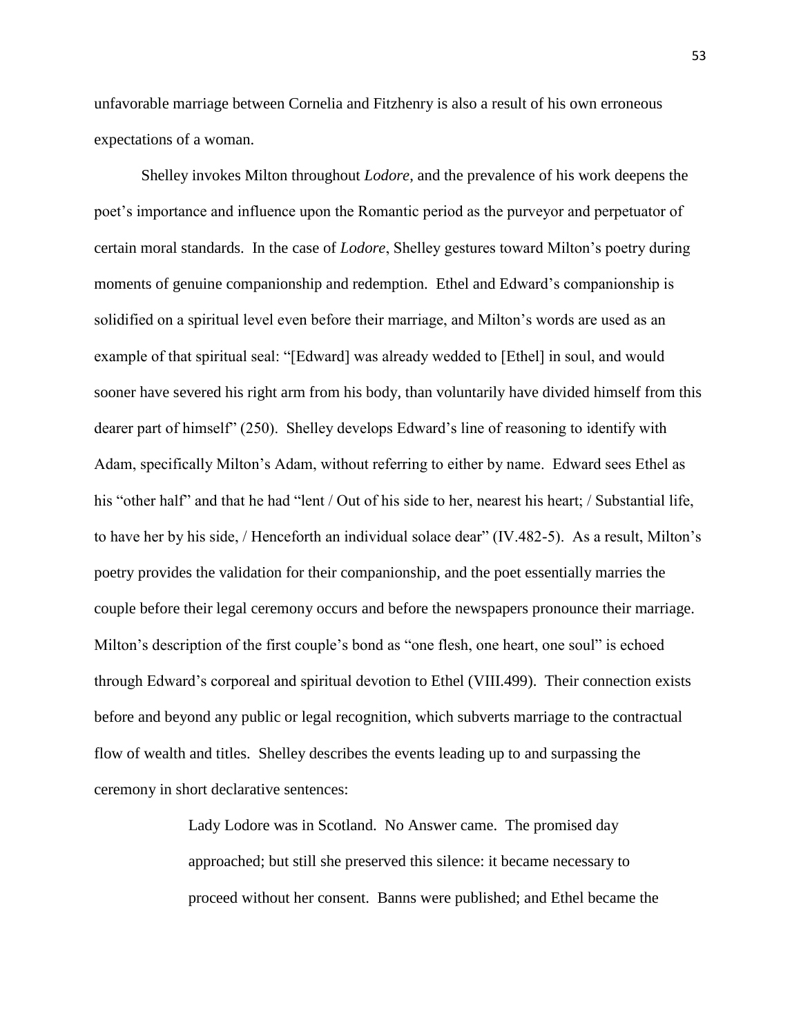unfavorable marriage between Cornelia and Fitzhenry is also a result of his own erroneous expectations of a woman.

Shelley invokes Milton throughout *Lodore*, and the prevalence of his work deepens the poet's importance and influence upon the Romantic period as the purveyor and perpetuator of certain moral standards. In the case of *Lodore*, Shelley gestures toward Milton's poetry during moments of genuine companionship and redemption. Ethel and Edward's companionship is solidified on a spiritual level even before their marriage, and Milton's words are used as an example of that spiritual seal: "[Edward] was already wedded to [Ethel] in soul, and would sooner have severed his right arm from his body, than voluntarily have divided himself from this dearer part of himself" (250). Shelley develops Edward's line of reasoning to identify with Adam, specifically Milton's Adam, without referring to either by name. Edward sees Ethel as his "other half" and that he had "lent / Out of his side to her, nearest his heart; / Substantial life, to have her by his side, / Henceforth an individual solace dear" (IV.482-5). As a result, Milton's poetry provides the validation for their companionship, and the poet essentially marries the couple before their legal ceremony occurs and before the newspapers pronounce their marriage. Milton's description of the first couple's bond as "one flesh, one heart, one soul" is echoed through Edward's corporeal and spiritual devotion to Ethel (VIII.499). Their connection exists before and beyond any public or legal recognition, which subverts marriage to the contractual flow of wealth and titles. Shelley describes the events leading up to and surpassing the ceremony in short declarative sentences:

> Lady Lodore was in Scotland. No Answer came. The promised day approached; but still she preserved this silence: it became necessary to proceed without her consent. Banns were published; and Ethel became the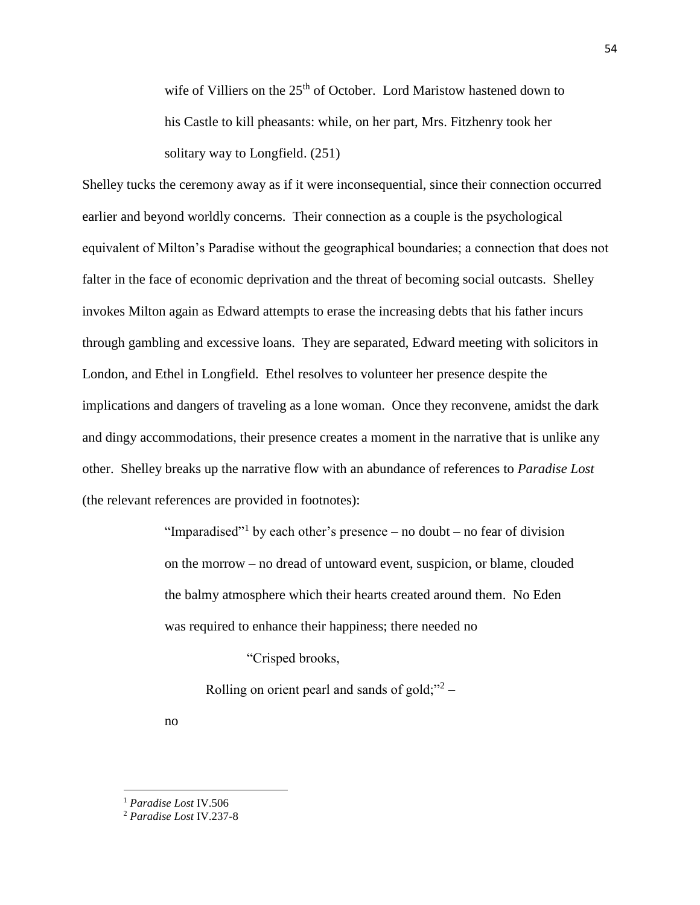> wife of Villiers on the 25th of October. Lord Maristow hastened down to his Castle to kill pheasants: while, on her part, Mrs. Fitzhenry took her solitary way to Longfield. (251)

Shelley tucks the ceremony away as if it were inconsequential, since their connection occurred earlier and beyond worldly concerns. Their connection as a couple is the psychological equivalent of Milton's Paradise without the geographical boundaries; a connection that does not falter in the face of economic deprivation and the threat of becoming social outcasts. Shelley invokes Milton again as Edward attempts to erase the increasing debts that his father incurs through gambling and excessive loans. They are separated, Edward meeting with solicitors in London, and Ethel in Longfield. Ethel resolves to volunteer her presence despite the implications and dangers of traveling as a lone woman. Once they reconvene, amidst the dark and dingy accommodations, their presence creates a moment in the narrative that is unlike any other. Shelley breaks up the narrative flow with an abundance of references to *Paradise Lost* (the relevant references are provided in footnotes):

> "Imparadised"[1] by each other's presence – no doubt – no fear of division on the morrow – no dread of untoward event, suspicion, or blame, clouded the balmy atmosphere which their hearts created around them. No Eden was required to enhance their happiness; there needed no
>
> "Crisped brooks,
>
> Rolling on orient pearl and sands of gold;"[2] –
>
> no

[1] *Paradise Lost* IV.506

[2] *Paradise Lost* IV.237-8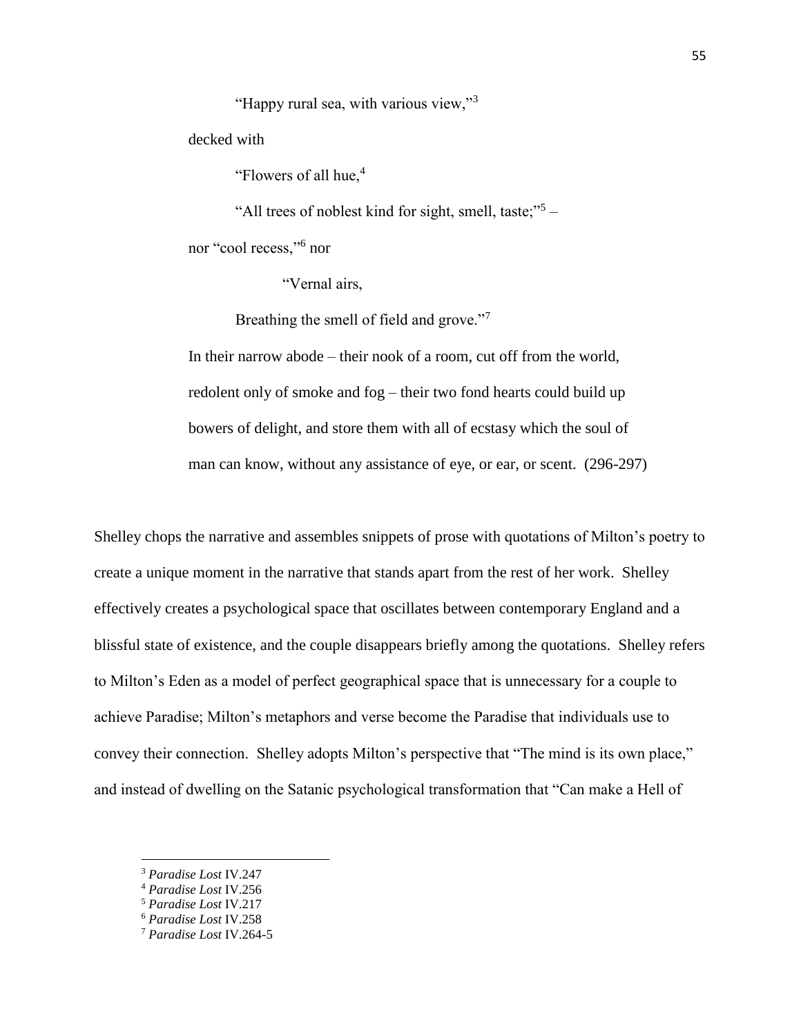"Happy rural sea, with various view,"[3]

decked with

"Flowers of all hue,[4]

"All trees of noblest kind for sight, smell, taste;"[5] –

nor "cool recess,"[6] nor

"Vernal airs,

Breathing the smell of field and grove."[7]

In their narrow abode – their nook of a room, cut off from the world, redolent only of smoke and fog – their two fond hearts could build up bowers of delight, and store them with all of ecstasy which the soul of man can know, without any assistance of eye, or ear, or scent. (296-297)

Shelley chops the narrative and assembles snippets of prose with quotations of Milton's poetry to create a unique moment in the narrative that stands apart from the rest of her work. Shelley effectively creates a psychological space that oscillates between contemporary England and a blissful state of existence, and the couple disappears briefly among the quotations. Shelley refers to Milton's Eden as a model of perfect geographical space that is unnecessary for a couple to achieve Paradise; Milton's metaphors and verse become the Paradise that individuals use to convey their connection. Shelley adopts Milton's perspective that "The mind is its own place," and instead of dwelling on the Satanic psychological transformation that "Can make a Hell of

---

[3] *Paradise Lost* IV.247

[4] *Paradise Lost* IV.256

[5] *Paradise Lost* IV.217

[6] *Paradise Lost* IV.258

[7] *Paradise Lost* IV.264-5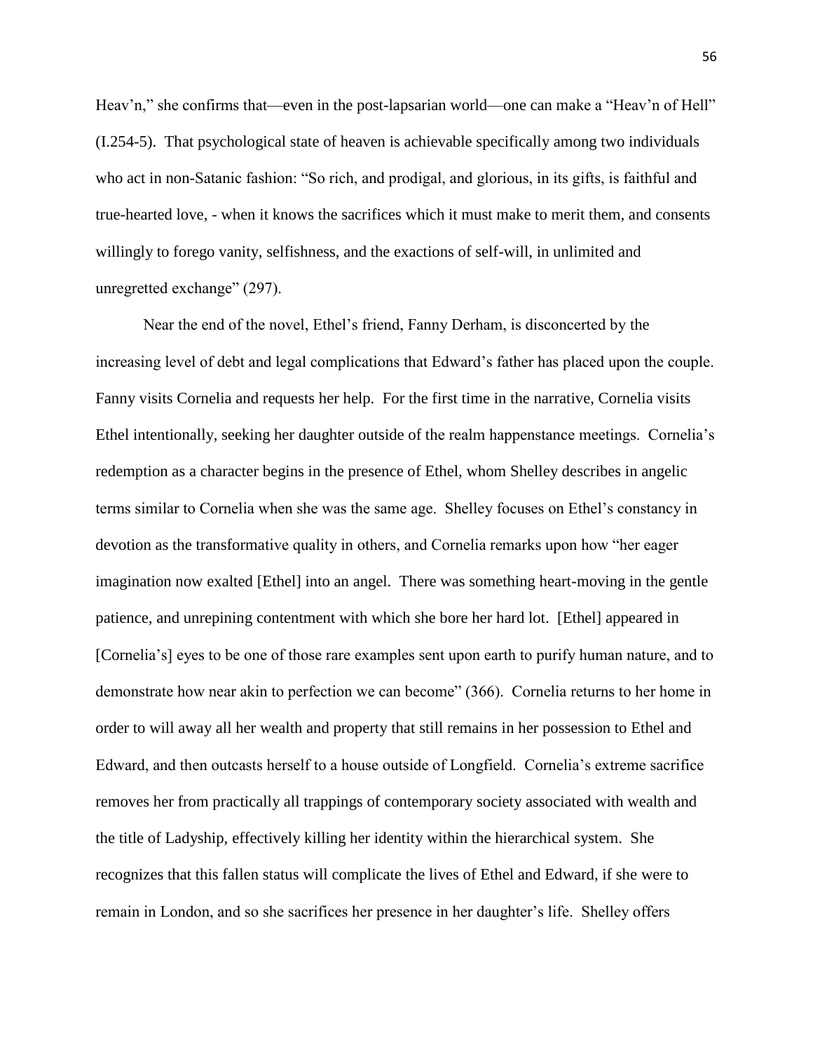Heav'n," she confirms that—even in the post-lapsarian world—one can make a "Heav'n of Hell" (I.254-5). That psychological state of heaven is achievable specifically among two individuals who act in non-Satanic fashion: "So rich, and prodigal, and glorious, in its gifts, is faithful and true-hearted love, - when it knows the sacrifices which it must make to merit them, and consents willingly to forego vanity, selfishness, and the exactions of self-will, in unlimited and unregretted exchange" (297).

Near the end of the novel, Ethel's friend, Fanny Derham, is disconcerted by the increasing level of debt and legal complications that Edward's father has placed upon the couple. Fanny visits Cornelia and requests her help. For the first time in the narrative, Cornelia visits Ethel intentionally, seeking her daughter outside of the realm happenstance meetings. Cornelia's redemption as a character begins in the presence of Ethel, whom Shelley describes in angelic terms similar to Cornelia when she was the same age. Shelley focuses on Ethel's constancy in devotion as the transformative quality in others, and Cornelia remarks upon how "her eager imagination now exalted [Ethel] into an angel. There was something heart-moving in the gentle patience, and unrepining contentment with which she bore her hard lot. [Ethel] appeared in [Cornelia's] eyes to be one of those rare examples sent upon earth to purify human nature, and to demonstrate how near akin to perfection we can become" (366). Cornelia returns to her home in order to will away all her wealth and property that still remains in her possession to Ethel and Edward, and then outcasts herself to a house outside of Longfield. Cornelia's extreme sacrifice removes her from practically all trappings of contemporary society associated with wealth and the title of Ladyship, effectively killing her identity within the hierarchical system. She recognizes that this fallen status will complicate the lives of Ethel and Edward, if she were to remain in London, and so she sacrifices her presence in her daughter's life. Shelley offers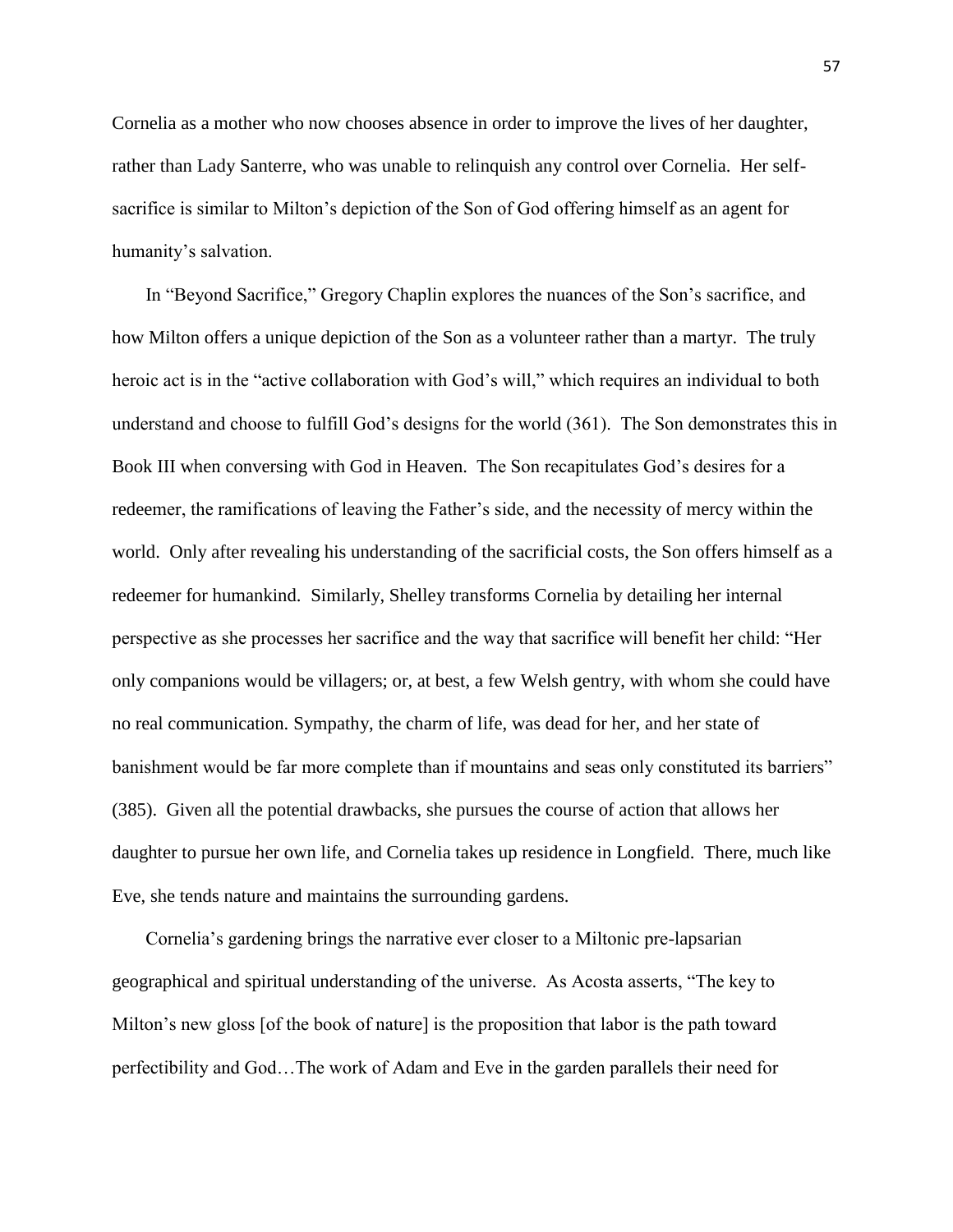Cornelia as a mother who now chooses absence in order to improve the lives of her daughter, rather than Lady Santerre, who was unable to relinquish any control over Cornelia. Her self-sacrifice is similar to Milton's depiction of the Son of God offering himself as an agent for humanity's salvation.

In "Beyond Sacrifice," Gregory Chaplin explores the nuances of the Son's sacrifice, and how Milton offers a unique depiction of the Son as a volunteer rather than a martyr. The truly heroic act is in the "active collaboration with God's will," which requires an individual to both understand and choose to fulfill God's designs for the world (361). The Son demonstrates this in Book III when conversing with God in Heaven. The Son recapitulates God's desires for a redeemer, the ramifications of leaving the Father's side, and the necessity of mercy within the world. Only after revealing his understanding of the sacrificial costs, the Son offers himself as a redeemer for humankind. Similarly, Shelley transforms Cornelia by detailing her internal perspective as she processes her sacrifice and the way that sacrifice will benefit her child: "Her only companions would be villagers; or, at best, a few Welsh gentry, with whom she could have no real communication. Sympathy, the charm of life, was dead for her, and her state of banishment would be far more complete than if mountains and seas only constituted its barriers" (385). Given all the potential drawbacks, she pursues the course of action that allows her daughter to pursue her own life, and Cornelia takes up residence in Longfield. There, much like Eve, she tends nature and maintains the surrounding gardens.

Cornelia's gardening brings the narrative ever closer to a Miltonic pre-lapsarian geographical and spiritual understanding of the universe. As Acosta asserts, "The key to Milton's new gloss [of the book of nature] is the proposition that labor is the path toward perfectibility and God…The work of Adam and Eve in the garden parallels their need for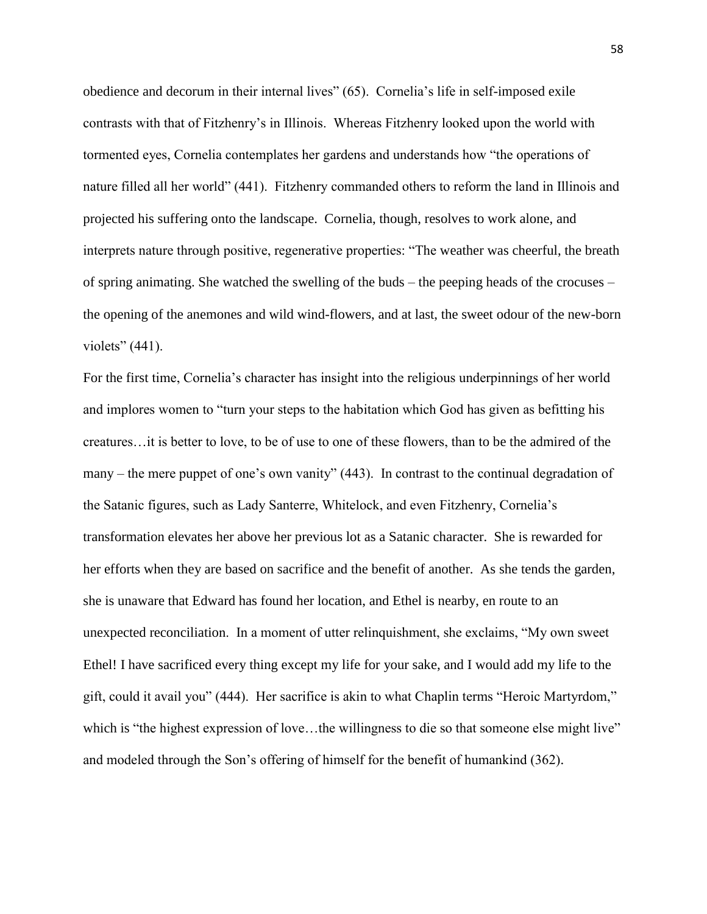obedience and decorum in their internal lives" (65). Cornelia's life in self-imposed exile contrasts with that of Fitzhenry's in Illinois. Whereas Fitzhenry looked upon the world with tormented eyes, Cornelia contemplates her gardens and understands how "the operations of nature filled all her world" (441). Fitzhenry commanded others to reform the land in Illinois and projected his suffering onto the landscape. Cornelia, though, resolves to work alone, and interprets nature through positive, regenerative properties: "The weather was cheerful, the breath of spring animating. She watched the swelling of the buds – the peeping heads of the crocuses – the opening of the anemones and wild wind-flowers, and at last, the sweet odour of the new-born violets" (441).

For the first time, Cornelia's character has insight into the religious underpinnings of her world and implores women to "turn your steps to the habitation which God has given as befitting his creatures…it is better to love, to be of use to one of these flowers, than to be the admired of the many – the mere puppet of one's own vanity" (443). In contrast to the continual degradation of the Satanic figures, such as Lady Santerre, Whitelock, and even Fitzhenry, Cornelia's transformation elevates her above her previous lot as a Satanic character. She is rewarded for her efforts when they are based on sacrifice and the benefit of another. As she tends the garden, she is unaware that Edward has found her location, and Ethel is nearby, en route to an unexpected reconciliation. In a moment of utter relinquishment, she exclaims, "My own sweet Ethel! I have sacrificed every thing except my life for your sake, and I would add my life to the gift, could it avail you" (444). Her sacrifice is akin to what Chaplin terms "Heroic Martyrdom," which is "the highest expression of love…the willingness to die so that someone else might live" and modeled through the Son's offering of himself for the benefit of humankind (362).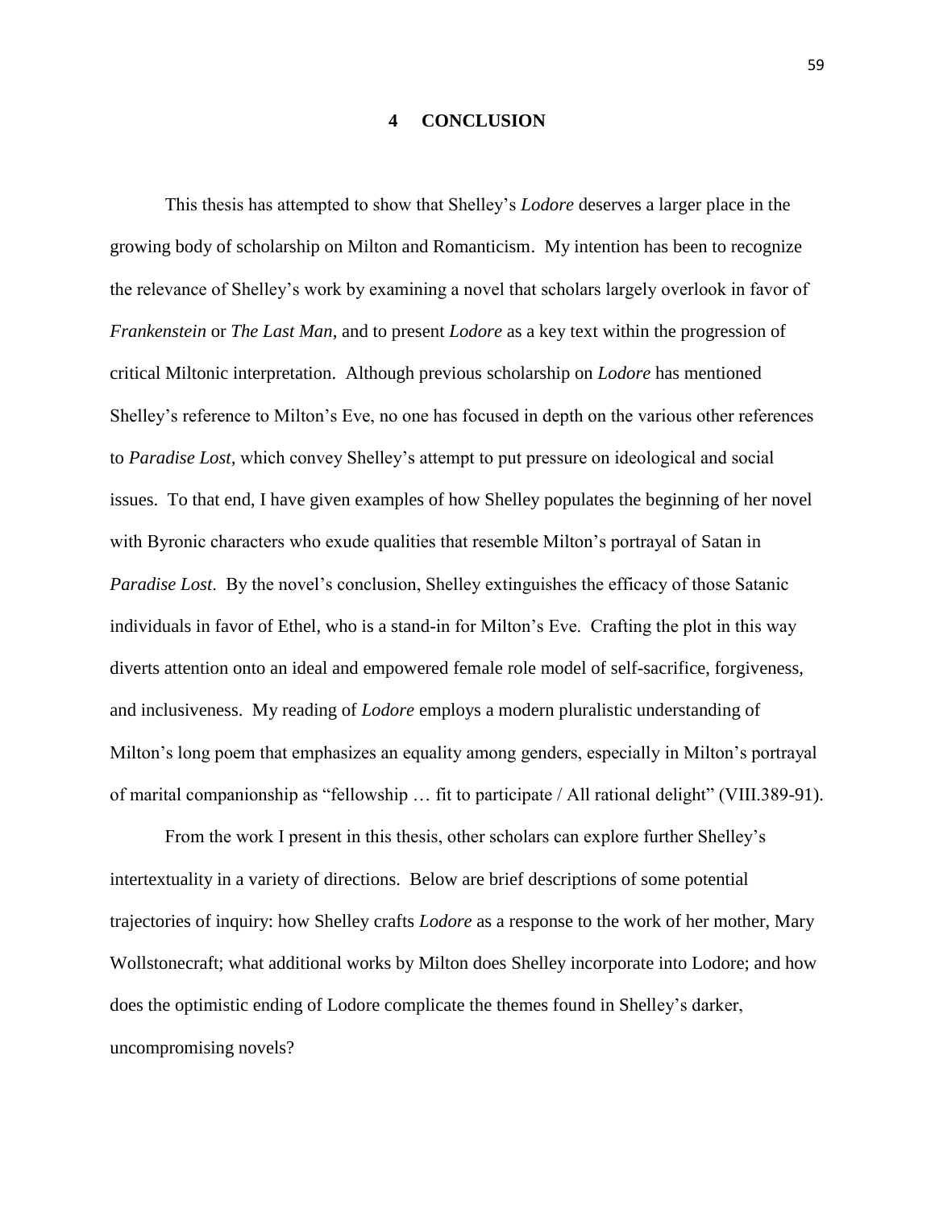# 4 CONCLUSION

This thesis has attempted to show that Shelley's *Lodore* deserves a larger place in the growing body of scholarship on Milton and Romanticism. My intention has been to recognize the relevance of Shelley's work by examining a novel that scholars largely overlook in favor of *Frankenstein* or *The Last Man*, and to present *Lodore* as a key text within the progression of critical Miltonic interpretation. Although previous scholarship on *Lodore* has mentioned Shelley's reference to Milton's Eve, no one has focused in depth on the various other references to *Paradise Lost,* which convey Shelley's attempt to put pressure on ideological and social issues. To that end, I have given examples of how Shelley populates the beginning of her novel with Byronic characters who exude qualities that resemble Milton's portrayal of Satan in *Paradise Lost*. By the novel's conclusion, Shelley extinguishes the efficacy of those Satanic individuals in favor of Ethel, who is a stand-in for Milton's Eve. Crafting the plot in this way diverts attention onto an ideal and empowered female role model of self-sacrifice, forgiveness, and inclusiveness. My reading of *Lodore* employs a modern pluralistic understanding of Milton's long poem that emphasizes an equality among genders, especially in Milton's portrayal of marital companionship as "fellowship … fit to participate / All rational delight" (VIII.389-91).

From the work I present in this thesis, other scholars can explore further Shelley's intertextuality in a variety of directions. Below are brief descriptions of some potential trajectories of inquiry: how Shelley crafts *Lodore* as a response to the work of her mother, Mary Wollstonecraft; what additional works by Milton does Shelley incorporate into Lodore; and how does the optimistic ending of Lodore complicate the themes found in Shelley's darker, uncompromising novels?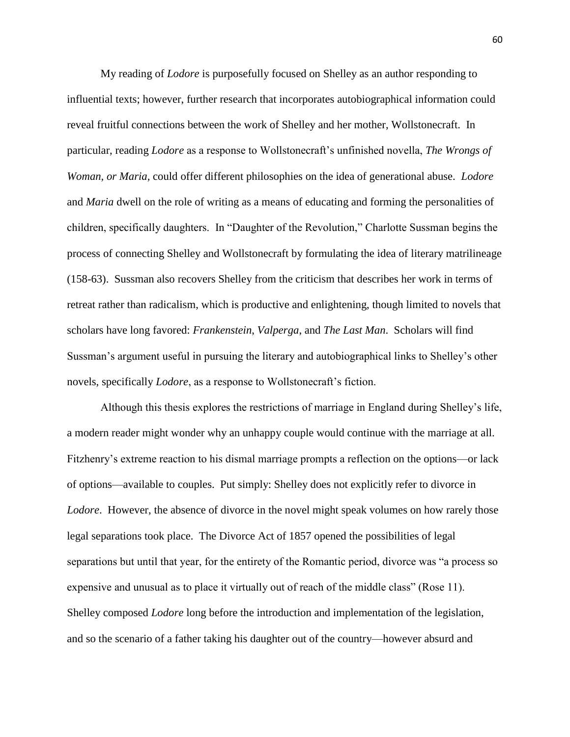My reading of *Lodore* is purposefully focused on Shelley as an author responding to influential texts; however, further research that incorporates autobiographical information could reveal fruitful connections between the work of Shelley and her mother, Wollstonecraft. In particular, reading *Lodore* as a response to Wollstonecraft's unfinished novella, *The Wrongs of Woman, or Maria,* could offer different philosophies on the idea of generational abuse. *Lodore* and *Maria* dwell on the role of writing as a means of educating and forming the personalities of children, specifically daughters. In "Daughter of the Revolution," Charlotte Sussman begins the process of connecting Shelley and Wollstonecraft by formulating the idea of literary matrilineage (158-63). Sussman also recovers Shelley from the criticism that describes her work in terms of retreat rather than radicalism, which is productive and enlightening, though limited to novels that scholars have long favored: *Frankenstein*, *Valperga*, and *The Last Man*. Scholars will find Sussman's argument useful in pursuing the literary and autobiographical links to Shelley's other novels, specifically *Lodore*, as a response to Wollstonecraft's fiction.

Although this thesis explores the restrictions of marriage in England during Shelley's life, a modern reader might wonder why an unhappy couple would continue with the marriage at all. Fitzhenry's extreme reaction to his dismal marriage prompts a reflection on the options—or lack of options—available to couples. Put simply: Shelley does not explicitly refer to divorce in *Lodore*. However, the absence of divorce in the novel might speak volumes on how rarely those legal separations took place. The Divorce Act of 1857 opened the possibilities of legal separations but until that year, for the entirety of the Romantic period, divorce was "a process so expensive and unusual as to place it virtually out of reach of the middle class" (Rose 11). Shelley composed *Lodore* long before the introduction and implementation of the legislation, and so the scenario of a father taking his daughter out of the country—however absurd and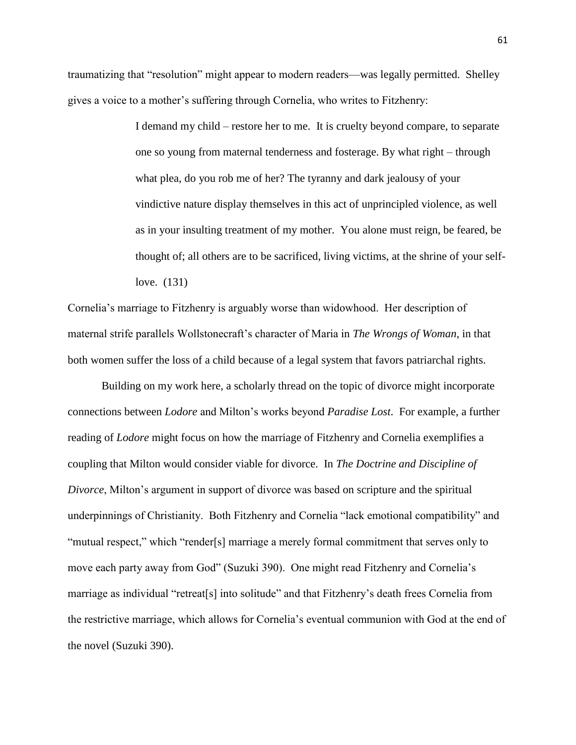traumatizing that "resolution" might appear to modern readers—was legally permitted. Shelley gives a voice to a mother's suffering through Cornelia, who writes to Fitzhenry:

> I demand my child – restore her to me. It is cruelty beyond compare, to separate one so young from maternal tenderness and fosterage. By what right – through what plea, do you rob me of her? The tyranny and dark jealousy of your vindictive nature display themselves in this act of unprincipled violence, as well as in your insulting treatment of my mother. You alone must reign, be feared, be thought of; all others are to be sacrificed, living victims, at the shrine of your self-love. (131)

Cornelia's marriage to Fitzhenry is arguably worse than widowhood. Her description of maternal strife parallels Wollstonecraft's character of Maria in *The Wrongs of Woman*, in that both women suffer the loss of a child because of a legal system that favors patriarchal rights.

Building on my work here, a scholarly thread on the topic of divorce might incorporate connections between *Lodore* and Milton's works beyond *Paradise Lost*. For example, a further reading of *Lodore* might focus on how the marriage of Fitzhenry and Cornelia exemplifies a coupling that Milton would consider viable for divorce. In *The Doctrine and Discipline of Divorce*, Milton's argument in support of divorce was based on scripture and the spiritual underpinnings of Christianity. Both Fitzhenry and Cornelia "lack emotional compatibility" and "mutual respect," which "render[s] marriage a merely formal commitment that serves only to move each party away from God" (Suzuki 390). One might read Fitzhenry and Cornelia's marriage as individual "retreat[s] into solitude" and that Fitzhenry's death frees Cornelia from the restrictive marriage, which allows for Cornelia's eventual communion with God at the end of the novel (Suzuki 390).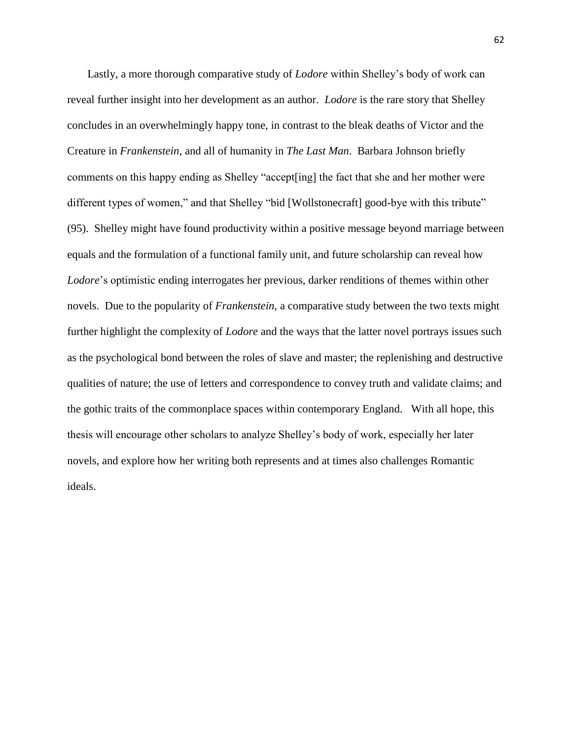Lastly, a more thorough comparative study of *Lodore* within Shelley's body of work can reveal further insight into her development as an author. *Lodore* is the rare story that Shelley concludes in an overwhelmingly happy tone, in contrast to the bleak deaths of Victor and the Creature in *Frankenstein*, and all of humanity in *The Last Man*. Barbara Johnson briefly comments on this happy ending as Shelley "accept[ing] the fact that she and her mother were different types of women," and that Shelley "bid [Wollstonecraft] good-bye with this tribute" (95). Shelley might have found productivity within a positive message beyond marriage between equals and the formulation of a functional family unit, and future scholarship can reveal how *Lodore*'s optimistic ending interrogates her previous, darker renditions of themes within other novels. Due to the popularity of *Frankenstein*, a comparative study between the two texts might further highlight the complexity of *Lodore* and the ways that the latter novel portrays issues such as the psychological bond between the roles of slave and master; the replenishing and destructive qualities of nature; the use of letters and correspondence to convey truth and validate claims; and the gothic traits of the commonplace spaces within contemporary England. With all hope, this thesis will encourage other scholars to analyze Shelley's body of work, especially her later novels, and explore how her writing both represents and at times also challenges Romantic ideals.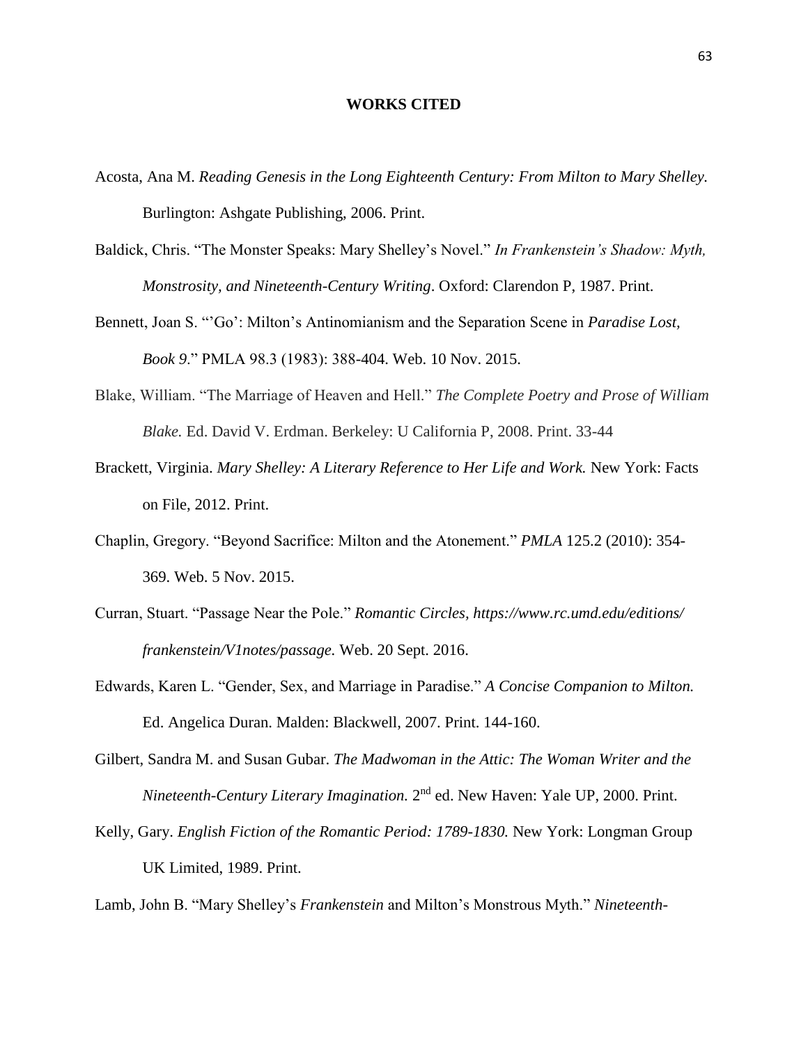## WORKS CITED

Acosta, Ana M. *Reading Genesis in the Long Eighteenth Century: From Milton to Mary Shelley.* Burlington: Ashgate Publishing, 2006. Print.

Baldick, Chris. "The Monster Speaks: Mary Shelley's Novel." *In Frankenstein's Shadow: Myth, Monstrosity, and Nineteenth-Century Writing*. Oxford: Clarendon P, 1987. Print.

Bennett, Joan S. "'Go': Milton's Antinomianism and the Separation Scene in *Paradise Lost, Book 9*." PMLA 98.3 (1983): 388-404. Web. 10 Nov. 2015.

Blake, William. "The Marriage of Heaven and Hell." *The Complete Poetry and Prose of William Blake.* Ed. David V. Erdman. Berkeley: U California P, 2008. Print. 33-44

Brackett, Virginia. *Mary Shelley: A Literary Reference to Her Life and Work.* New York: Facts on File, 2012. Print.

Chaplin, Gregory. "Beyond Sacrifice: Milton and the Atonement." *PMLA* 125.2 (2010): 354-369. Web. 5 Nov. 2015.

Curran, Stuart. "Passage Near the Pole." *Romantic Circles, https://www.rc.umd.edu/editions/frankenstein/V1notes/passage.* Web. 20 Sept. 2016.

Edwards, Karen L. "Gender, Sex, and Marriage in Paradise." *A Concise Companion to Milton.* Ed. Angelica Duran. Malden: Blackwell, 2007. Print. 144-160.

Gilbert, Sandra M. and Susan Gubar. *The Madwoman in the Attic: The Woman Writer and the Nineteenth-Century Literary Imagination.* 2nd ed. New Haven: Yale UP, 2000. Print.

Kelly, Gary. *English Fiction of the Romantic Period: 1789-1830.* New York: Longman Group UK Limited, 1989. Print.

Lamb, John B. "Mary Shelley's *Frankenstein* and Milton's Monstrous Myth." *Nineteenth-*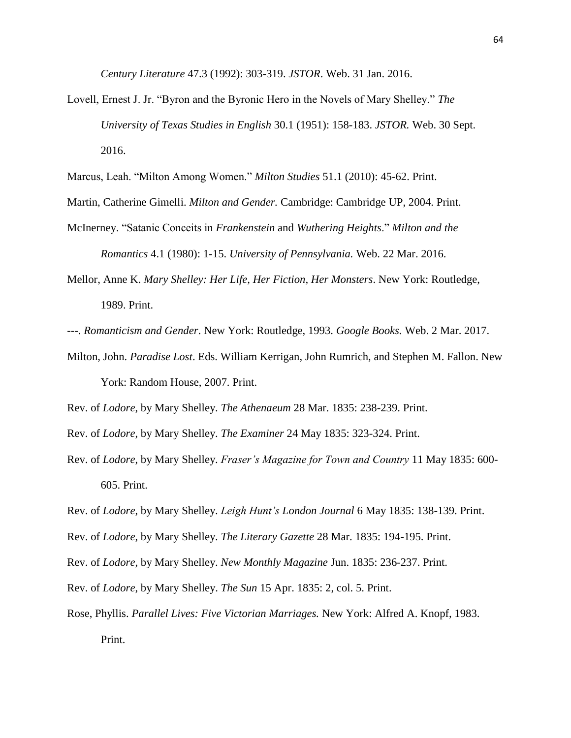*Century Literature* 47.3 (1992): 303-319. *JSTOR*. Web. 31 Jan. 2016.

Lovell, Ernest J. Jr. "Byron and the Byronic Hero in the Novels of Mary Shelley." *The University of Texas Studies in English* 30.1 (1951): 158-183. *JSTOR.* Web. 30 Sept. 2016.

Marcus, Leah. "Milton Among Women." *Milton Studies* 51.1 (2010): 45-62. Print.

Martin, Catherine Gimelli. *Milton and Gender.* Cambridge: Cambridge UP, 2004. Print.

McInerney. "Satanic Conceits in *Frankenstein* and *Wuthering Heights*." *Milton and the Romantics* 4.1 (1980): 1-15. *University of Pennsylvania.* Web. 22 Mar. 2016.

Mellor, Anne K. *Mary Shelley: Her Life, Her Fiction, Her Monsters*. New York: Routledge, 1989. Print.

---. *Romanticism and Gender*. New York: Routledge, 1993. *Google Books.* Web. 2 Mar. 2017.

Milton, John. *Paradise Lost*. Eds. William Kerrigan, John Rumrich, and Stephen M. Fallon. New York: Random House, 2007. Print.

Rev. of *Lodore*, by Mary Shelley. *The Athenaeum* 28 Mar. 1835: 238-239. Print.

Rev. of *Lodore*, by Mary Shelley. *The Examiner* 24 May 1835: 323-324. Print.

Rev. of *Lodore*, by Mary Shelley. *Fraser's Magazine for Town and Country* 11 May 1835: 600-605. Print.

Rev. of *Lodore*, by Mary Shelley. *Leigh Hunt's London Journal* 6 May 1835: 138-139. Print.

Rev. of *Lodore*, by Mary Shelley. *The Literary Gazette* 28 Mar. 1835: 194-195. Print.

Rev. of *Lodore*, by Mary Shelley. *New Monthly Magazine* Jun. 1835: 236-237. Print.

Rev. of *Lodore*, by Mary Shelley. *The Sun* 15 Apr. 1835: 2, col. 5. Print.

Rose, Phyllis. *Parallel Lives: Five Victorian Marriages.* New York: Alfred A. Knopf, 1983. Print.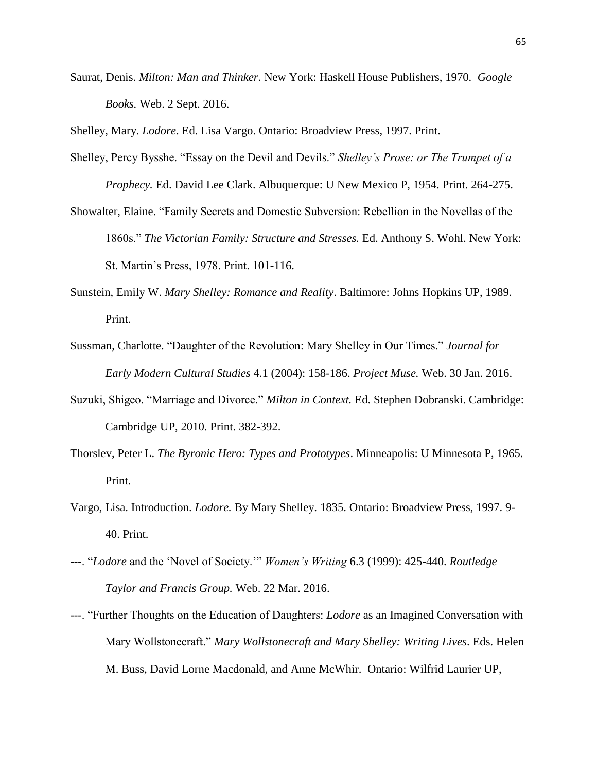Saurat, Denis. *Milton: Man and Thinker*. New York: Haskell House Publishers, 1970. *Google Books.* Web. 2 Sept. 2016.

Shelley, Mary. *Lodore*. Ed. Lisa Vargo. Ontario: Broadview Press, 1997. Print.

Shelley, Percy Bysshe. "Essay on the Devil and Devils." *Shelley's Prose: or The Trumpet of a Prophecy.* Ed. David Lee Clark. Albuquerque: U New Mexico P, 1954. Print. 264-275.

Showalter, Elaine. "Family Secrets and Domestic Subversion: Rebellion in the Novellas of the 1860s." *The Victorian Family: Structure and Stresses.* Ed. Anthony S. Wohl. New York: St. Martin's Press, 1978. Print. 101-116.

Sunstein, Emily W. *Mary Shelley: Romance and Reality*. Baltimore: Johns Hopkins UP, 1989. Print.

Sussman, Charlotte. "Daughter of the Revolution: Mary Shelley in Our Times." *Journal for Early Modern Cultural Studies* 4.1 (2004): 158-186. *Project Muse.* Web. 30 Jan. 2016.

Suzuki, Shigeo. "Marriage and Divorce." *Milton in Context.* Ed. Stephen Dobranski. Cambridge: Cambridge UP, 2010. Print. 382-392.

Thorslev, Peter L. *The Byronic Hero: Types and Prototypes*. Minneapolis: U Minnesota P, 1965. Print.

Vargo, Lisa. Introduction. *Lodore.* By Mary Shelley. 1835. Ontario: Broadview Press, 1997. 9-40. Print.

---. "*Lodore* and the 'Novel of Society.'" *Women's Writing* 6.3 (1999): 425-440. *Routledge Taylor and Francis Group.* Web. 22 Mar. 2016.

---. "Further Thoughts on the Education of Daughters: *Lodore* as an Imagined Conversation with Mary Wollstonecraft." *Mary Wollstonecraft and Mary Shelley: Writing Lives*. Eds. Helen M. Buss, David Lorne Macdonald, and Anne McWhir. Ontario: Wilfrid Laurier UP,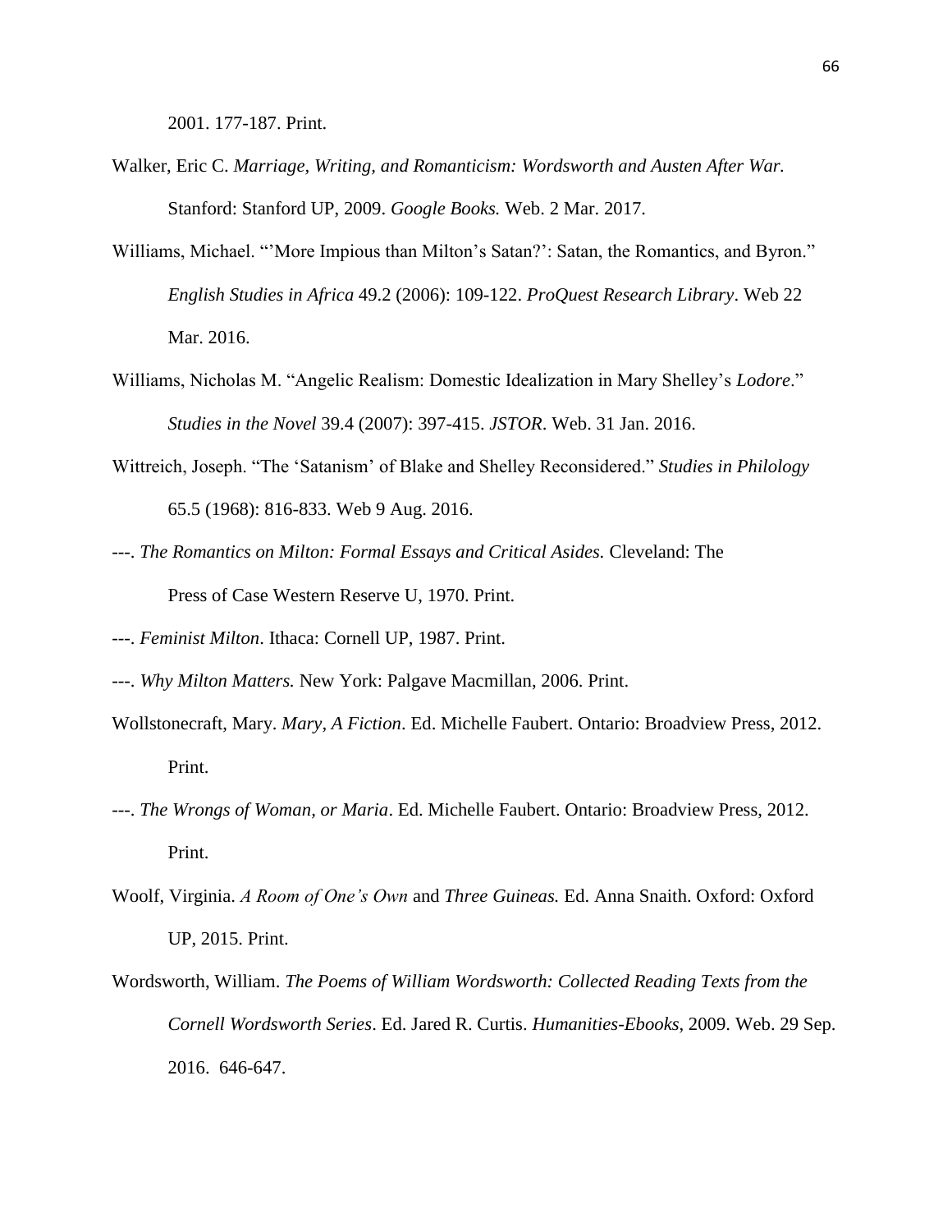2001. 177-187. Print.

Walker, Eric C. *Marriage, Writing, and Romanticism: Wordsworth and Austen After War.* Stanford: Stanford UP, 2009. *Google Books.* Web. 2 Mar. 2017.

Williams, Michael. "'More Impious than Milton's Satan?': Satan, the Romantics, and Byron." *English Studies in Africa* 49.2 (2006): 109-122. *ProQuest Research Library*. Web 22 Mar. 2016.

Williams, Nicholas M. "Angelic Realism: Domestic Idealization in Mary Shelley's *Lodore*." *Studies in the Novel* 39.4 (2007): 397-415. *JSTOR*. Web. 31 Jan. 2016.

Wittreich, Joseph. "The 'Satanism' of Blake and Shelley Reconsidered." *Studies in Philology* 65.5 (1968): 816-833. Web 9 Aug. 2016.

---. *The Romantics on Milton: Formal Essays and Critical Asides.* Cleveland: The Press of Case Western Reserve U, 1970. Print.

---. *Feminist Milton*. Ithaca: Cornell UP, 1987. Print.

---. *Why Milton Matters.* New York: Palgave Macmillan, 2006. Print.

Wollstonecraft, Mary. *Mary, A Fiction*. Ed. Michelle Faubert. Ontario: Broadview Press, 2012. Print.

---. *The Wrongs of Woman, or Maria*. Ed. Michelle Faubert. Ontario: Broadview Press, 2012. Print.

Woolf, Virginia. *A Room of One's Own* and *Three Guineas.* Ed. Anna Snaith. Oxford: Oxford UP, 2015. Print.

Wordsworth, William. *The Poems of William Wordsworth: Collected Reading Texts from the Cornell Wordsworth Series*. Ed. Jared R. Curtis. *Humanities-Ebooks*, 2009. Web. 29 Sep. 2016. 646-647.